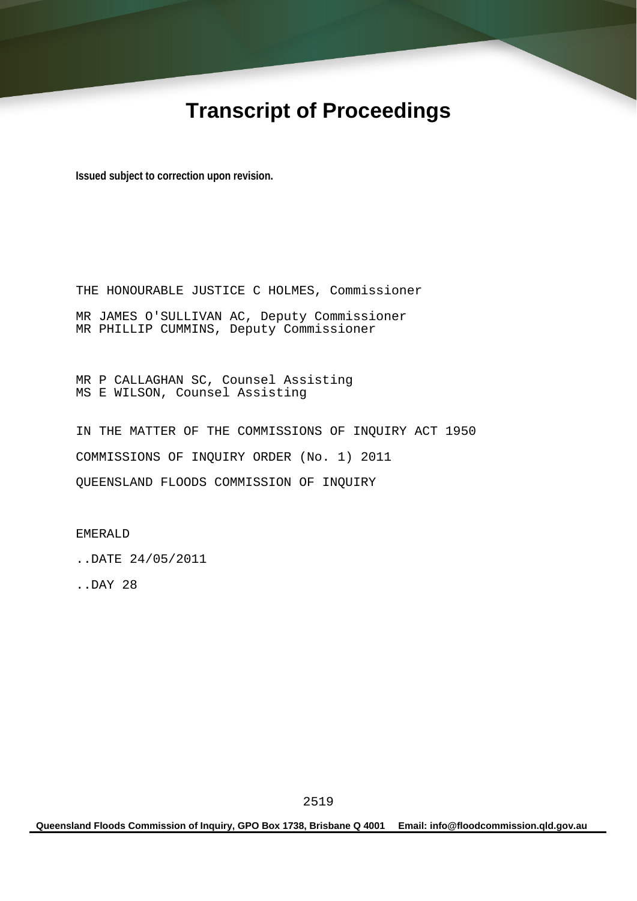# Transcript of Proceedings

**Issued subject to correction upon revision.**

THE HONOURABLE JUSTICE C HOLMES, Commissioner

MR JAMES O'SULLIVAN AC, Deputy Commissioner
MR PHILLIP CUMMINS, Deputy Commissioner

MR P CALLAGHAN SC, Counsel Assisting
MS E WILSON, Counsel Assisting

IN THE MATTER OF THE COMMISSIONS OF INQUIRY ACT 1950

COMMISSIONS OF INQUIRY ORDER (No. 1) 2011

QUEENSLAND FLOODS COMMISSION OF INQUIRY

EMERALD

..DATE 24/05/2011

..DAY 28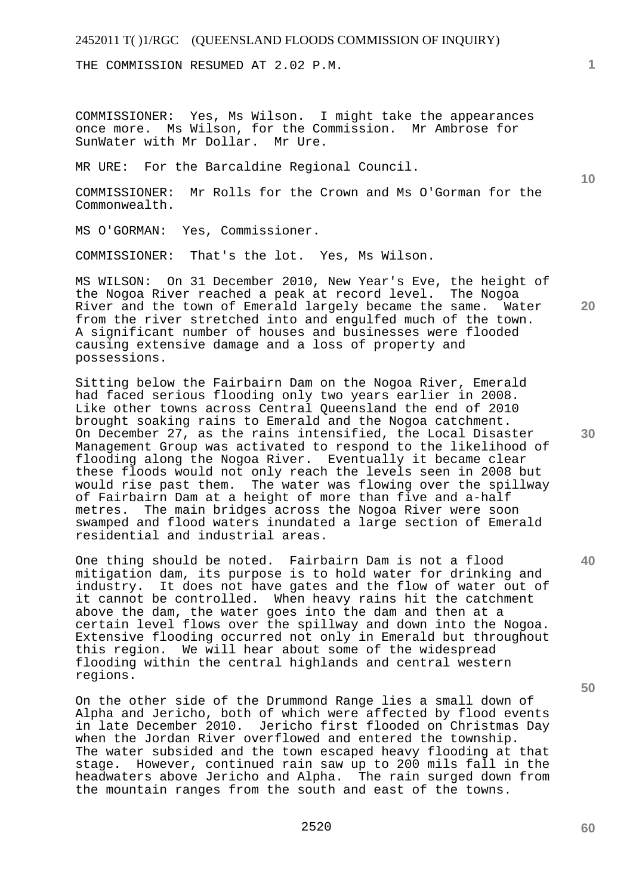THE COMMISSION RESUMED AT 2.02 P.M.

COMMISSIONER: Yes, Ms Wilson. I might take the appearances once more. Ms Wilson, for the Commission. Mr Ambrose for SunWater with Mr Dollar. Mr Ure.

MR URE: For the Barcaldine Regional Council.

COMMISSIONER: Mr Rolls for the Crown and Ms O'Gorman for the Commonwealth.

MS O'GORMAN: Yes, Commissioner.

COMMISSIONER: That's the lot. Yes, Ms Wilson.

MS WILSON: On 31 December 2010, New Year's Eve, the height of the Nogoa River reached a peak at record level. The Nogoa River and the town of Emerald largely became the same. Water from the river stretched into and engulfed much of the town. A significant number of houses and businesses were flooded causing extensive damage and a loss of property and possessions.

Sitting below the Fairbairn Dam on the Nogoa River, Emerald had faced serious flooding only two years earlier in 2008. Like other towns across Central Queensland the end of 2010 brought soaking rains to Emerald and the Nogoa catchment. On December 27, as the rains intensified, the Local Disaster Management Group was activated to respond to the likelihood of flooding along the Nogoa River. Eventually it became clear these floods would not only reach the levels seen in 2008 but would rise past them. The water was flowing over the spillway of Fairbairn Dam at a height of more than five and a-half metres. The main bridges across the Nogoa River were soon swamped and flood waters inundated a large section of Emerald residential and industrial areas.

One thing should be noted. Fairbairn Dam is not a flood mitigation dam, its purpose is to hold water for drinking and industry. It does not have gates and the flow of water out of it cannot be controlled. When heavy rains hit the catchment above the dam, the water goes into the dam and then at a certain level flows over the spillway and down into the Nogoa. Extensive flooding occurred not only in Emerald but throughout this region. We will hear about some of the widespread flooding within the central highlands and central western regions.

On the other side of the Drummond Range lies a small down of Alpha and Jericho, both of which were affected by flood events in late December 2010. Jericho first flooded on Christmas Day when the Jordan River overflowed and entered the township. The water subsided and the town escaped heavy flooding at that stage. However, continued rain saw up to 200 mils fall in the headwaters above Jericho and Alpha. The rain surged down from the mountain ranges from the south and east of the towns.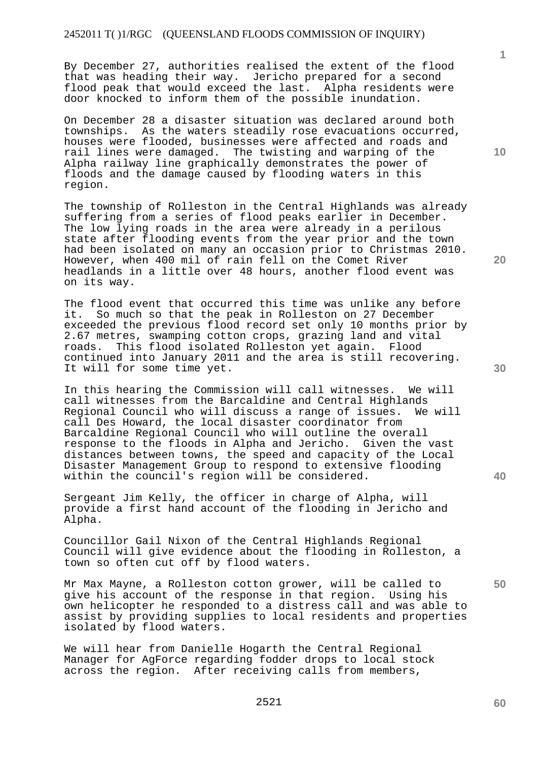By December 27, authorities realised the extent of the flood that was heading their way. Jericho prepared for a second flood peak that would exceed the last. Alpha residents were door knocked to inform them of the possible inundation.

On December 28 a disaster situation was declared around both townships. As the waters steadily rose evacuations occurred, houses were flooded, businesses were affected and roads and rail lines were damaged. The twisting and warping of the Alpha railway line graphically demonstrates the power of floods and the damage caused by flooding waters in this region.

The township of Rolleston in the Central Highlands was already suffering from a series of flood peaks earlier in December. The low lying roads in the area were already in a perilous state after flooding events from the year prior and the town had been isolated on many an occasion prior to Christmas 2010. However, when 400 mil of rain fell on the Comet River headlands in a little over 48 hours, another flood event was on its way.

The flood event that occurred this time was unlike any before it. So much so that the peak in Rolleston on 27 December exceeded the previous flood record set only 10 months prior by 2.67 metres, swamping cotton crops, grazing land and vital roads. This flood isolated Rolleston yet again. Flood continued into January 2011 and the area is still recovering. It will for some time yet.

In this hearing the Commission will call witnesses. We will call witnesses from the Barcaldine and Central Highlands Regional Council who will discuss a range of issues. We will call Des Howard, the local disaster coordinator from Barcaldine Regional Council who will outline the overall response to the floods in Alpha and Jericho. Given the vast distances between towns, the speed and capacity of the Local Disaster Management Group to respond to extensive flooding within the council's region will be considered.

Sergeant Jim Kelly, the officer in charge of Alpha, will provide a first hand account of the flooding in Jericho and Alpha.

Councillor Gail Nixon of the Central Highlands Regional Council will give evidence about the flooding in Rolleston, a town so often cut off by flood waters.

Mr Max Mayne, a Rolleston cotton grower, will be called to give his account of the response in that region. Using his own helicopter he responded to a distress call and was able to assist by providing supplies to local residents and properties isolated by flood waters.

We will hear from Danielle Hogarth the Central Regional Manager for AgForce regarding fodder drops to local stock across the region. After receiving calls from members,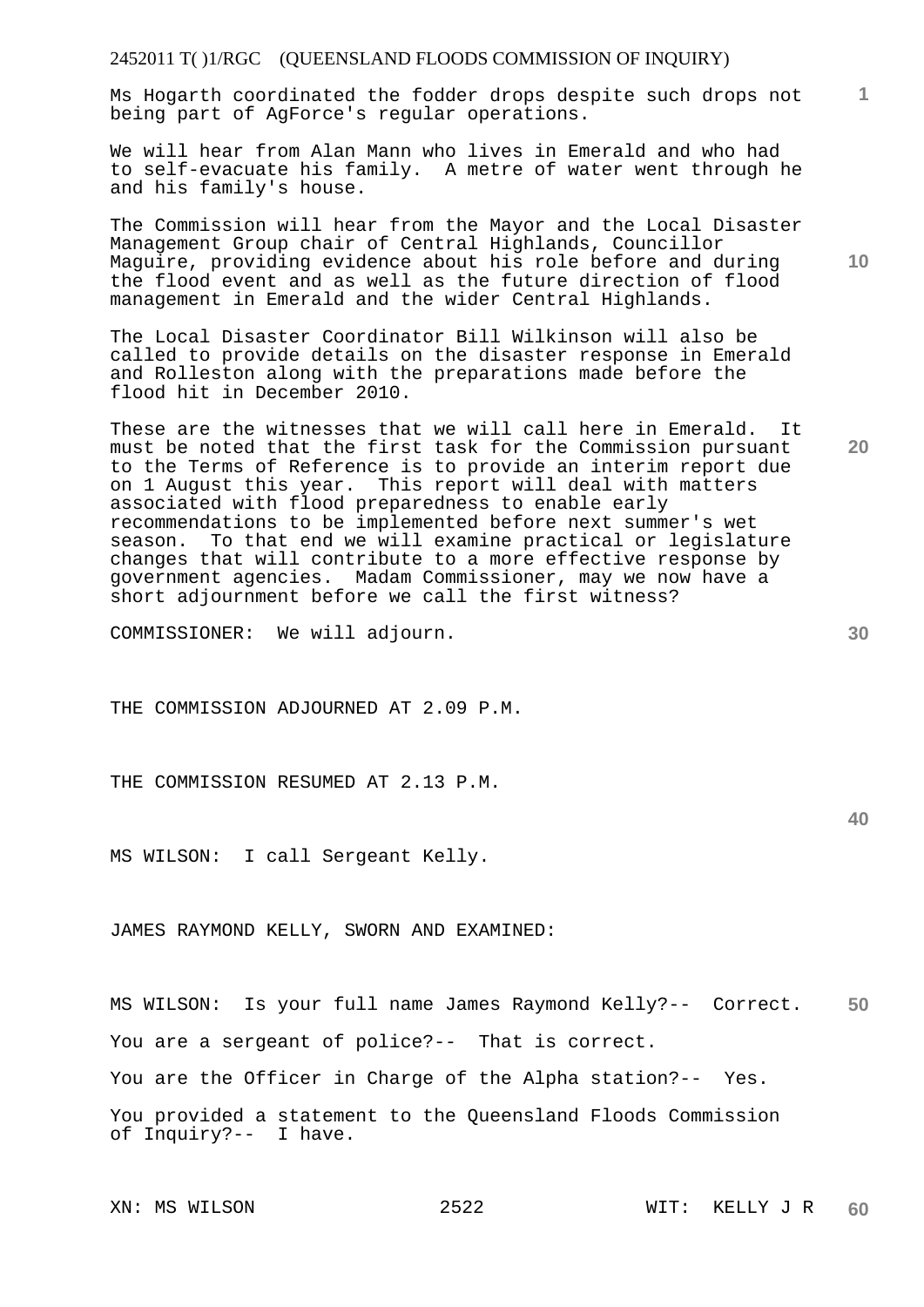Ms Hogarth coordinated the fodder drops despite such drops not being part of AgForce's regular operations.

We will hear from Alan Mann who lives in Emerald and who had to self-evacuate his family. A metre of water went through he and his family's house.

The Commission will hear from the Mayor and the Local Disaster Management Group chair of Central Highlands, Councillor Maguire, providing evidence about his role before and during the flood event and as well as the future direction of flood management in Emerald and the wider Central Highlands.

The Local Disaster Coordinator Bill Wilkinson will also be called to provide details on the disaster response in Emerald and Rolleston along with the preparations made before the flood hit in December 2010.

These are the witnesses that we will call here in Emerald. It must be noted that the first task for the Commission pursuant to the Terms of Reference is to provide an interim report due on 1 August this year. This report will deal with matters associated with flood preparedness to enable early recommendations to be implemented before next summer's wet season. To that end we will examine practical or legislature changes that will contribute to a more effective response by government agencies. Madam Commissioner, may we now have a short adjournment before we call the first witness?

COMMISSIONER: We will adjourn.

THE COMMISSION ADJOURNED AT 2.09 P.M.

THE COMMISSION RESUMED AT 2.13 P.M.

MS WILSON: I call Sergeant Kelly.

JAMES RAYMOND KELLY, SWORN AND EXAMINED:

MS WILSON: Is your full name James Raymond Kelly?-- Correct.

You are a sergeant of police?-- That is correct.

You are the Officer in Charge of the Alpha station?-- Yes.

You provided a statement to the Queensland Floods Commission of Inquiry?-- I have.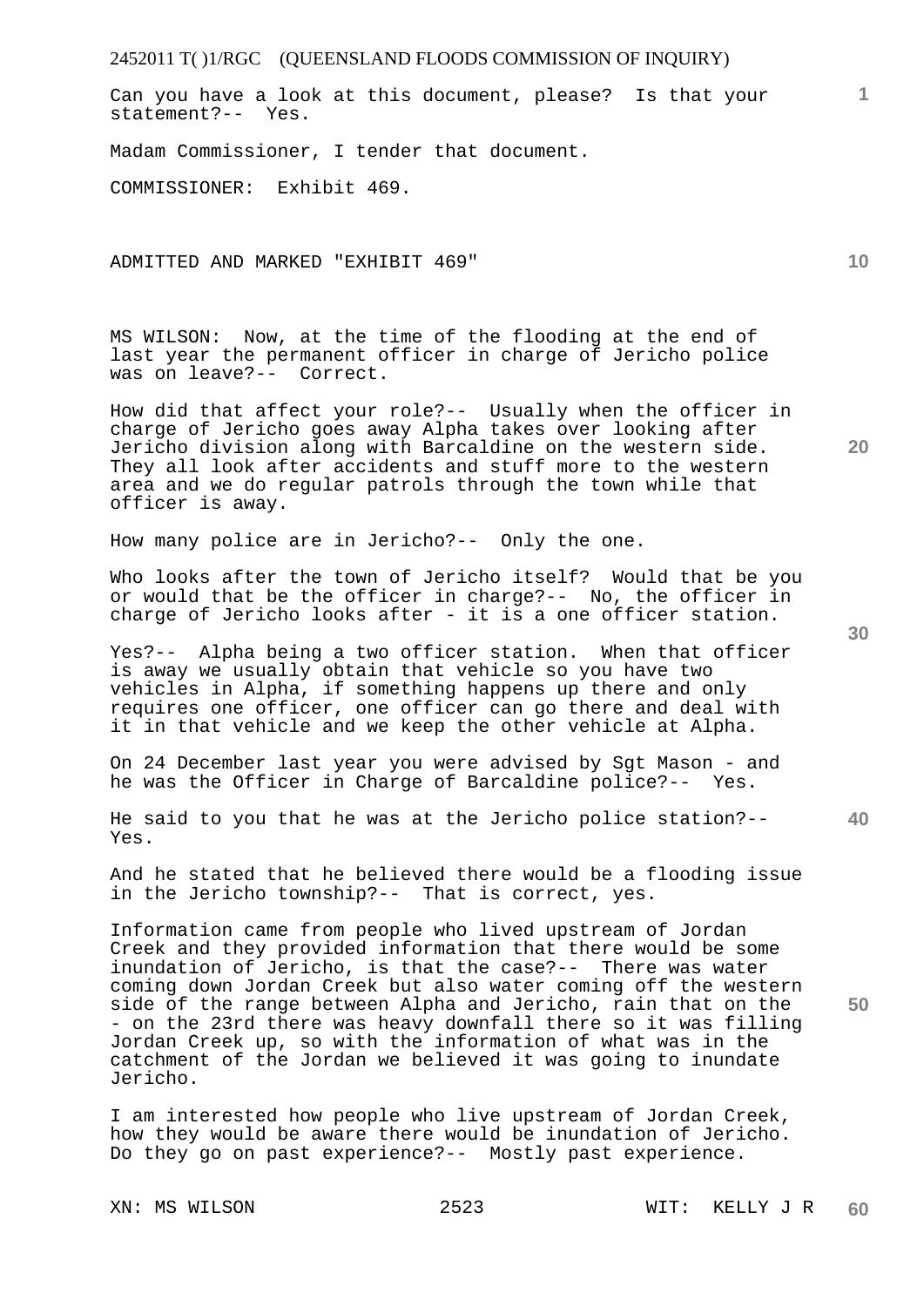Can you have a look at this document, please? Is that your statement?-- Yes.

Madam Commissioner, I tender that document.

COMMISSIONER: Exhibit 469.

ADMITTED AND MARKED "EXHIBIT 469"

MS WILSON: Now, at the time of the flooding at the end of last year the permanent officer in charge of Jericho police was on leave?-- Correct.

How did that affect your role?-- Usually when the officer in charge of Jericho goes away Alpha takes over looking after Jericho division along with Barcaldine on the western side. They all look after accidents and stuff more to the western area and we do regular patrols through the town while that officer is away.

How many police are in Jericho?-- Only the one.

Who looks after the town of Jericho itself? Would that be you or would that be the officer in charge?-- No, the officer in charge of Jericho looks after - it is a one officer station.

Yes?-- Alpha being a two officer station. When that officer is away we usually obtain that vehicle so you have two vehicles in Alpha, if something happens up there and only requires one officer, one officer can go there and deal with it in that vehicle and we keep the other vehicle at Alpha.

On 24 December last year you were advised by Sgt Mason - and he was the Officer in Charge of Barcaldine police?-- Yes.

He said to you that he was at the Jericho police station?-- Yes.

And he stated that he believed there would be a flooding issue in the Jericho township?-- That is correct, yes.

Information came from people who lived upstream of Jordan Creek and they provided information that there would be some inundation of Jericho, is that the case?-- There was water coming down Jordan Creek but also water coming off the western side of the range between Alpha and Jericho, rain that on the - on the 23rd there was heavy downfall there so it was filling Jordan Creek up, so with the information of what was in the catchment of the Jordan we believed it was going to inundate Jericho.

I am interested how people who live upstream of Jordan Creek, how they would be aware there would be inundation of Jericho. Do they go on past experience?-- Mostly past experience.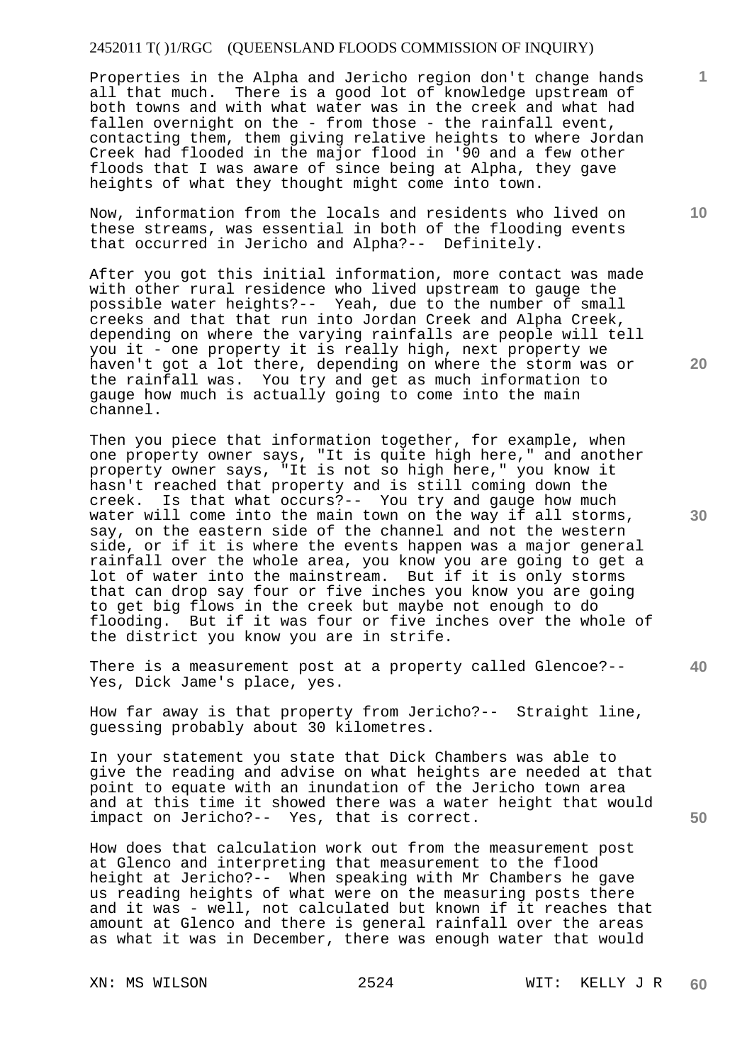Properties in the Alpha and Jericho region don't change hands all that much. There is a good lot of knowledge upstream of both towns and with what water was in the creek and what had fallen overnight on the - from those - the rainfall event, contacting them, them giving relative heights to where Jordan Creek had flooded in the major flood in '90 and a few other floods that I was aware of since being at Alpha, they gave heights of what they thought might come into town.

Now, information from the locals and residents who lived on these streams, was essential in both of the flooding events that occurred in Jericho and Alpha?-- Definitely.

After you got this initial information, more contact was made with other rural residence who lived upstream to gauge the possible water heights?-- Yeah, due to the number of small creeks and that that run into Jordan Creek and Alpha Creek, depending on where the varying rainfalls are people will tell you it - one property it is really high, next property we haven't got a lot there, depending on where the storm was or the rainfall was. You try and get as much information to gauge how much is actually going to come into the main channel.

Then you piece that information together, for example, when one property owner says, "It is quite high here," and another property owner says, "It is not so high here," you know it hasn't reached that property and is still coming down the creek. Is that what occurs?-- You try and gauge how much water will come into the main town on the way if all storms, say, on the eastern side of the channel and not the western side, or if it is where the events happen was a major general rainfall over the whole area, you know you are going to get a lot of water into the mainstream. But if it is only storms that can drop say four or five inches you know you are going to get big flows in the creek but maybe not enough to do flooding. But if it was four or five inches over the whole of the district you know you are in strife.

There is a measurement post at a property called Glencoe?-- Yes, Dick Jame's place, yes.

How far away is that property from Jericho?-- Straight line, guessing probably about 30 kilometres.

In your statement you state that Dick Chambers was able to give the reading and advise on what heights are needed at that point to equate with an inundation of the Jericho town area and at this time it showed there was a water height that would impact on Jericho?-- Yes, that is correct.

How does that calculation work out from the measurement post at Glenco and interpreting that measurement to the flood height at Jericho?-- When speaking with Mr Chambers he gave us reading heights of what were on the measuring posts there and it was - well, not calculated but known if it reaches that amount at Glenco and there is general rainfall over the areas as what it was in December, there was enough water that would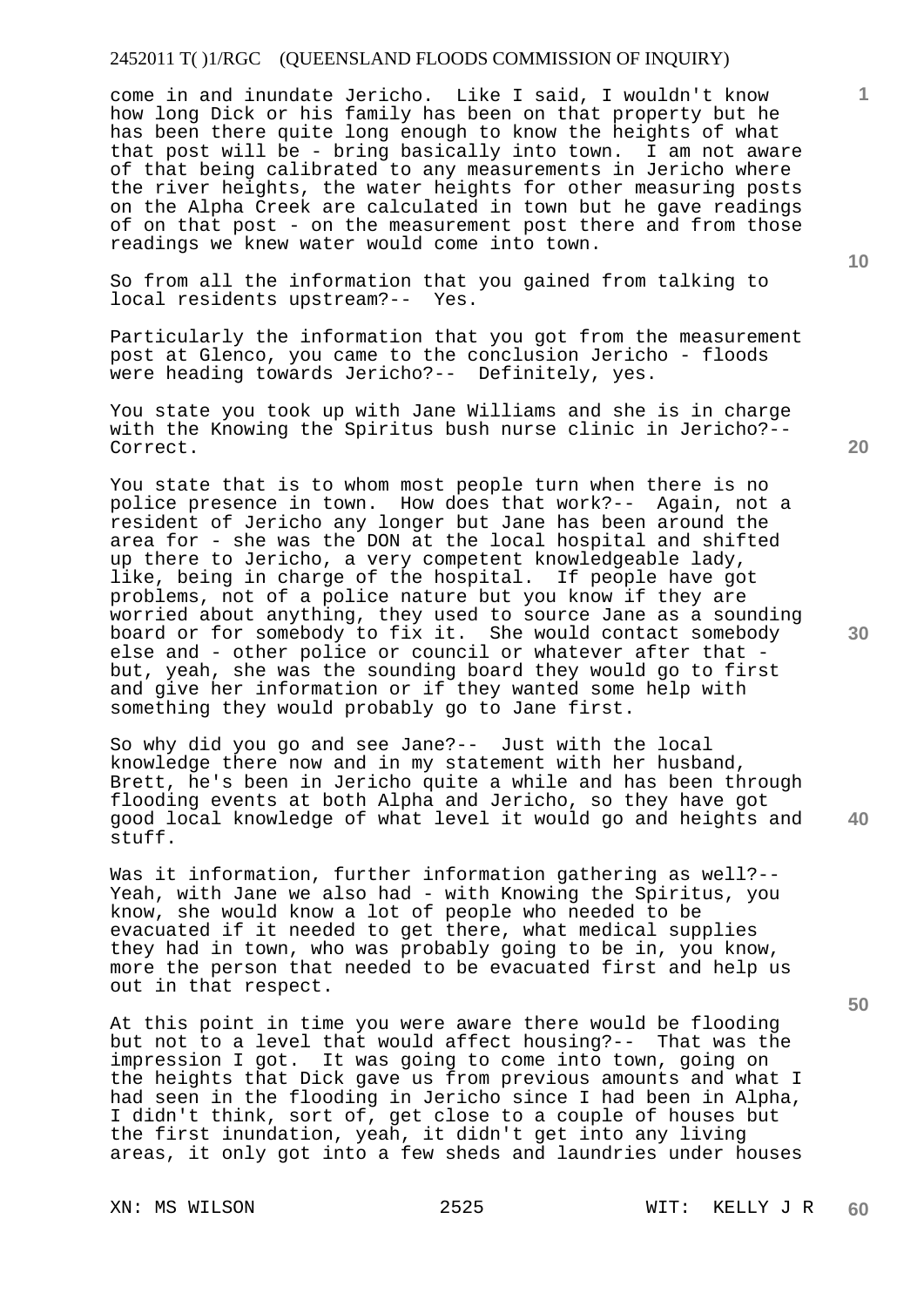come in and inundate Jericho. Like I said, I wouldn't know how long Dick or his family has been on that property but he has been there quite long enough to know the heights of what that post will be - bring basically into town. I am not aware of that being calibrated to any measurements in Jericho where the river heights, the water heights for other measuring posts on the Alpha Creek are calculated in town but he gave readings of on that post - on the measurement post there and from those readings we knew water would come into town.

So from all the information that you gained from talking to local residents upstream?-- Yes.

Particularly the information that you got from the measurement post at Glenco, you came to the conclusion Jericho - floods were heading towards Jericho?-- Definitely, yes.

You state you took up with Jane Williams and she is in charge with the Knowing the Spiritus bush nurse clinic in Jericho?-- Correct.

You state that is to whom most people turn when there is no police presence in town. How does that work?-- Again, not a resident of Jericho any longer but Jane has been around the area for - she was the DON at the local hospital and shifted up there to Jericho, a very competent knowledgeable lady, like, being in charge of the hospital. If people have got problems, not of a police nature but you know if they are worried about anything, they used to source Jane as a sounding board or for somebody to fix it. She would contact somebody else and - other police or council or whatever after that - but, yeah, she was the sounding board they would go to first and give her information or if they wanted some help with something they would probably go to Jane first.

So why did you go and see Jane?-- Just with the local knowledge there now and in my statement with her husband, Brett, he's been in Jericho quite a while and has been through flooding events at both Alpha and Jericho, so they have got good local knowledge of what level it would go and heights and stuff.

Was it information, further information gathering as well?-- Yeah, with Jane we also had - with Knowing the Spiritus, you know, she would know a lot of people who needed to be evacuated if it needed to get there, what medical supplies they had in town, who was probably going to be in, you know, more the person that needed to be evacuated first and help us out in that respect.

At this point in time you were aware there would be flooding but not to a level that would affect housing?-- That was the impression I got. It was going to come into town, going on the heights that Dick gave us from previous amounts and what I had seen in the flooding in Jericho since I had been in Alpha, I didn't think, sort of, get close to a couple of houses but the first inundation, yeah, it didn't get into any living areas, it only got into a few sheds and laundries under houses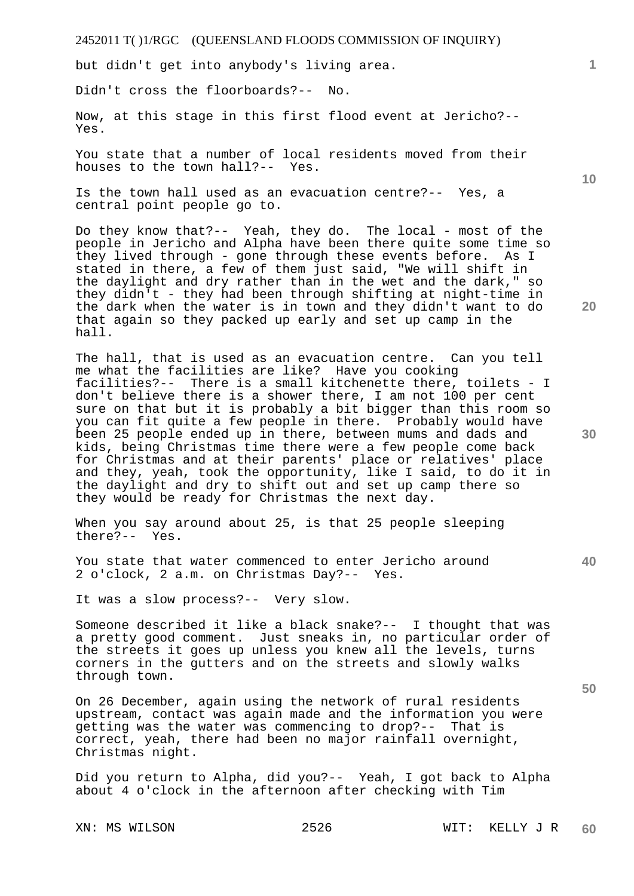but didn't get into anybody's living area.

Didn't cross the floorboards?-- No.

Now, at this stage in this first flood event at Jericho?-- Yes.

You state that a number of local residents moved from their houses to the town hall?-- Yes.

Is the town hall used as an evacuation centre?-- Yes, a central point people go to.

Do they know that?-- Yeah, they do. The local - most of the people in Jericho and Alpha have been there quite some time so they lived through - gone through these events before. As I stated in there, a few of them just said, "We will shift in the daylight and dry rather than in the wet and the dark," so they didn't - they had been through shifting at night-time in the dark when the water is in town and they didn't want to do that again so they packed up early and set up camp in the hall.

The hall, that is used as an evacuation centre. Can you tell me what the facilities are like? Have you cooking facilities?-- There is a small kitchenette there, toilets - I don't believe there is a shower there, I am not 100 per cent sure on that but it is probably a bit bigger than this room so you can fit quite a few people in there. Probably would have been 25 people ended up in there, between mums and dads and kids, being Christmas time there were a few people come back for Christmas and at their parents' place or relatives' place and they, yeah, took the opportunity, like I said, to do it in the daylight and dry to shift out and set up camp there so they would be ready for Christmas the next day.

When you say around about 25, is that 25 people sleeping there?-- Yes.

You state that water commenced to enter Jericho around 2 o'clock, 2 a.m. on Christmas Day?-- Yes.

It was a slow process?-- Very slow.

Someone described it like a black snake?-- I thought that was a pretty good comment. Just sneaks in, no particular order of the streets it goes up unless you knew all the levels, turns corners in the gutters and on the streets and slowly walks through town.

On 26 December, again using the network of rural residents upstream, contact was again made and the information you were getting was the water was commencing to drop?-- That is correct, yeah, there had been no major rainfall overnight, Christmas night.

Did you return to Alpha, did you?-- Yeah, I got back to Alpha about 4 o'clock in the afternoon after checking with Tim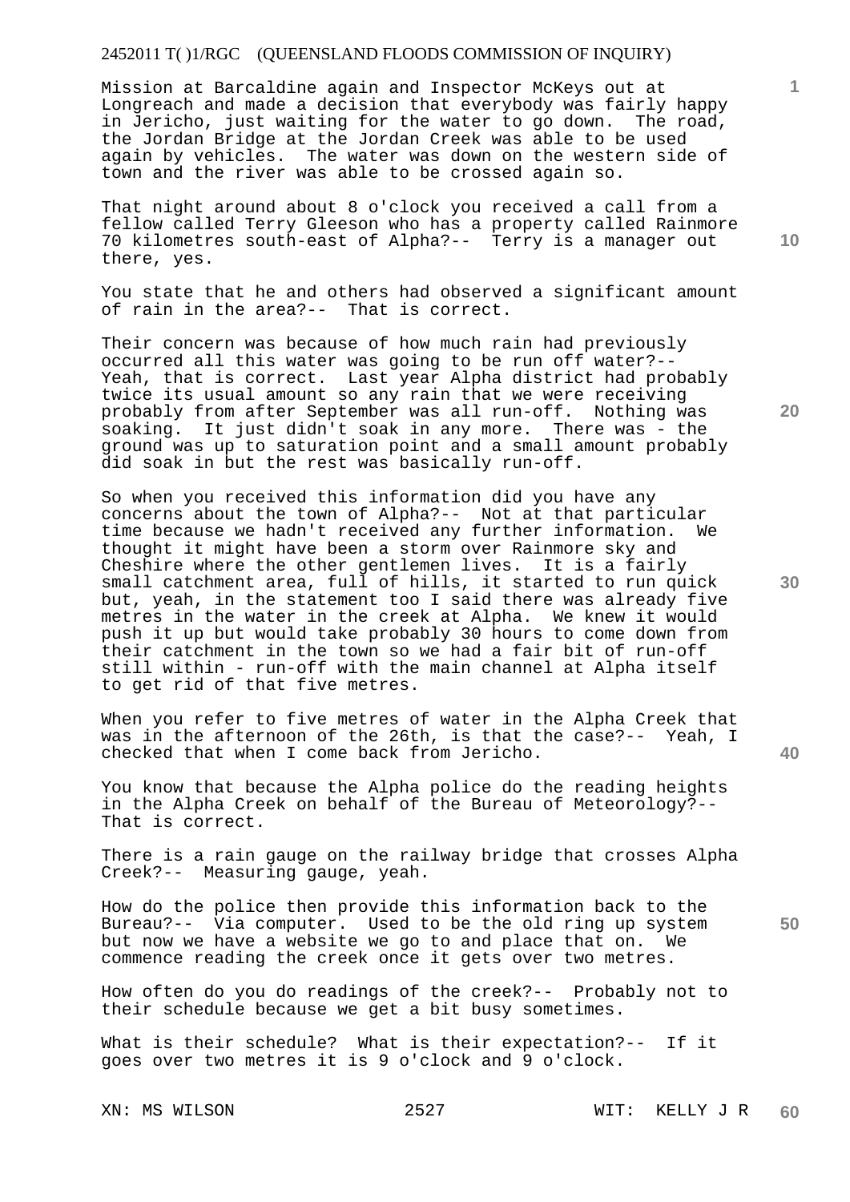Mission at Barcaldine again and Inspector McKeys out at Longreach and made a decision that everybody was fairly happy in Jericho, just waiting for the water to go down. The road, the Jordan Bridge at the Jordan Creek was able to be used again by vehicles. The water was down on the western side of town and the river was able to be crossed again so.

That night around about 8 o'clock you received a call from a fellow called Terry Gleeson who has a property called Rainmore 70 kilometres south-east of Alpha?-- Terry is a manager out there, yes.

You state that he and others had observed a significant amount of rain in the area?-- That is correct.

Their concern was because of how much rain had previously occurred all this water was going to be run off water?-- Yeah, that is correct. Last year Alpha district had probably twice its usual amount so any rain that we were receiving probably from after September was all run-off. Nothing was soaking. It just didn't soak in any more. There was - the ground was up to saturation point and a small amount probably did soak in but the rest was basically run-off.

So when you received this information did you have any concerns about the town of Alpha?-- Not at that particular time because we hadn't received any further information. We thought it might have been a storm over Rainmore sky and Cheshire where the other gentlemen lives. It is a fairly small catchment area, full of hills, it started to run quick but, yeah, in the statement too I said there was already five metres in the water in the creek at Alpha. We knew it would push it up but would take probably 30 hours to come down from their catchment in the town so we had a fair bit of run-off still within - run-off with the main channel at Alpha itself to get rid of that five metres.

When you refer to five metres of water in the Alpha Creek that was in the afternoon of the 26th, is that the case?-- Yeah, I checked that when I come back from Jericho.

You know that because the Alpha police do the reading heights in the Alpha Creek on behalf of the Bureau of Meteorology?-- That is correct.

There is a rain gauge on the railway bridge that crosses Alpha Creek?-- Measuring gauge, yeah.

How do the police then provide this information back to the Bureau?-- Via computer. Used to be the old ring up system but now we have a website we go to and place that on. We commence reading the creek once it gets over two metres.

How often do you do readings of the creek?-- Probably not to their schedule because we get a bit busy sometimes.

What is their schedule? What is their expectation?-- If it goes over two metres it is 9 o'clock and 9 o'clock.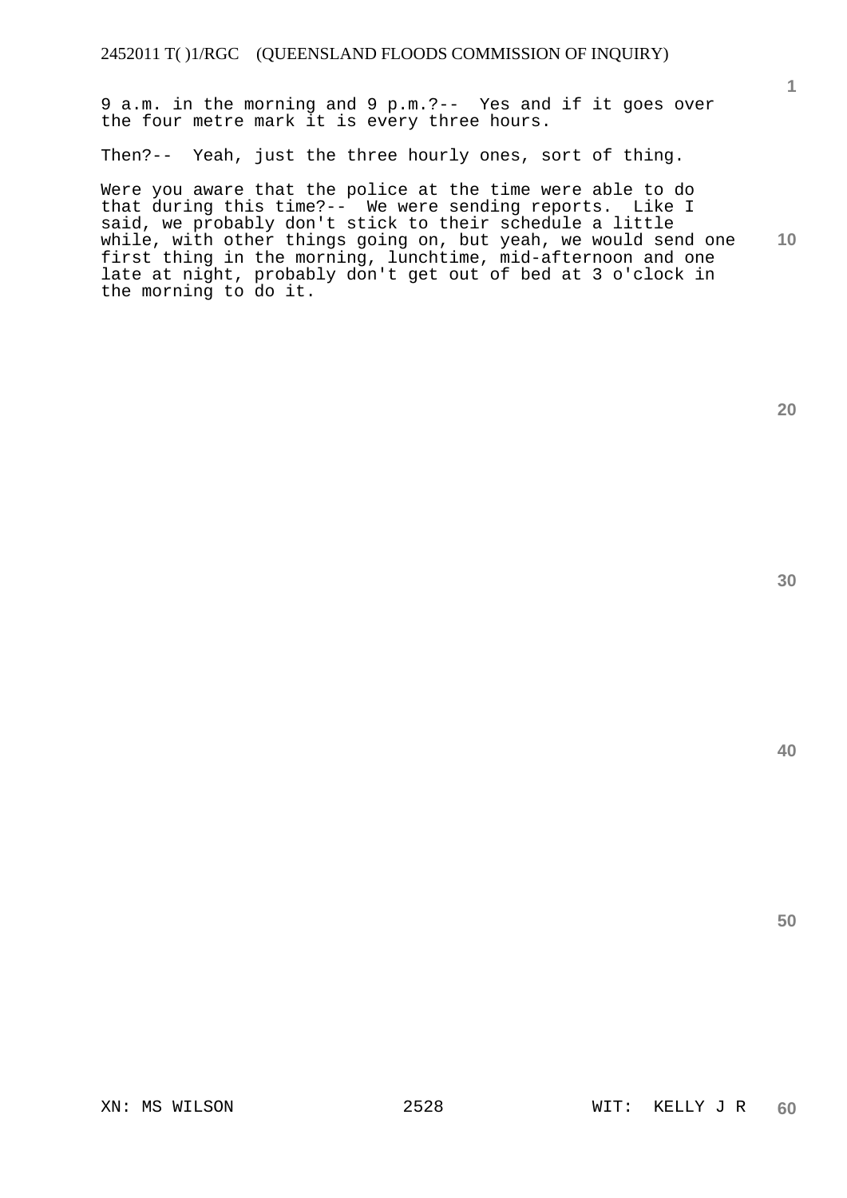9 a.m. in the morning and 9 p.m.?-- Yes and if it goes over the four metre mark it is every three hours.

Then?-- Yeah, just the three hourly ones, sort of thing.

Were you aware that the police at the time were able to do that during this time?-- We were sending reports. Like I said, we probably don't stick to their schedule a little while, with other things going on, but yeah, we would send one first thing in the morning, lunchtime, mid-afternoon and one late at night, probably don't get out of bed at 3 o'clock in the morning to do it.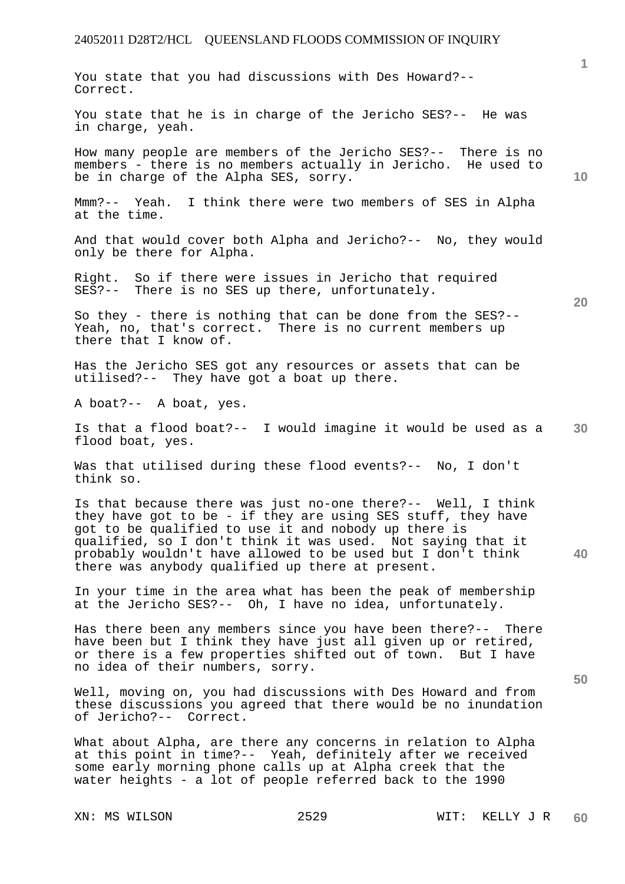You state that you had discussions with Des Howard?-- Correct.

You state that he is in charge of the Jericho SES?-- He was in charge, yeah.

How many people are members of the Jericho SES?-- There is no members - there is no members actually in Jericho. He used to be in charge of the Alpha SES, sorry.

Mmm?-- Yeah. I think there were two members of SES in Alpha at the time.

And that would cover both Alpha and Jericho?-- No, they would only be there for Alpha.

Right. So if there were issues in Jericho that required SES?-- There is no SES up there, unfortunately.

So they - there is nothing that can be done from the SES?-- Yeah, no, that's correct. There is no current members up there that I know of.

Has the Jericho SES got any resources or assets that can be utilised?-- They have got a boat up there.

A boat?-- A boat, yes.

Is that a flood boat?-- I would imagine it would be used as a flood boat, yes.

Was that utilised during these flood events?-- No, I don't think so.

Is that because there was just no-one there?-- Well, I think they have got to be - if they are using SES stuff, they have got to be qualified to use it and nobody up there is qualified, so I don't think it was used. Not saying that it probably wouldn't have allowed to be used but I don't think there was anybody qualified up there at present.

In your time in the area what has been the peak of membership at the Jericho SES?-- Oh, I have no idea, unfortunately.

Has there been any members since you have been there?-- There have been but I think they have just all given up or retired, or there is a few properties shifted out of town. But I have no idea of their numbers, sorry.

Well, moving on, you had discussions with Des Howard and from these discussions you agreed that there would be no inundation of Jericho?-- Correct.

What about Alpha, are there any concerns in relation to Alpha at this point in time?-- Yeah, definitely after we received some early morning phone calls up at Alpha creek that the water heights - a lot of people referred back to the 1990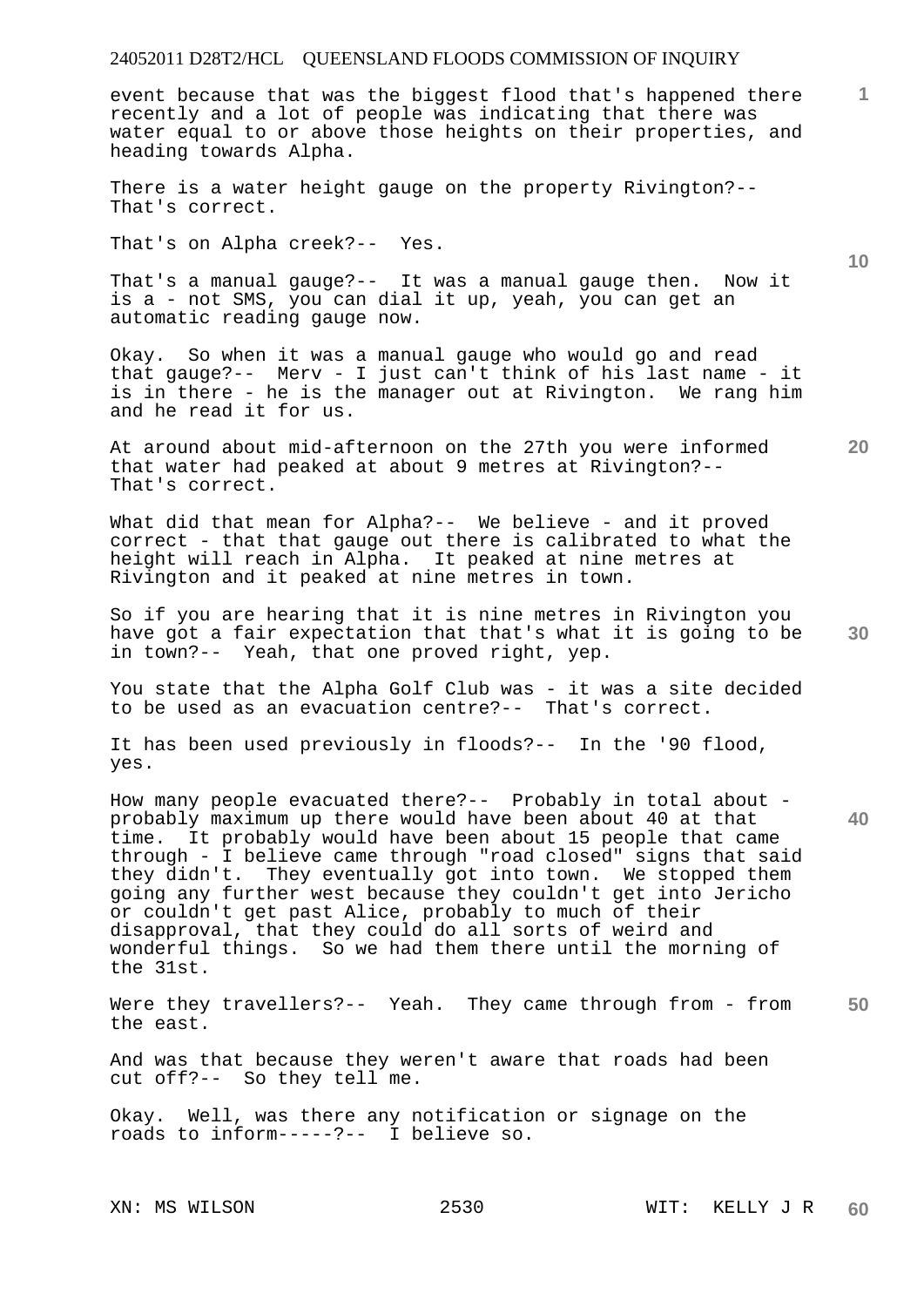event because that was the biggest flood that's happened there recently and a lot of people was indicating that there was water equal to or above those heights on their properties, and heading towards Alpha.

There is a water height gauge on the property Rivington?-- That's correct.

That's on Alpha creek?-- Yes.

That's a manual gauge?-- It was a manual gauge then. Now it is a - not SMS, you can dial it up, yeah, you can get an automatic reading gauge now.

Okay. So when it was a manual gauge who would go and read that gauge?-- Merv - I just can't think of his last name - it is in there - he is the manager out at Rivington. We rang him and he read it for us.

At around about mid-afternoon on the 27th you were informed that water had peaked at about 9 metres at Rivington?-- That's correct.

What did that mean for Alpha?-- We believe - and it proved correct - that that gauge out there is calibrated to what the height will reach in Alpha. It peaked at nine metres at Rivington and it peaked at nine metres in town.

So if you are hearing that it is nine metres in Rivington you have got a fair expectation that that's what it is going to be in town?-- Yeah, that one proved right, yep.

You state that the Alpha Golf Club was - it was a site decided to be used as an evacuation centre?-- That's correct.

It has been used previously in floods?-- In the '90 flood, yes.

How many people evacuated there?-- Probably in total about - probably maximum up there would have been about 40 at that time. It probably would have been about 15 people that came through - I believe came through "road closed" signs that said they didn't. They eventually got into town. We stopped them going any further west because they couldn't get into Jericho or couldn't get past Alice, probably to much of their disapproval, that they could do all sorts of weird and wonderful things. So we had them there until the morning of the 31st.

Were they travellers?-- Yeah. They came through from - from the east.

And was that because they weren't aware that roads had been cut off?-- So they tell me.

Okay. Well, was there any notification or signage on the roads to inform-----?-- I believe so.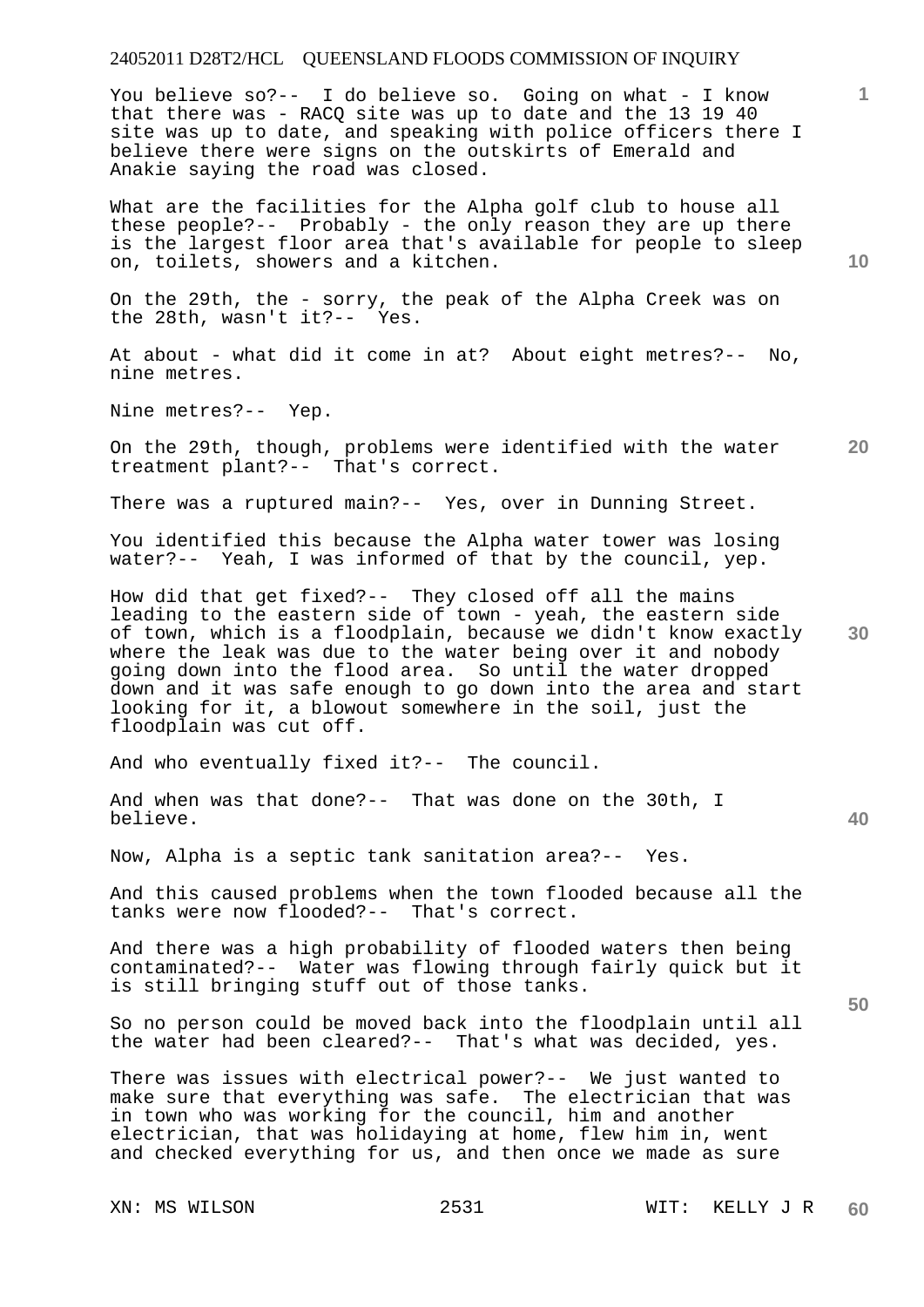You believe so?-- I do believe so. Going on what - I know that there was - RACQ site was up to date and the 13 19 40 site was up to date, and speaking with police officers there I believe there were signs on the outskirts of Emerald and Anakie saying the road was closed.

What are the facilities for the Alpha golf club to house all these people?-- Probably - the only reason they are up there is the largest floor area that's available for people to sleep on, toilets, showers and a kitchen.

On the 29th, the - sorry, the peak of the Alpha Creek was on the 28th, wasn't it?-- Yes.

At about - what did it come in at? About eight metres?-- No, nine metres.

Nine metres?-- Yep.

On the 29th, though, problems were identified with the water treatment plant?-- That's correct.

There was a ruptured main?-- Yes, over in Dunning Street.

You identified this because the Alpha water tower was losing water?-- Yeah, I was informed of that by the council, yep.

How did that get fixed?-- They closed off all the mains leading to the eastern side of town - yeah, the eastern side of town, which is a floodplain, because we didn't know exactly where the leak was due to the water being over it and nobody going down into the flood area. So until the water dropped down and it was safe enough to go down into the area and start looking for it, a blowout somewhere in the soil, just the floodplain was cut off.

And who eventually fixed it?-- The council.

And when was that done?-- That was done on the 30th, I believe.

Now, Alpha is a septic tank sanitation area?-- Yes.

And this caused problems when the town flooded because all the tanks were now flooded?-- That's correct.

And there was a high probability of flooded waters then being contaminated?-- Water was flowing through fairly quick but it is still bringing stuff out of those tanks.

So no person could be moved back into the floodplain until all the water had been cleared?-- That's what was decided, yes.

There was issues with electrical power?-- We just wanted to make sure that everything was safe. The electrician that was in town who was working for the council, him and another electrician, that was holidaying at home, flew him in, went and checked everything for us, and then once we made as sure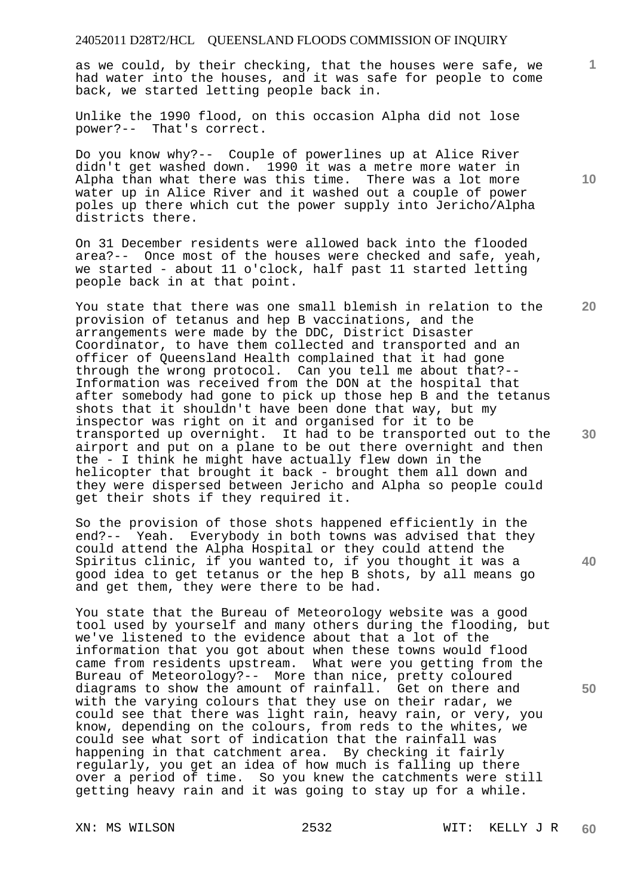as we could, by their checking, that the houses were safe, we had water into the houses, and it was safe for people to come back, we started letting people back in.

Unlike the 1990 flood, on this occasion Alpha did not lose power?-- That's correct.

Do you know why?-- Couple of powerlines up at Alice River didn't get washed down. 1990 it was a metre more water in Alpha than what there was this time. There was a lot more water up in Alice River and it washed out a couple of power poles up there which cut the power supply into Jericho/Alpha districts there.

On 31 December residents were allowed back into the flooded area?-- Once most of the houses were checked and safe, yeah, we started - about 11 o'clock, half past 11 started letting people back in at that point.

You state that there was one small blemish in relation to the provision of tetanus and hep B vaccinations, and the arrangements were made by the DDC, District Disaster Coordinator, to have them collected and transported and an officer of Queensland Health complained that it had gone through the wrong protocol. Can you tell me about that?-- Information was received from the DON at the hospital that after somebody had gone to pick up those hep B and the tetanus shots that it shouldn't have been done that way, but my inspector was right on it and organised for it to be transported up overnight. It had to be transported out to the airport and put on a plane to be out there overnight and then the - I think he might have actually flew down in the helicopter that brought it back - brought them all down and they were dispersed between Jericho and Alpha so people could get their shots if they required it.

So the provision of those shots happened efficiently in the end?-- Yeah. Everybody in both towns was advised that they could attend the Alpha Hospital or they could attend the Spiritus clinic, if you wanted to, if you thought it was a good idea to get tetanus or the hep B shots, by all means go and get them, they were there to be had.

You state that the Bureau of Meteorology website was a good tool used by yourself and many others during the flooding, but we've listened to the evidence about that a lot of the information that you got about when these towns would flood came from residents upstream. What were you getting from the Bureau of Meteorology?-- More than nice, pretty coloured diagrams to show the amount of rainfall. Get on there and with the varying colours that they use on their radar, we could see that there was light rain, heavy rain, or very, you know, depending on the colours, from reds to the whites, we could see what sort of indication that the rainfall was happening in that catchment area. By checking it fairly regularly, you get an idea of how much is falling up there over a period of time. So you knew the catchments were still getting heavy rain and it was going to stay up for a while.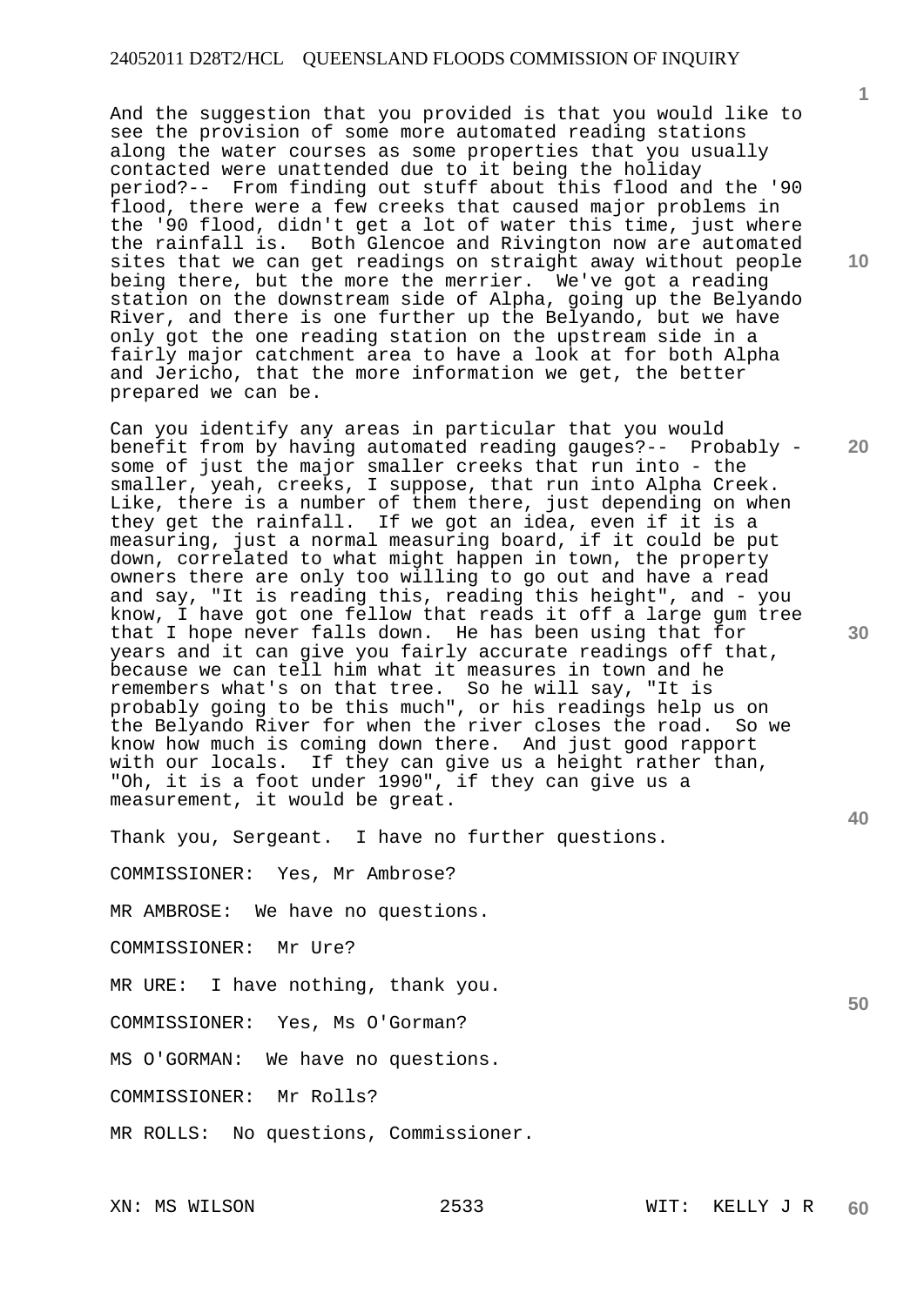And the suggestion that you provided is that you would like to see the provision of some more automated reading stations along the water courses as some properties that you usually contacted were unattended due to it being the holiday period?-- From finding out stuff about this flood and the '90 flood, there were a few creeks that caused major problems in the '90 flood, didn't get a lot of water this time, just where the rainfall is. Both Glencoe and Rivington now are automated sites that we can get readings on straight away without people being there, but the more the merrier. We've got a reading station on the downstream side of Alpha, going up the Belyando River, and there is one further up the Belyando, but we have only got the one reading station on the upstream side in a fairly major catchment area to have a look at for both Alpha and Jericho, that the more information we get, the better prepared we can be.

Can you identify any areas in particular that you would benefit from by having automated reading gauges?-- Probably - some of just the major smaller creeks that run into - the smaller, yeah, creeks, I suppose, that run into Alpha Creek. Like, there is a number of them there, just depending on when they get the rainfall. If we got an idea, even if it is a measuring, just a normal measuring board, if it could be put down, correlated to what might happen in town, the property owners there are only too willing to go out and have a read and say, "It is reading this, reading this height", and - you know, I have got one fellow that reads it off a large gum tree that I hope never falls down. He has been using that for years and it can give you fairly accurate readings off that, because we can tell him what it measures in town and he remembers what's on that tree. So he will say, "It is probably going to be this much", or his readings help us on the Belyando River for when the river closes the road. So we know how much is coming down there. And just good rapport with our locals. If they can give us a height rather than, "Oh, it is a foot under 1990", if they can give us a measurement, it would be great.

Thank you, Sergeant. I have no further questions.

COMMISSIONER: Yes, Mr Ambrose?

MR AMBROSE: We have no questions.

COMMISSIONER: Mr Ure?

MR URE: I have nothing, thank you.

COMMISSIONER: Yes, Ms O'Gorman?

MS O'GORMAN: We have no questions.

COMMISSIONER: Mr Rolls?

MR ROLLS: No questions, Commissioner.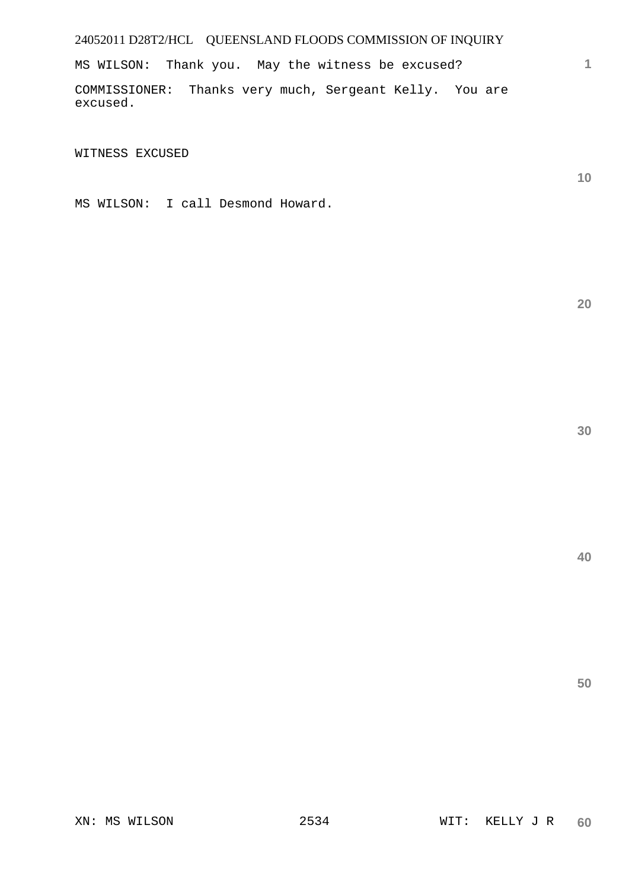MS WILSON: Thank you. May the witness be excused?

COMMISSIONER: Thanks very much, Sergeant Kelly. You are excused.

WITNESS EXCUSED

MS WILSON: I call Desmond Howard.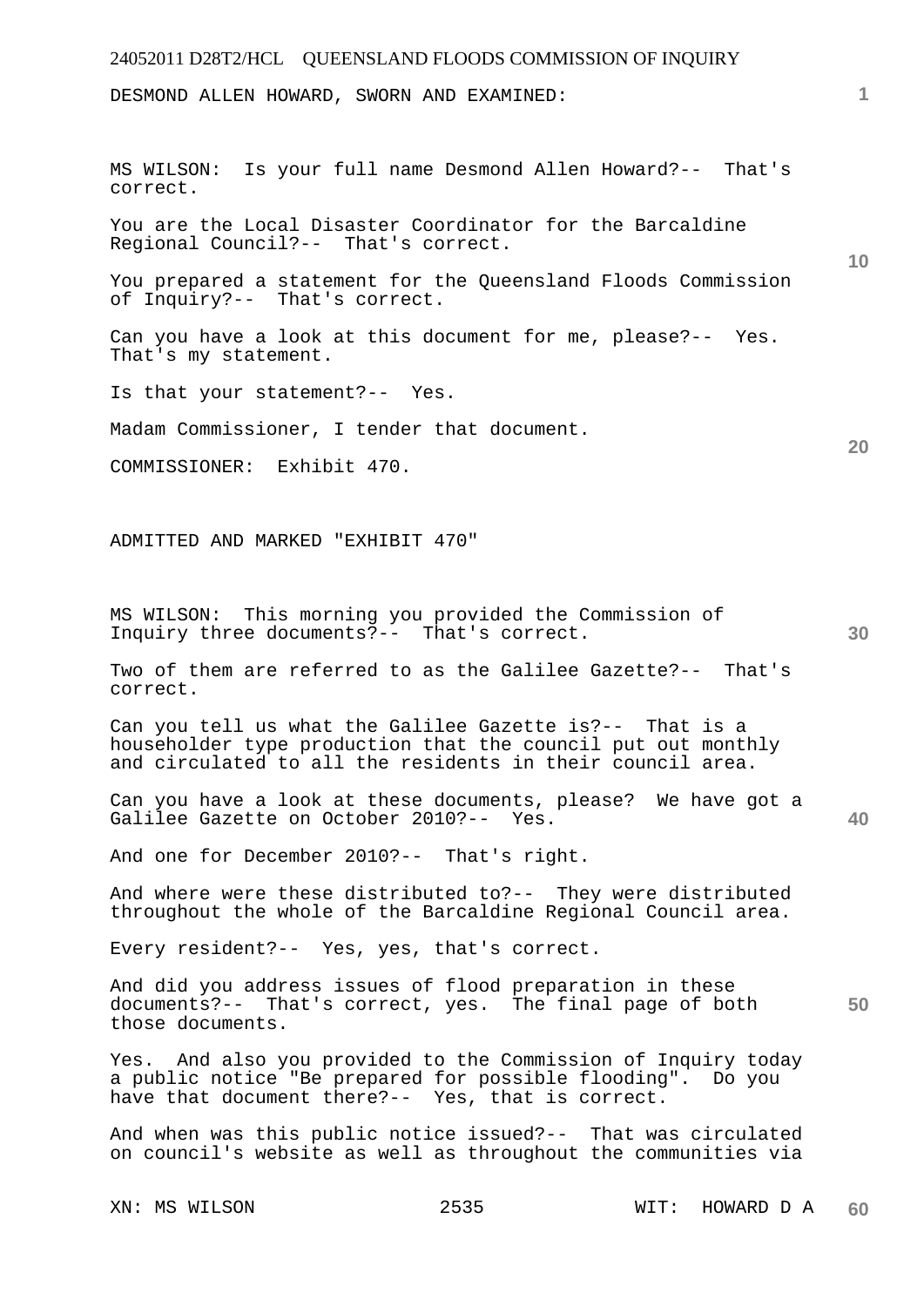DESMOND ALLEN HOWARD, SWORN AND EXAMINED:

MS WILSON: Is your full name Desmond Allen Howard?-- That's correct.

You are the Local Disaster Coordinator for the Barcaldine Regional Council?-- That's correct.

You prepared a statement for the Queensland Floods Commission of Inquiry?-- That's correct.

Can you have a look at this document for me, please?-- Yes. That's my statement.

Is that your statement?-- Yes.

Madam Commissioner, I tender that document.

COMMISSIONER: Exhibit 470.

ADMITTED AND MARKED "EXHIBIT 470"

MS WILSON: This morning you provided the Commission of Inquiry three documents?-- That's correct.

Two of them are referred to as the Galilee Gazette?-- That's correct.

Can you tell us what the Galilee Gazette is?-- That is a householder type production that the council put out monthly and circulated to all the residents in their council area.

Can you have a look at these documents, please? We have got a Galilee Gazette on October 2010?-- Yes.

And one for December 2010?-- That's right.

And where were these distributed to?-- They were distributed throughout the whole of the Barcaldine Regional Council area.

Every resident?-- Yes, yes, that's correct.

And did you address issues of flood preparation in these documents?-- That's correct, yes. The final page of both those documents.

Yes. And also you provided to the Commission of Inquiry today a public notice "Be prepared for possible flooding". Do you have that document there?-- Yes, that is correct.

And when was this public notice issued?-- That was circulated on council's website as well as throughout the communities via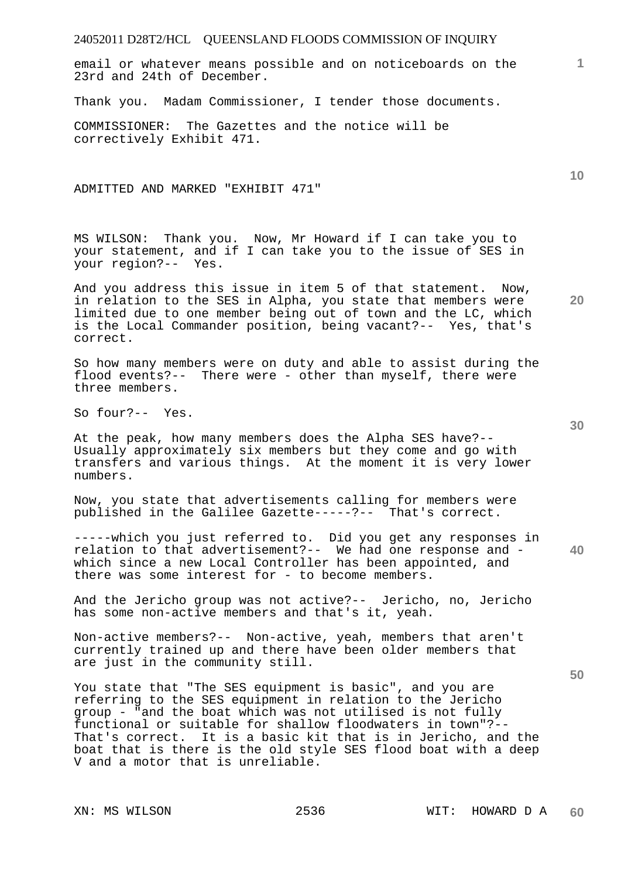email or whatever means possible and on noticeboards on the 23rd and 24th of December.

Thank you. Madam Commissioner, I tender those documents.

COMMISSIONER: The Gazettes and the notice will be correctively Exhibit 471.

ADMITTED AND MARKED "EXHIBIT 471"

MS WILSON: Thank you. Now, Mr Howard if I can take you to your statement, and if I can take you to the issue of SES in your region?-- Yes.

And you address this issue in item 5 of that statement. Now, in relation to the SES in Alpha, you state that members were limited due to one member being out of town and the LC, which is the Local Commander position, being vacant?-- Yes, that's correct.

So how many members were on duty and able to assist during the flood events?-- There were - other than myself, there were three members.

So four?-- Yes.

At the peak, how many members does the Alpha SES have?-- Usually approximately six members but they come and go with transfers and various things. At the moment it is very lower numbers.

Now, you state that advertisements calling for members were published in the Galilee Gazette-----?-- That's correct.

-----which you just referred to. Did you get any responses in relation to that advertisement?-- We had one response and - which since a new Local Controller has been appointed, and there was some interest for - to become members.

And the Jericho group was not active?-- Jericho, no, Jericho has some non-active members and that's it, yeah.

Non-active members?-- Non-active, yeah, members that aren't currently trained up and there have been older members that are just in the community still.

You state that "The SES equipment is basic", and you are referring to the SES equipment in relation to the Jericho group - "and the boat which was not utilised is not fully functional or suitable for shallow floodwaters in town"?-- That's correct. It is a basic kit that is in Jericho, and the boat that is there is the old style SES flood boat with a deep V and a motor that is unreliable.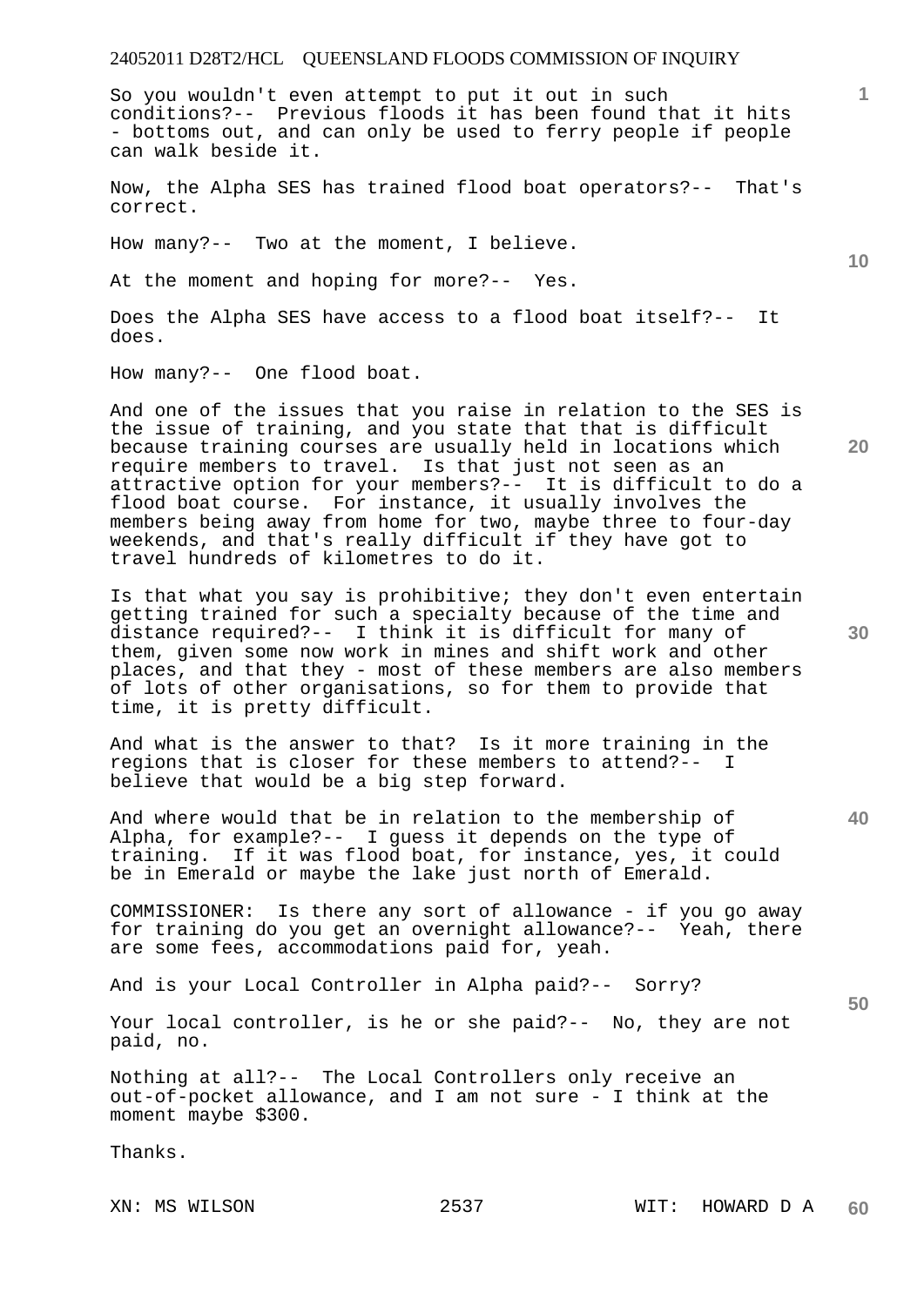So you wouldn't even attempt to put it out in such conditions?-- Previous floods it has been found that it hits - bottoms out, and can only be used to ferry people if people can walk beside it.

Now, the Alpha SES has trained flood boat operators?-- That's correct.

How many?-- Two at the moment, I believe.

At the moment and hoping for more?-- Yes.

Does the Alpha SES have access to a flood boat itself?-- It does.

How many?-- One flood boat.

And one of the issues that you raise in relation to the SES is the issue of training, and you state that that is difficult because training courses are usually held in locations which require members to travel. Is that just not seen as an attractive option for your members?-- It is difficult to do a flood boat course. For instance, it usually involves the members being away from home for two, maybe three to four-day weekends, and that's really difficult if they have got to travel hundreds of kilometres to do it.

Is that what you say is prohibitive; they don't even entertain getting trained for such a specialty because of the time and distance required?-- I think it is difficult for many of them, given some now work in mines and shift work and other places, and that they - most of these members are also members of lots of other organisations, so for them to provide that time, it is pretty difficult.

And what is the answer to that? Is it more training in the regions that is closer for these members to attend?-- I believe that would be a big step forward.

And where would that be in relation to the membership of Alpha, for example?-- I guess it depends on the type of training. If it was flood boat, for instance, yes, it could be in Emerald or maybe the lake just north of Emerald.

COMMISSIONER: Is there any sort of allowance - if you go away for training do you get an overnight allowance?-- Yeah, there are some fees, accommodations paid for, yeah.

And is your Local Controller in Alpha paid?-- Sorry?

Your local controller, is he or she paid?-- No, they are not paid, no.

Nothing at all?-- The Local Controllers only receive an out-of-pocket allowance, and I am not sure - I think at the moment maybe $300.

Thanks.

XN: MS WILSON                2537                WIT: HOWARD D A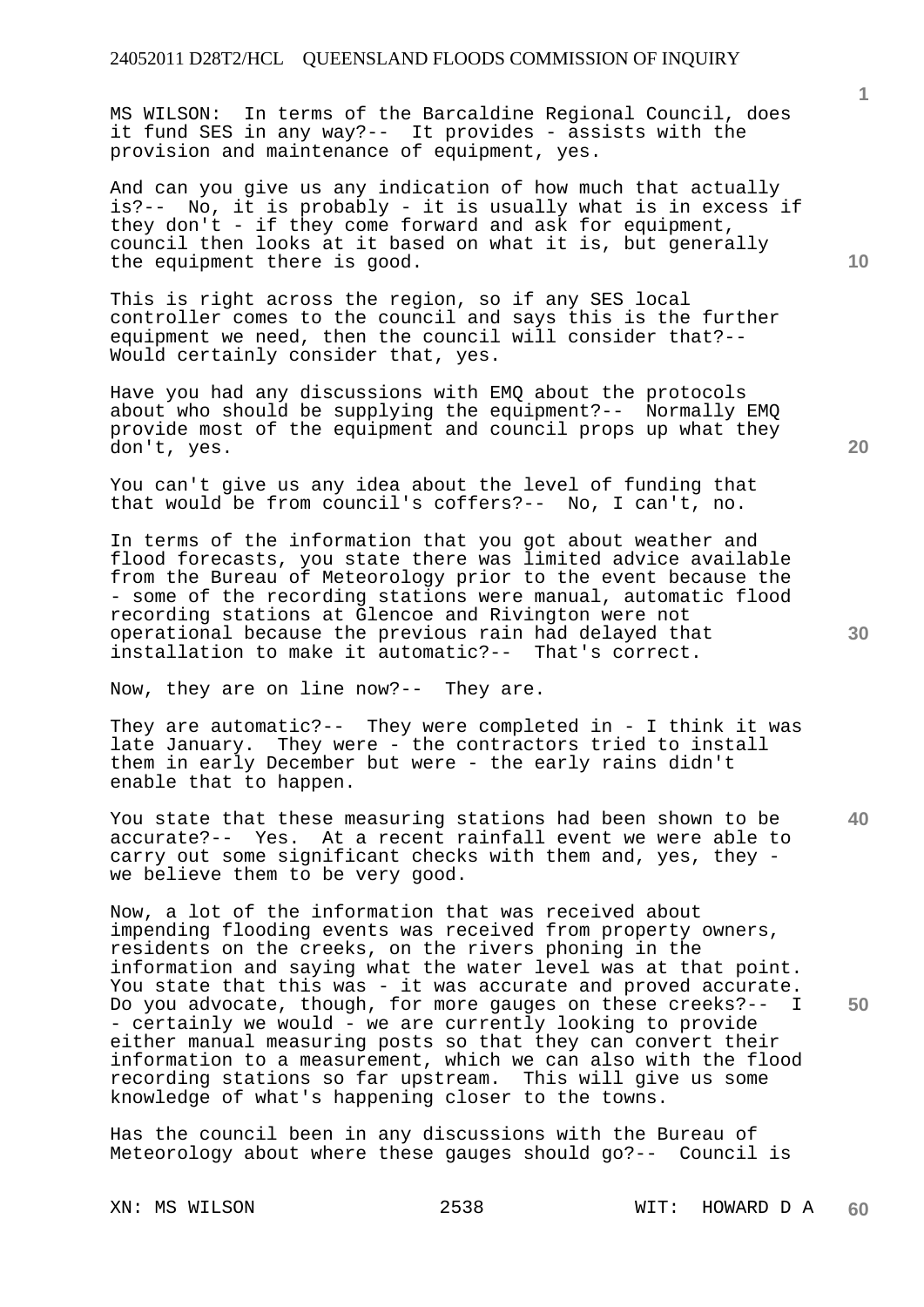MS WILSON: In terms of the Barcaldine Regional Council, does it fund SES in any way?-- It provides - assists with the provision and maintenance of equipment, yes.

And can you give us any indication of how much that actually is?-- No, it is probably - it is usually what is in excess if they don't - if they come forward and ask for equipment, council then looks at it based on what it is, but generally the equipment there is good.

This is right across the region, so if any SES local controller comes to the council and says this is the further equipment we need, then the council will consider that?-- Would certainly consider that, yes.

Have you had any discussions with EMQ about the protocols about who should be supplying the equipment?-- Normally EMQ provide most of the equipment and council props up what they don't, yes.

You can't give us any idea about the level of funding that that would be from council's coffers?-- No, I can't, no.

In terms of the information that you got about weather and flood forecasts, you state there was limited advice available from the Bureau of Meteorology prior to the event because the - some of the recording stations were manual, automatic flood recording stations at Glencoe and Rivington were not operational because the previous rain had delayed that installation to make it automatic?-- That's correct.

Now, they are on line now?-- They are.

They are automatic?-- They were completed in - I think it was late January. They were - the contractors tried to install them in early December but were - the early rains didn't enable that to happen.

You state that these measuring stations had been shown to be accurate?-- Yes. At a recent rainfall event we were able to carry out some significant checks with them and, yes, they - we believe them to be very good.

Now, a lot of the information that was received about impending flooding events was received from property owners, residents on the creeks, on the rivers phoning in the information and saying what the water level was at that point. You state that this was - it was accurate and proved accurate. Do you advocate, though, for more gauges on these creeks?-- I - certainly we would - we are currently looking to provide either manual measuring posts so that they can convert their information to a measurement, which we can also with the flood recording stations so far upstream. This will give us some knowledge of what's happening closer to the towns.

Has the council been in any discussions with the Bureau of Meteorology about where these gauges should go?-- Council is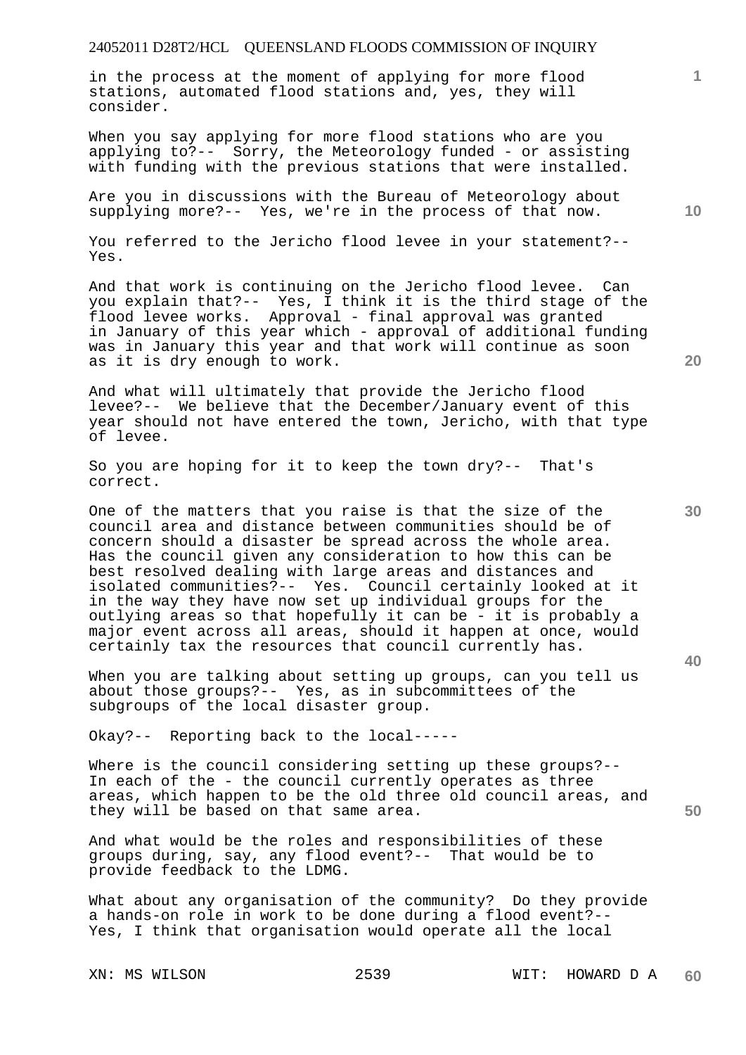in the process at the moment of applying for more flood stations, automated flood stations and, yes, they will consider.

When you say applying for more flood stations who are you applying to?-- Sorry, the Meteorology funded - or assisting with funding with the previous stations that were installed.

Are you in discussions with the Bureau of Meteorology about supplying more?-- Yes, we're in the process of that now.

You referred to the Jericho flood levee in your statement?-- Yes.

And that work is continuing on the Jericho flood levee. Can you explain that?-- Yes, I think it is the third stage of the flood levee works. Approval - final approval was granted in January of this year which - approval of additional funding was in January this year and that work will continue as soon as it is dry enough to work.

And what will ultimately that provide the Jericho flood levee?-- We believe that the December/January event of this year should not have entered the town, Jericho, with that type of levee.

So you are hoping for it to keep the town dry?-- That's correct.

One of the matters that you raise is that the size of the council area and distance between communities should be of concern should a disaster be spread across the whole area. Has the council given any consideration to how this can be best resolved dealing with large areas and distances and isolated communities?-- Yes. Council certainly looked at it in the way they have now set up individual groups for the outlying areas so that hopefully it can be - it is probably a major event across all areas, should it happen at once, would certainly tax the resources that council currently has.

When you are talking about setting up groups, can you tell us about those groups?-- Yes, as in subcommittees of the subgroups of the local disaster group.

Okay?-- Reporting back to the local-----

Where is the council considering setting up these groups?-- In each of the - the council currently operates as three areas, which happen to be the old three old council areas, and they will be based on that same area.

And what would be the roles and responsibilities of these groups during, say, any flood event?-- That would be to provide feedback to the LDMG.

What about any organisation of the community? Do they provide a hands-on role in work to be done during a flood event?-- Yes, I think that organisation would operate all the local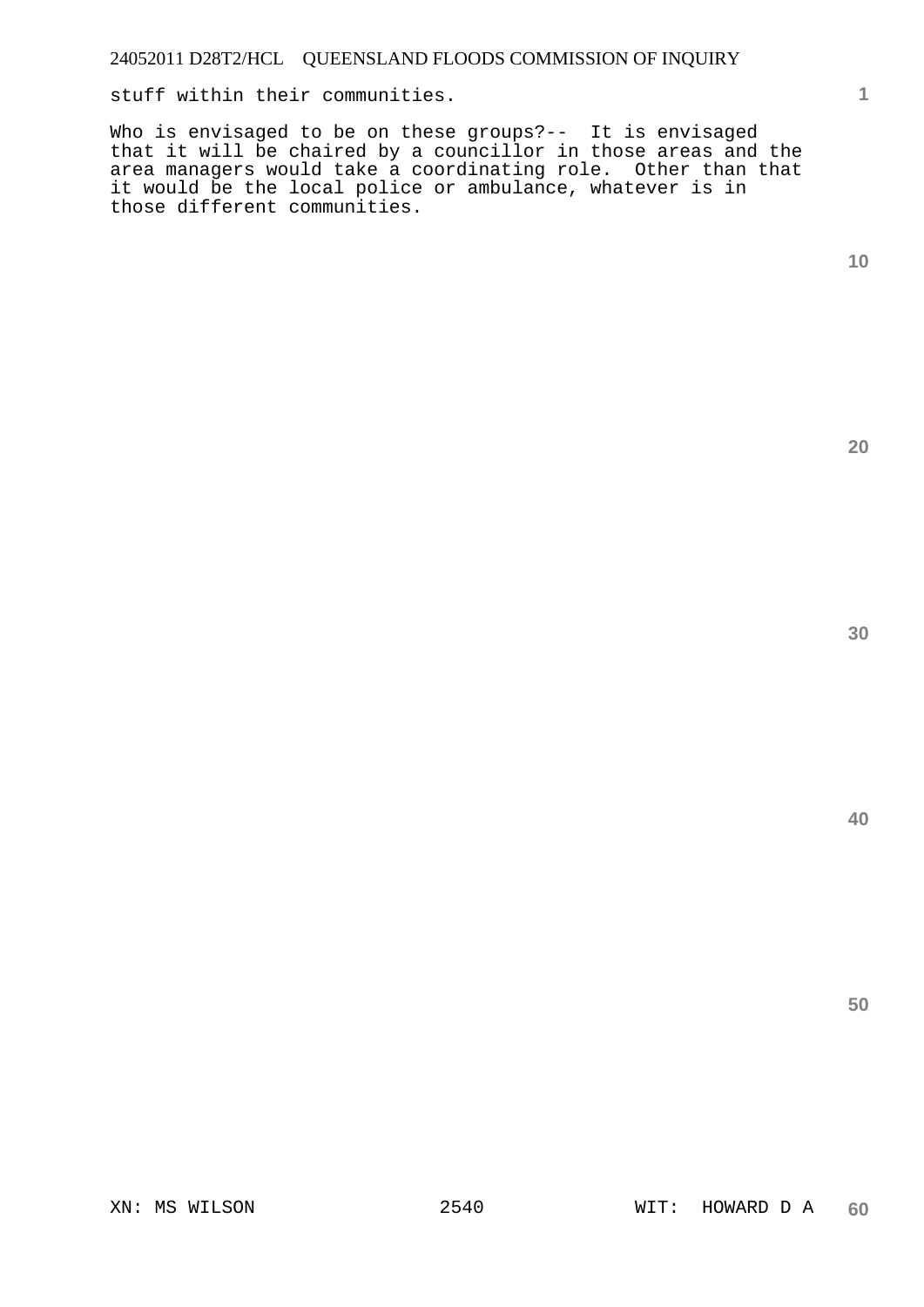stuff within their communities.

Who is envisaged to be on these groups?-- It is envisaged that it will be chaired by a councillor in those areas and the area managers would take a coordinating role. Other than that it would be the local police or ambulance, whatever is in those different communities.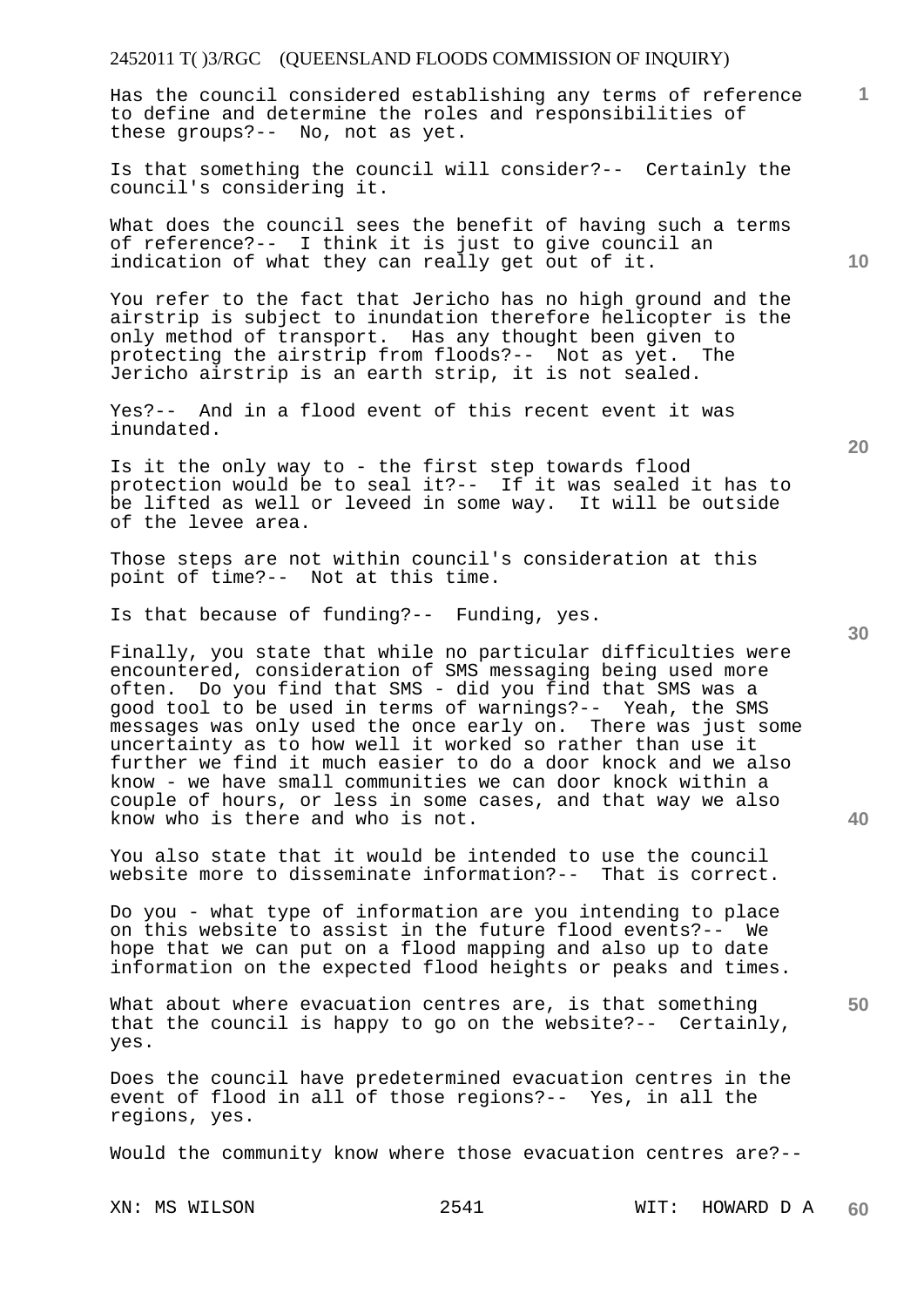Has the council considered establishing any terms of reference to define and determine the roles and responsibilities of these groups?-- No, not as yet.

Is that something the council will consider?-- Certainly the council's considering it.

What does the council sees the benefit of having such a terms of reference?-- I think it is just to give council an indication of what they can really get out of it.

You refer to the fact that Jericho has no high ground and the airstrip is subject to inundation therefore helicopter is the only method of transport. Has any thought been given to protecting the airstrip from floods?-- Not as yet. The Jericho airstrip is an earth strip, it is not sealed.

Yes?-- And in a flood event of this recent event it was inundated.

Is it the only way to - the first step towards flood protection would be to seal it?-- If it was sealed it has to be lifted as well or leveed in some way. It will be outside of the levee area.

Those steps are not within council's consideration at this point of time?-- Not at this time.

Is that because of funding?-- Funding, yes.

Finally, you state that while no particular difficulties were encountered, consideration of SMS messaging being used more often. Do you find that SMS - did you find that SMS was a good tool to be used in terms of warnings?-- Yeah, the SMS messages was only used the once early on. There was just some uncertainty as to how well it worked so rather than use it further we find it much easier to do a door knock and we also know - we have small communities we can door knock within a couple of hours, or less in some cases, and that way we also know who is there and who is not.

You also state that it would be intended to use the council website more to disseminate information?-- That is correct.

Do you - what type of information are you intending to place on this website to assist in the future flood events?-- We hope that we can put on a flood mapping and also up to date information on the expected flood heights or peaks and times.

What about where evacuation centres are, is that something that the council is happy to go on the website?-- Certainly, yes.

Does the council have predetermined evacuation centres in the event of flood in all of those regions?-- Yes, in all the regions, yes.

Would the community know where those evacuation centres are?--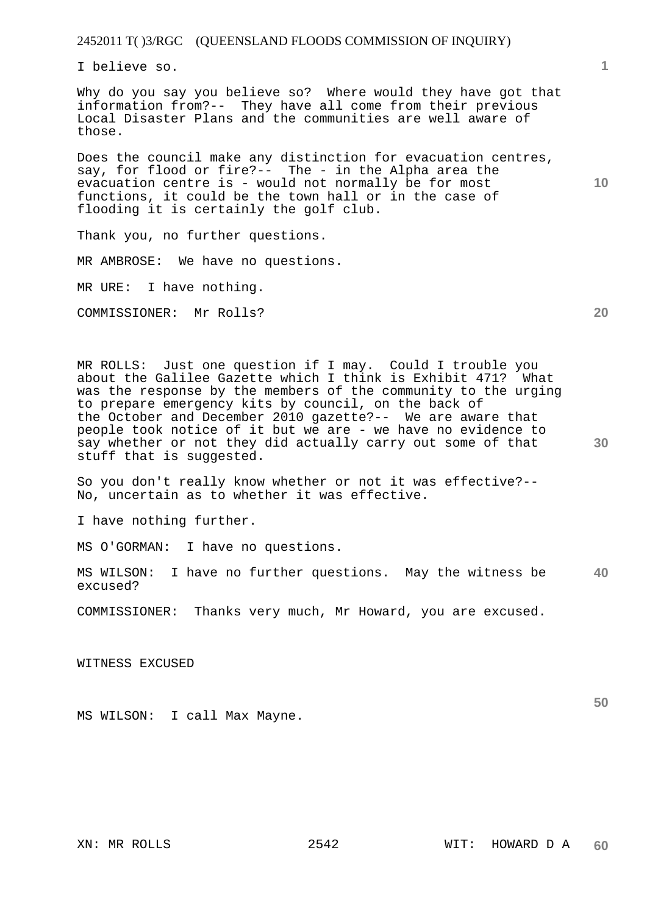I believe so.

Why do you say you believe so? Where would they have got that information from?-- They have all come from their previous Local Disaster Plans and the communities are well aware of those.

Does the council make any distinction for evacuation centres, say, for flood or fire?-- The - in the Alpha area the evacuation centre is - would not normally be for most functions, it could be the town hall or in the case of flooding it is certainly the golf club.

Thank you, no further questions.

MR AMBROSE: We have no questions.

MR URE: I have nothing.

COMMISSIONER: Mr Rolls?

MR ROLLS: Just one question if I may. Could I trouble you about the Galilee Gazette which I think is Exhibit 471? What was the response by the members of the community to the urging to prepare emergency kits by council, on the back of the October and December 2010 gazette?-- We are aware that people took notice of it but we are - we have no evidence to say whether or not they did actually carry out some of that stuff that is suggested.

So you don't really know whether or not it was effective?-- No, uncertain as to whether it was effective.

I have nothing further.

MS O'GORMAN: I have no questions.

MS WILSON: I have no further questions. May the witness be excused?

COMMISSIONER: Thanks very much, Mr Howard, you are excused.

WITNESS EXCUSED

MS WILSON: I call Max Mayne.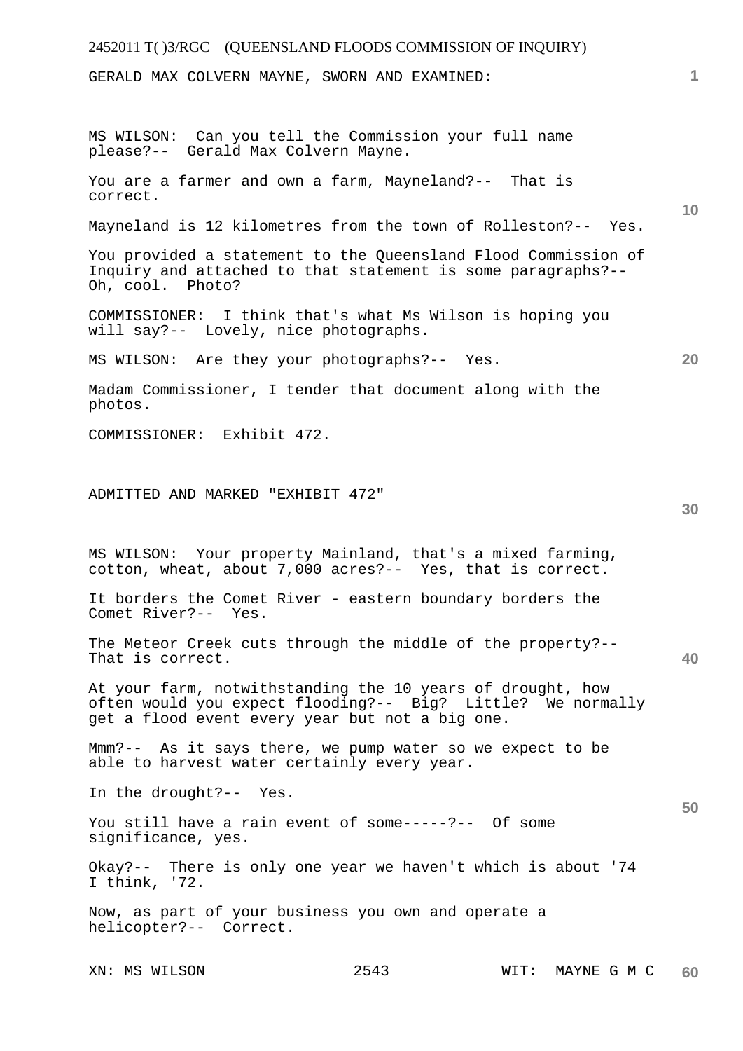GERALD MAX COLVERN MAYNE, SWORN AND EXAMINED:

MS WILSON: Can you tell the Commission your full name please?-- Gerald Max Colvern Mayne.

You are a farmer and own a farm, Mayneland?-- That is correct.

Mayneland is 12 kilometres from the town of Rolleston?-- Yes.

You provided a statement to the Queensland Flood Commission of Inquiry and attached to that statement is some paragraphs?-- Oh, cool. Photo?

COMMISSIONER: I think that's what Ms Wilson is hoping you will say?-- Lovely, nice photographs.

MS WILSON: Are they your photographs?-- Yes.

Madam Commissioner, I tender that document along with the photos.

COMMISSIONER: Exhibit 472.

ADMITTED AND MARKED "EXHIBIT 472"

MS WILSON: Your property Mainland, that's a mixed farming, cotton, wheat, about 7,000 acres?-- Yes, that is correct.

It borders the Comet River - eastern boundary borders the Comet River?-- Yes.

The Meteor Creek cuts through the middle of the property?-- That is correct.

At your farm, notwithstanding the 10 years of drought, how often would you expect flooding?-- Big? Little? We normally get a flood event every year but not a big one.

Mmm?-- As it says there, we pump water so we expect to be able to harvest water certainly every year.

In the drought?-- Yes.

You still have a rain event of some-----?-- Of some significance, yes.

Okay?-- There is only one year we haven't which is about '74 I think, '72.

Now, as part of your business you own and operate a helicopter?-- Correct.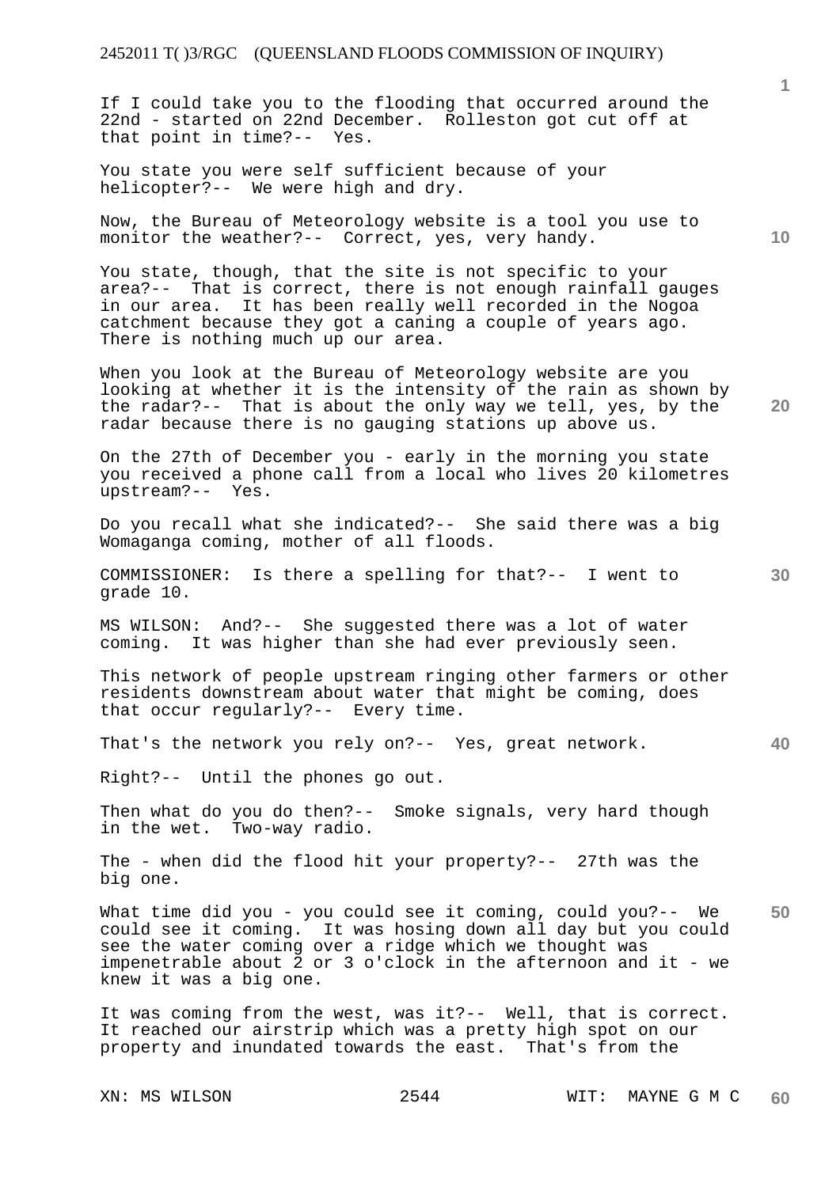If I could take you to the flooding that occurred around the 22nd - started on 22nd December. Rolleston got cut off at that point in time?-- Yes.

You state you were self sufficient because of your helicopter?-- We were high and dry.

Now, the Bureau of Meteorology website is a tool you use to monitor the weather?-- Correct, yes, very handy.

You state, though, that the site is not specific to your area?-- That is correct, there is not enough rainfall gauges in our area. It has been really well recorded in the Nogoa catchment because they got a caning a couple of years ago. There is nothing much up our area.

When you look at the Bureau of Meteorology website are you looking at whether it is the intensity of the rain as shown by the radar?-- That is about the only way we tell, yes, by the radar because there is no gauging stations up above us.

On the 27th of December you - early in the morning you state you received a phone call from a local who lives 20 kilometres upstream?-- Yes.

Do you recall what she indicated?-- She said there was a big Womaganga coming, mother of all floods.

COMMISSIONER: Is there a spelling for that?-- I went to grade 10.

MS WILSON: And?-- She suggested there was a lot of water coming. It was higher than she had ever previously seen.

This network of people upstream ringing other farmers or other residents downstream about water that might be coming, does that occur regularly?-- Every time.

That's the network you rely on?-- Yes, great network.

Right?-- Until the phones go out.

Then what do you do then?-- Smoke signals, very hard though in the wet. Two-way radio.

The - when did the flood hit your property?-- 27th was the big one.

What time did you - you could see it coming, could you?-- We could see it coming. It was hosing down all day but you could see the water coming over a ridge which we thought was impenetrable about 2 or 3 o'clock in the afternoon and it - we knew it was a big one.

It was coming from the west, was it?-- Well, that is correct. It reached our airstrip which was a pretty high spot on our property and inundated towards the east. That's from the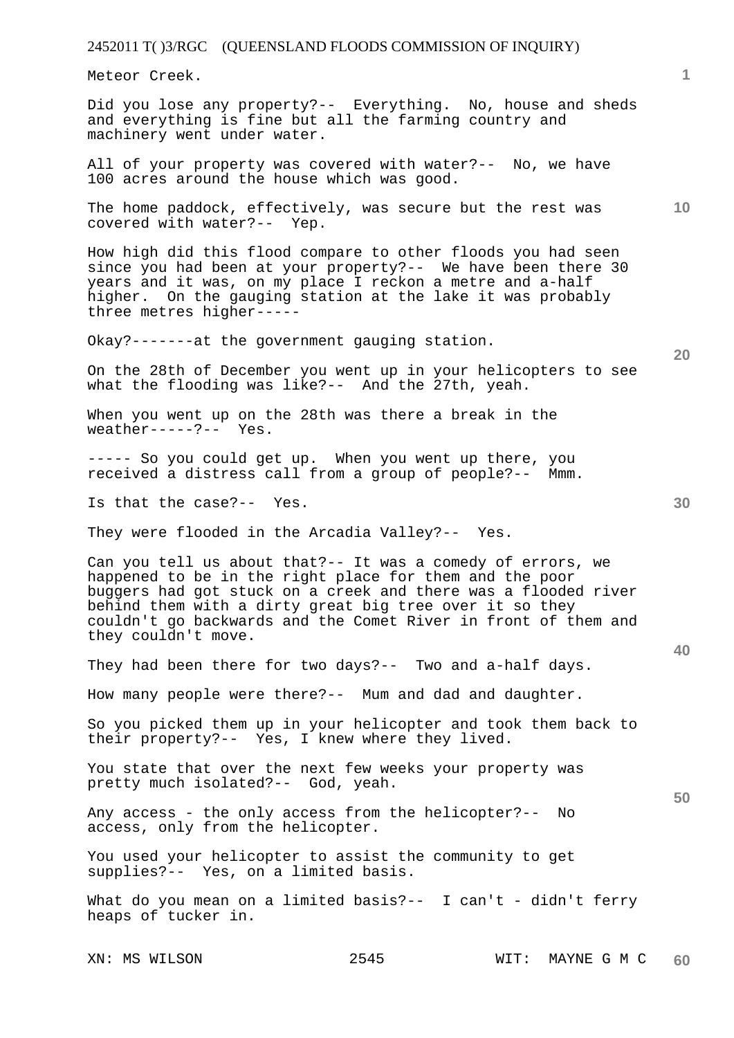Meteor Creek.

Did you lose any property?-- Everything. No, house and sheds and everything is fine but all the farming country and machinery went under water.

All of your property was covered with water?-- No, we have 100 acres around the house which was good.

The home paddock, effectively, was secure but the rest was covered with water?-- Yep.

How high did this flood compare to other floods you had seen since you had been at your property?-- We have been there 30 years and it was, on my place I reckon a metre and a-half higher. On the gauging station at the lake it was probably three metres higher-----

Okay?-------at the government gauging station.

On the 28th of December you went up in your helicopters to see what the flooding was like?-- And the 27th, yeah.

When you went up on the 28th was there a break in the weather-----?-- Yes.

----- So you could get up. When you went up there, you received a distress call from a group of people?-- Mmm.

Is that the case?-- Yes.

They were flooded in the Arcadia Valley?-- Yes.

Can you tell us about that?-- It was a comedy of errors, we happened to be in the right place for them and the poor buggers had got stuck on a creek and there was a flooded river behind them with a dirty great big tree over it so they couldn't go backwards and the Comet River in front of them and they couldn't move.

They had been there for two days?-- Two and a-half days.

How many people were there?-- Mum and dad and daughter.

So you picked them up in your helicopter and took them back to their property?-- Yes, I knew where they lived.

You state that over the next few weeks your property was pretty much isolated?-- God, yeah.

Any access - the only access from the helicopter?-- No access, only from the helicopter.

You used your helicopter to assist the community to get supplies?-- Yes, on a limited basis.

What do you mean on a limited basis?-- I can't - didn't ferry heaps of tucker in.

XN: MS WILSON WIT: MAYNE G M C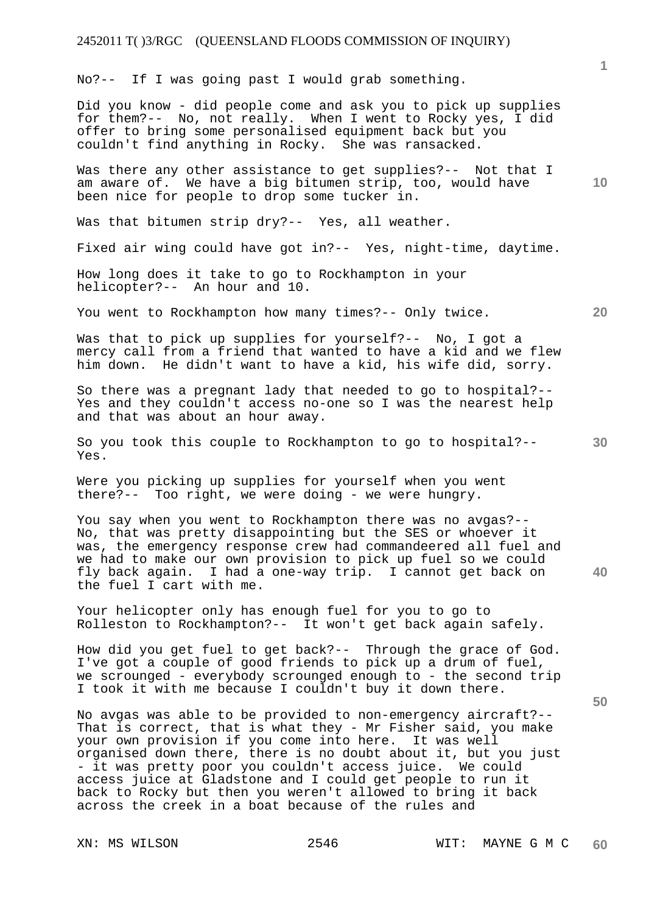No?-- If I was going past I would grab something.

Did you know - did people come and ask you to pick up supplies for them?-- No, not really. When I went to Rocky yes, I did offer to bring some personalised equipment back but you couldn't find anything in Rocky. She was ransacked.

Was there any other assistance to get supplies?-- Not that I am aware of. We have a big bitumen strip, too, would have been nice for people to drop some tucker in.

Was that bitumen strip dry?-- Yes, all weather.

Fixed air wing could have got in?-- Yes, night-time, daytime.

How long does it take to go to Rockhampton in your helicopter?-- An hour and 10.

You went to Rockhampton how many times?-- Only twice.

Was that to pick up supplies for yourself?-- No, I got a mercy call from a friend that wanted to have a kid and we flew him down. He didn't want to have a kid, his wife did, sorry.

So there was a pregnant lady that needed to go to hospital?-- Yes and they couldn't access no-one so I was the nearest help and that was about an hour away.

So you took this couple to Rockhampton to go to hospital?-- Yes.

Were you picking up supplies for yourself when you went there?-- Too right, we were doing - we were hungry.

You say when you went to Rockhampton there was no avgas?-- No, that was pretty disappointing but the SES or whoever it was, the emergency response crew had commandeered all fuel and we had to make our own provision to pick up fuel so we could fly back again. I had a one-way trip. I cannot get back on the fuel I cart with me.

Your helicopter only has enough fuel for you to go to Rolleston to Rockhampton?-- It won't get back again safely.

How did you get fuel to get back?-- Through the grace of God. I've got a couple of good friends to pick up a drum of fuel, we scrounged - everybody scrounged enough to - the second trip I took it with me because I couldn't buy it down there.

No avgas was able to be provided to non-emergency aircraft?-- That is correct, that is what they - Mr Fisher said, you make your own provision if you come into here. It was well organised down there, there is no doubt about it, but you just - it was pretty poor you couldn't access juice. We could access juice at Gladstone and I could get people to run it back to Rocky but then you weren't allowed to bring it back across the creek in a boat because of the rules and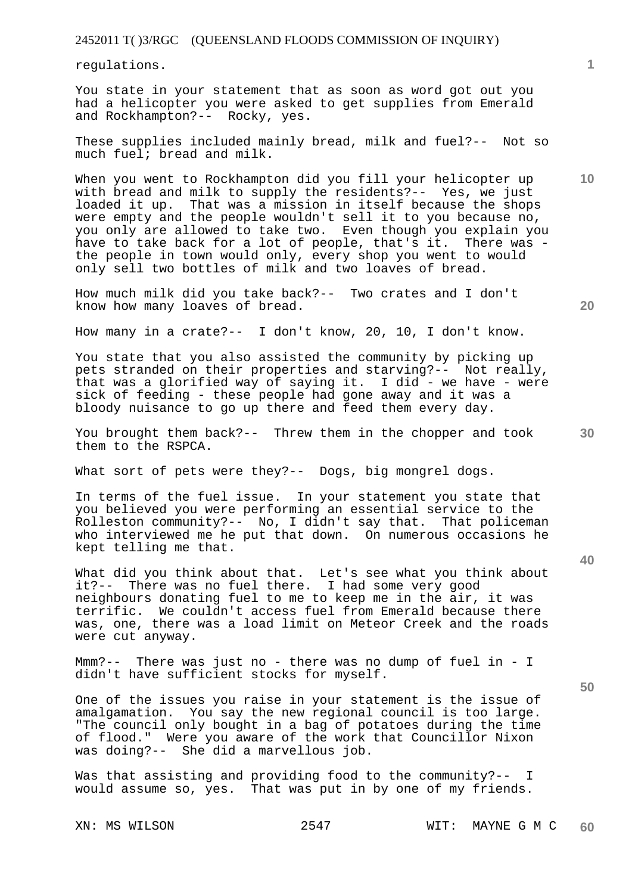regulations.

You state in your statement that as soon as word got out you had a helicopter you were asked to get supplies from Emerald and Rockhampton?-- Rocky, yes.

These supplies included mainly bread, milk and fuel?-- Not so much fuel; bread and milk.

When you went to Rockhampton did you fill your helicopter up with bread and milk to supply the residents?-- Yes, we just loaded it up. That was a mission in itself because the shops were empty and the people wouldn't sell it to you because no, you only are allowed to take two. Even though you explain you have to take back for a lot of people, that's it. There was - the people in town would only, every shop you went to would only sell two bottles of milk and two loaves of bread.

How much milk did you take back?-- Two crates and I don't know how many loaves of bread.

How many in a crate?-- I don't know, 20, 10, I don't know.

You state that you also assisted the community by picking up pets stranded on their properties and starving?-- Not really, that was a glorified way of saying it. I did - we have - were sick of feeding - these people had gone away and it was a bloody nuisance to go up there and feed them every day.

You brought them back?-- Threw them in the chopper and took them to the RSPCA.

What sort of pets were they?-- Dogs, big mongrel dogs.

In terms of the fuel issue. In your statement you state that you believed you were performing an essential service to the Rolleston community?-- No, I didn't say that. That policeman who interviewed me he put that down. On numerous occasions he kept telling me that.

What did you think about that. Let's see what you think about it?-- There was no fuel there. I had some very good neighbours donating fuel to me to keep me in the air, it was terrific. We couldn't access fuel from Emerald because there was, one, there was a load limit on Meteor Creek and the roads were cut anyway.

Mmm?-- There was just no - there was no dump of fuel in - I didn't have sufficient stocks for myself.

One of the issues you raise in your statement is the issue of amalgamation. You say the new regional council is too large. "The council only bought in a bag of potatoes during the time of flood." Were you aware of the work that Councillor Nixon was doing?-- She did a marvellous job.

Was that assisting and providing food to the community?-- I would assume so, yes. That was put in by one of my friends.

XN: MS WILSON WIT: MAYNE G M C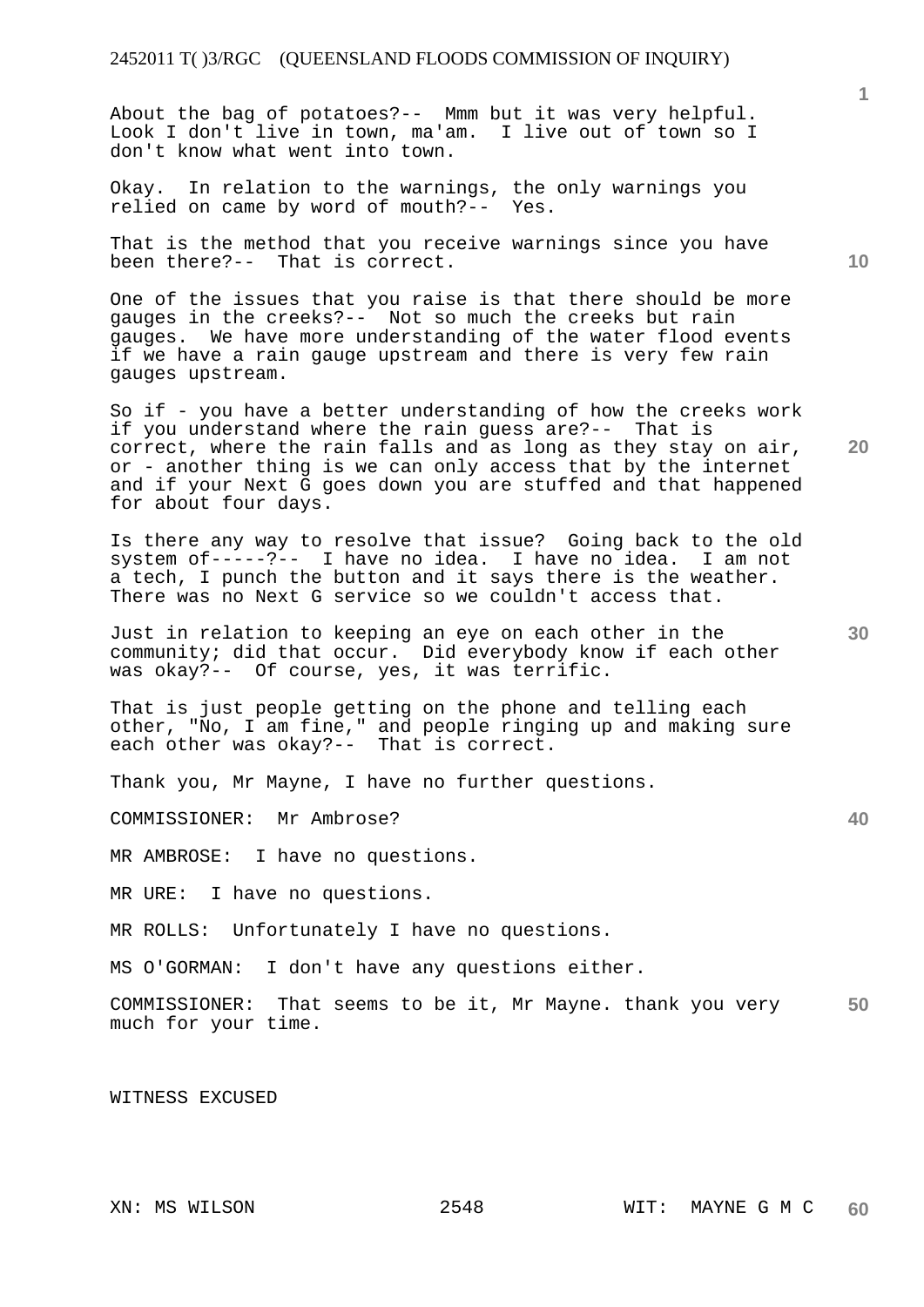About the bag of potatoes?-- Mmm but it was very helpful. Look I don't live in town, ma'am. I live out of town so I don't know what went into town.

Okay. In relation to the warnings, the only warnings you relied on came by word of mouth?-- Yes.

That is the method that you receive warnings since you have been there?-- That is correct.

One of the issues that you raise is that there should be more gauges in the creeks?-- Not so much the creeks but rain gauges. We have more understanding of the water flood events if we have a rain gauge upstream and there is very few rain gauges upstream.

So if - you have a better understanding of how the creeks work if you understand where the rain guess are?-- That is correct, where the rain falls and as long as they stay on air, or - another thing is we can only access that by the internet and if your Next G goes down you are stuffed and that happened for about four days.

Is there any way to resolve that issue? Going back to the old system of-----?-- I have no idea. I have no idea. I am not a tech, I punch the button and it says there is the weather. There was no Next G service so we couldn't access that.

Just in relation to keeping an eye on each other in the community; did that occur. Did everybody know if each other was okay?-- Of course, yes, it was terrific.

That is just people getting on the phone and telling each other, "No, I am fine," and people ringing up and making sure each other was okay?-- That is correct.

Thank you, Mr Mayne, I have no further questions.

COMMISSIONER: Mr Ambrose?

MR AMBROSE: I have no questions.

MR URE: I have no questions.

MR ROLLS: Unfortunately I have no questions.

MS O'GORMAN: I don't have any questions either.

COMMISSIONER: That seems to be it, Mr Mayne. thank you very much for your time.

WITNESS EXCUSED

XN: MS WILSON WIT: MAYNE G M C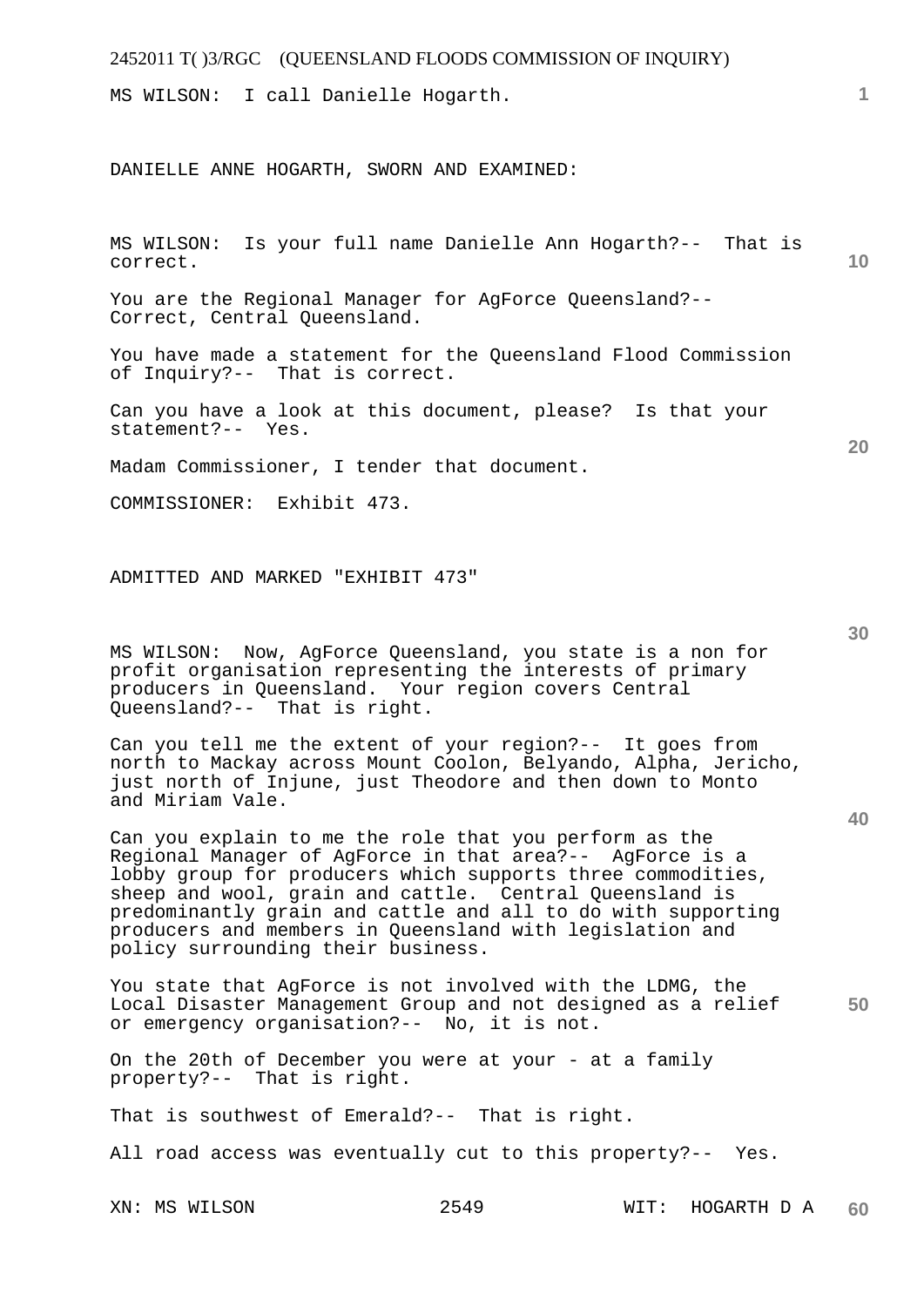MS WILSON: I call Danielle Hogarth.

DANIELLE ANNE HOGARTH, SWORN AND EXAMINED:

MS WILSON: Is your full name Danielle Ann Hogarth?-- That is correct.

You are the Regional Manager for AgForce Queensland?-- Correct, Central Queensland.

You have made a statement for the Queensland Flood Commission of Inquiry?-- That is correct.

Can you have a look at this document, please? Is that your statement?-- Yes.

Madam Commissioner, I tender that document.

COMMISSIONER: Exhibit 473.

ADMITTED AND MARKED "EXHIBIT 473"

MS WILSON: Now, AgForce Queensland, you state is a non for profit organisation representing the interests of primary producers in Queensland. Your region covers Central Queensland?-- That is right.

Can you tell me the extent of your region?-- It goes from north to Mackay across Mount Coolon, Belyando, Alpha, Jericho, just north of Injune, just Theodore and then down to Monto and Miriam Vale.

Can you explain to me the role that you perform as the Regional Manager of AgForce in that area?-- AgForce is a lobby group for producers which supports three commodities, sheep and wool, grain and cattle. Central Queensland is predominantly grain and cattle and all to do with supporting producers and members in Queensland with legislation and policy surrounding their business.

You state that AgForce is not involved with the LDMG, the Local Disaster Management Group and not designed as a relief or emergency organisation?-- No, it is not.

On the 20th of December you were at your - at a family property?-- That is right.

That is southwest of Emerald?-- That is right.

All road access was eventually cut to this property?-- Yes.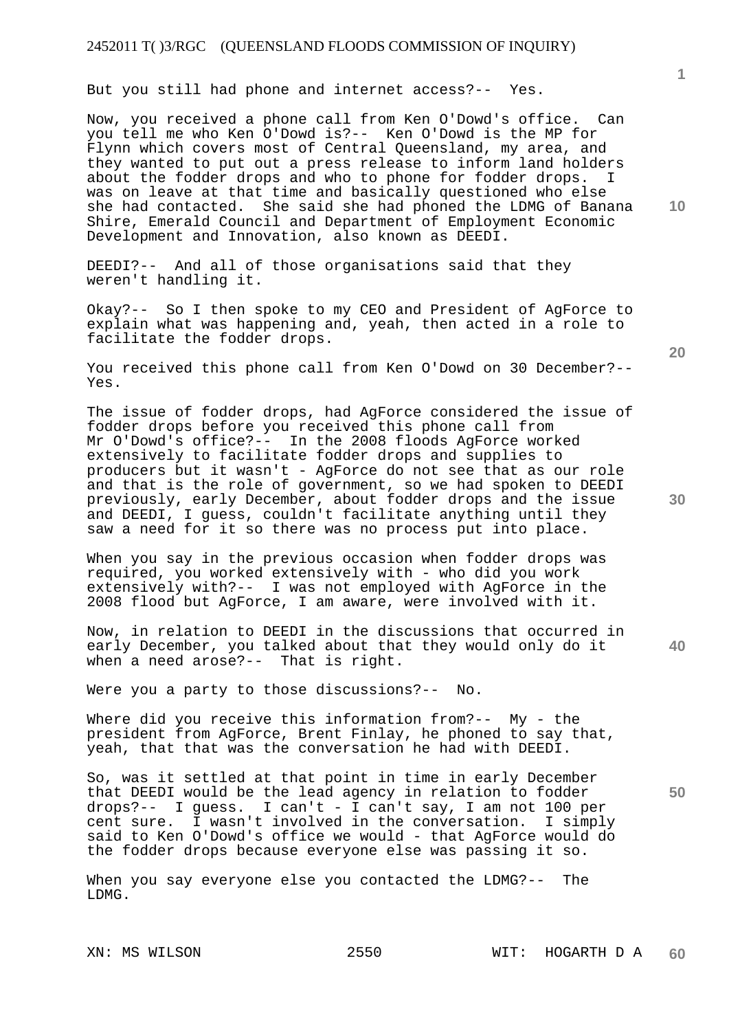But you still had phone and internet access?-- Yes.

Now, you received a phone call from Ken O'Dowd's office. Can you tell me who Ken O'Dowd is?-- Ken O'Dowd is the MP for Flynn which covers most of Central Queensland, my area, and they wanted to put out a press release to inform land holders about the fodder drops and who to phone for fodder drops. I was on leave at that time and basically questioned who else she had contacted. She said she had phoned the LDMG of Banana Shire, Emerald Council and Department of Employment Economic Development and Innovation, also known as DEEDI.

DEEDI?-- And all of those organisations said that they weren't handling it.

Okay?-- So I then spoke to my CEO and President of AgForce to explain what was happening and, yeah, then acted in a role to facilitate the fodder drops.

You received this phone call from Ken O'Dowd on 30 December?-- Yes.

The issue of fodder drops, had AgForce considered the issue of fodder drops before you received this phone call from Mr O'Dowd's office?-- In the 2008 floods AgForce worked extensively to facilitate fodder drops and supplies to producers but it wasn't - AgForce do not see that as our role and that is the role of government, so we had spoken to DEEDI previously, early December, about fodder drops and the issue and DEEDI, I guess, couldn't facilitate anything until they saw a need for it so there was no process put into place.

When you say in the previous occasion when fodder drops was required, you worked extensively with - who did you work extensively with?-- I was not employed with AgForce in the 2008 flood but AgForce, I am aware, were involved with it.

Now, in relation to DEEDI in the discussions that occurred in early December, you talked about that they would only do it when a need arose?-- That is right.

Were you a party to those discussions?-- No.

Where did you receive this information from?-- My - the president from AgForce, Brent Finlay, he phoned to say that, yeah, that that was the conversation he had with DEEDI.

So, was it settled at that point in time in early December that DEEDI would be the lead agency in relation to fodder drops?-- I guess. I can't - I can't say, I am not 100 per cent sure. I wasn't involved in the conversation. I simply said to Ken O'Dowd's office we would - that AgForce would do the fodder drops because everyone else was passing it so.

When you say everyone else you contacted the LDMG?-- The LDMG.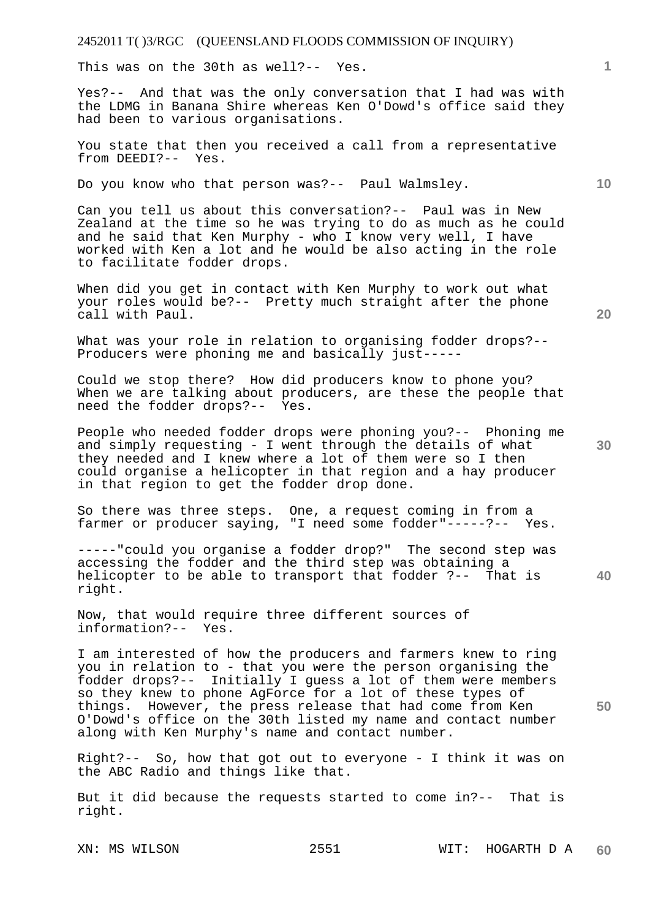This was on the 30th as well?-- Yes.

Yes?-- And that was the only conversation that I had was with the LDMG in Banana Shire whereas Ken O'Dowd's office said they had been to various organisations.

You state that then you received a call from a representative from DEEDI?-- Yes.

Do you know who that person was?-- Paul Walmsley.

Can you tell us about this conversation?-- Paul was in New Zealand at the time so he was trying to do as much as he could and he said that Ken Murphy - who I know very well, I have worked with Ken a lot and he would be also acting in the role to facilitate fodder drops.

When did you get in contact with Ken Murphy to work out what your roles would be?-- Pretty much straight after the phone call with Paul.

What was your role in relation to organising fodder drops?-- Producers were phoning me and basically just-----

Could we stop there? How did producers know to phone you? When we are talking about producers, are these the people that need the fodder drops?-- Yes.

People who needed fodder drops were phoning you?-- Phoning me and simply requesting - I went through the details of what they needed and I knew where a lot of them were so I then could organise a helicopter in that region and a hay producer in that region to get the fodder drop done.

So there was three steps. One, a request coming in from a farmer or producer saying, "I need some fodder"-----?-- Yes.

-----"could you organise a fodder drop?" The second step was accessing the fodder and the third step was obtaining a helicopter to be able to transport that fodder ?-- That is right.

Now, that would require three different sources of information?-- Yes.

I am interested of how the producers and farmers knew to ring you in relation to - that you were the person organising the fodder drops?-- Initially I guess a lot of them were members so they knew to phone AgForce for a lot of these types of things. However, the press release that had come from Ken O'Dowd's office on the 30th listed my name and contact number along with Ken Murphy's name and contact number.

Right?-- So, how that got out to everyone - I think it was on the ABC Radio and things like that.

But it did because the requests started to come in?-- That is right.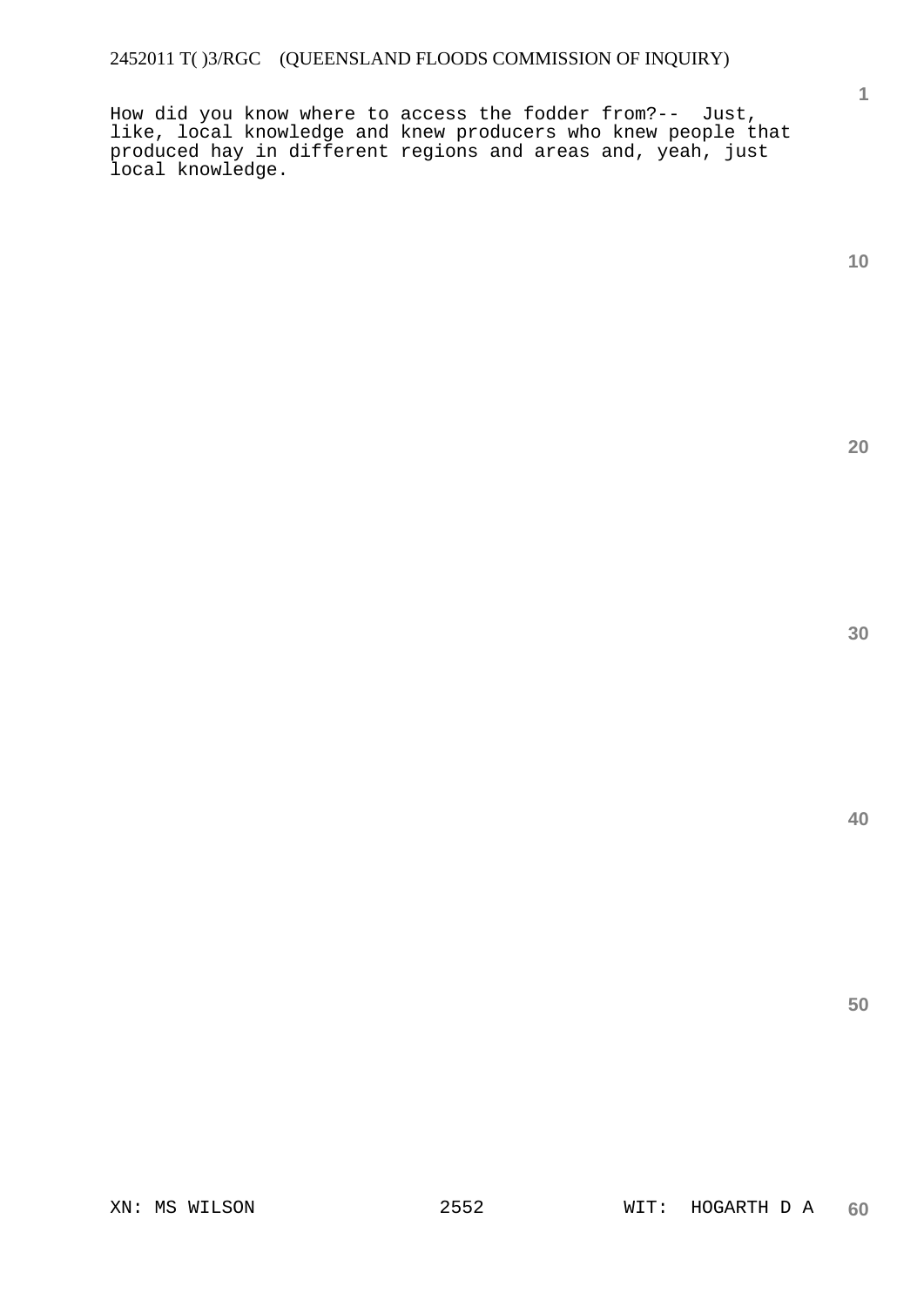How did you know where to access the fodder from?-- Just, like, local knowledge and knew producers who knew people that produced hay in different regions and areas and, yeah, just local knowledge.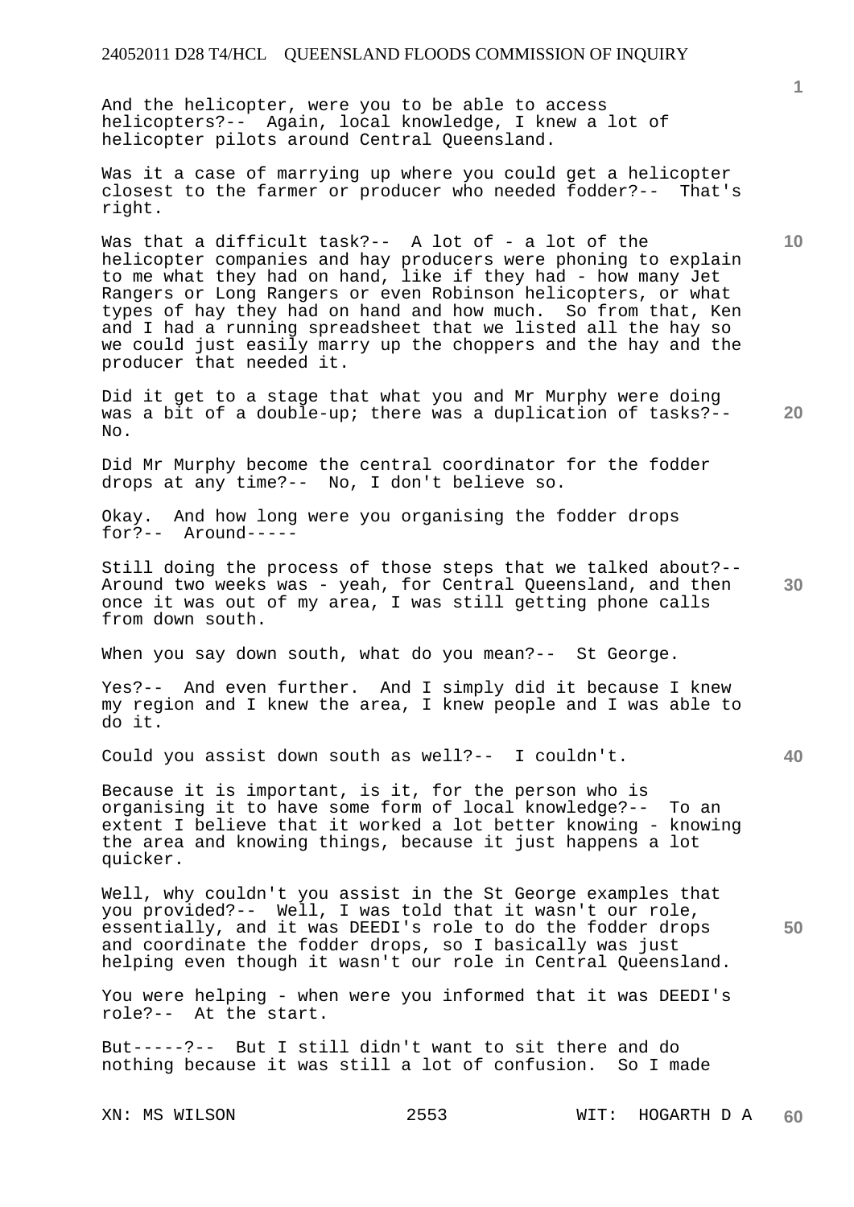And the helicopter, were you to be able to access helicopters?-- Again, local knowledge, I knew a lot of helicopter pilots around Central Queensland.

Was it a case of marrying up where you could get a helicopter closest to the farmer or producer who needed fodder?-- That's right.

Was that a difficult task?-- A lot of - a lot of the helicopter companies and hay producers were phoning to explain to me what they had on hand, like if they had - how many Jet Rangers or Long Rangers or even Robinson helicopters, or what types of hay they had on hand and how much. So from that, Ken and I had a running spreadsheet that we listed all the hay so we could just easily marry up the choppers and the hay and the producer that needed it.

Did it get to a stage that what you and Mr Murphy were doing was a bit of a double-up; there was a duplication of tasks?-- No.

Did Mr Murphy become the central coordinator for the fodder drops at any time?-- No, I don't believe so.

Okay. And how long were you organising the fodder drops for?-- Around-----

Still doing the process of those steps that we talked about?-- Around two weeks was - yeah, for Central Queensland, and then once it was out of my area, I was still getting phone calls from down south.

When you say down south, what do you mean?-- St George.

Yes?-- And even further. And I simply did it because I knew my region and I knew the area, I knew people and I was able to do it.

Could you assist down south as well?-- I couldn't.

Because it is important, is it, for the person who is organising it to have some form of local knowledge?-- To an extent I believe that it worked a lot better knowing - knowing the area and knowing things, because it just happens a lot quicker.

Well, why couldn't you assist in the St George examples that you provided?-- Well, I was told that it wasn't our role, essentially, and it was DEEDI's role to do the fodder drops and coordinate the fodder drops, so I basically was just helping even though it wasn't our role in Central Queensland.

You were helping - when were you informed that it was DEEDI's role?-- At the start.

But-----?-- But I still didn't want to sit there and do nothing because it was still a lot of confusion. So I made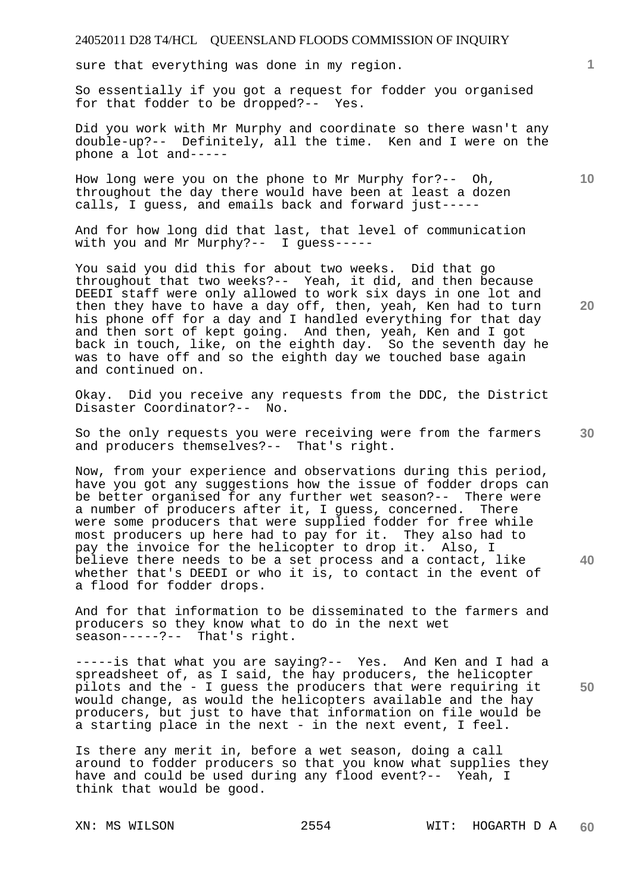sure that everything was done in my region.

So essentially if you got a request for fodder you organised for that fodder to be dropped?-- Yes.

Did you work with Mr Murphy and coordinate so there wasn't any double-up?-- Definitely, all the time. Ken and I were on the phone a lot and-----

How long were you on the phone to Mr Murphy for?-- Oh, throughout the day there would have been at least a dozen calls, I guess, and emails back and forward just-----

And for how long did that last, that level of communication with you and Mr Murphy?-- I guess-----

You said you did this for about two weeks. Did that go throughout that two weeks?-- Yeah, it did, and then because DEEDI staff were only allowed to work six days in one lot and then they have to have a day off, then, yeah, Ken had to turn his phone off for a day and I handled everything for that day and then sort of kept going. And then, yeah, Ken and I got back in touch, like, on the eighth day. So the seventh day he was to have off and so the eighth day we touched base again and continued on.

Okay. Did you receive any requests from the DDC, the District Disaster Coordinator?-- No.

So the only requests you were receiving were from the farmers and producers themselves?-- That's right.

Now, from your experience and observations during this period, have you got any suggestions how the issue of fodder drops can be better organised for any further wet season?-- There were a number of producers after it, I guess, concerned. There were some producers that were supplied fodder for free while most producers up here had to pay for it. They also had to pay the invoice for the helicopter to drop it. Also, I believe there needs to be a set process and a contact, like whether that's DEEDI or who it is, to contact in the event of a flood for fodder drops.

And for that information to be disseminated to the farmers and producers so they know what to do in the next wet season-----?-- That's right.

-----is that what you are saying?-- Yes. And Ken and I had a spreadsheet of, as I said, the hay producers, the helicopter pilots and the - I guess the producers that were requiring it would change, as would the helicopters available and the hay producers, but just to have that information on file would be a starting place in the next - in the next event, I feel.

Is there any merit in, before a wet season, doing a call around to fodder producers so that you know what supplies they have and could be used during any flood event?-- Yeah, I think that would be good.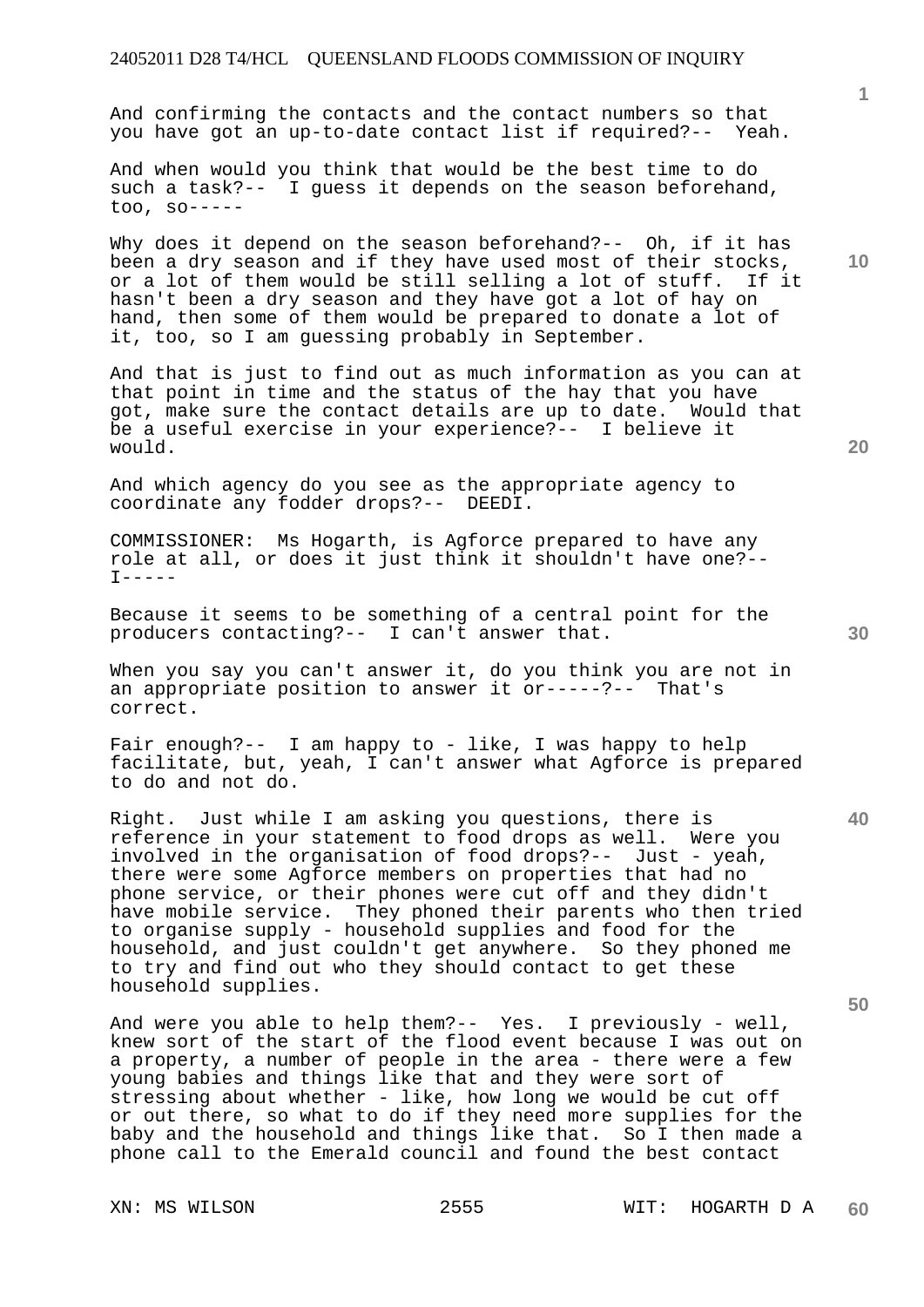And confirming the contacts and the contact numbers so that you have got an up-to-date contact list if required?-- Yeah.

And when would you think that would be the best time to do such a task?-- I guess it depends on the season beforehand, too, so-----

Why does it depend on the season beforehand?-- Oh, if it has been a dry season and if they have used most of their stocks, or a lot of them would be still selling a lot of stuff. If it hasn't been a dry season and they have got a lot of hay on hand, then some of them would be prepared to donate a lot of it, too, so I am guessing probably in September.

And that is just to find out as much information as you can at that point in time and the status of the hay that you have got, make sure the contact details are up to date. Would that be a useful exercise in your experience?-- I believe it would.

And which agency do you see as the appropriate agency to coordinate any fodder drops?-- DEEDI.

COMMISSIONER: Ms Hogarth, is Agforce prepared to have any role at all, or does it just think it shouldn't have one?-- I-----

Because it seems to be something of a central point for the producers contacting?-- I can't answer that.

When you say you can't answer it, do you think you are not in an appropriate position to answer it or-----?-- That's correct.

Fair enough?-- I am happy to - like, I was happy to help facilitate, but, yeah, I can't answer what Agforce is prepared to do and not do.

Right. Just while I am asking you questions, there is reference in your statement to food drops as well. Were you involved in the organisation of food drops?-- Just - yeah, there were some Agforce members on properties that had no phone service, or their phones were cut off and they didn't have mobile service. They phoned their parents who then tried to organise supply - household supplies and food for the household, and just couldn't get anywhere. So they phoned me to try and find out who they should contact to get these household supplies.

And were you able to help them?-- Yes. I previously - well, knew sort of the start of the flood event because I was out on a property, a number of people in the area - there were a few young babies and things like that and they were sort of stressing about whether - like, how long we would be cut off or out there, so what to do if they need more supplies for the baby and the household and things like that. So I then made a phone call to the Emerald council and found the best contact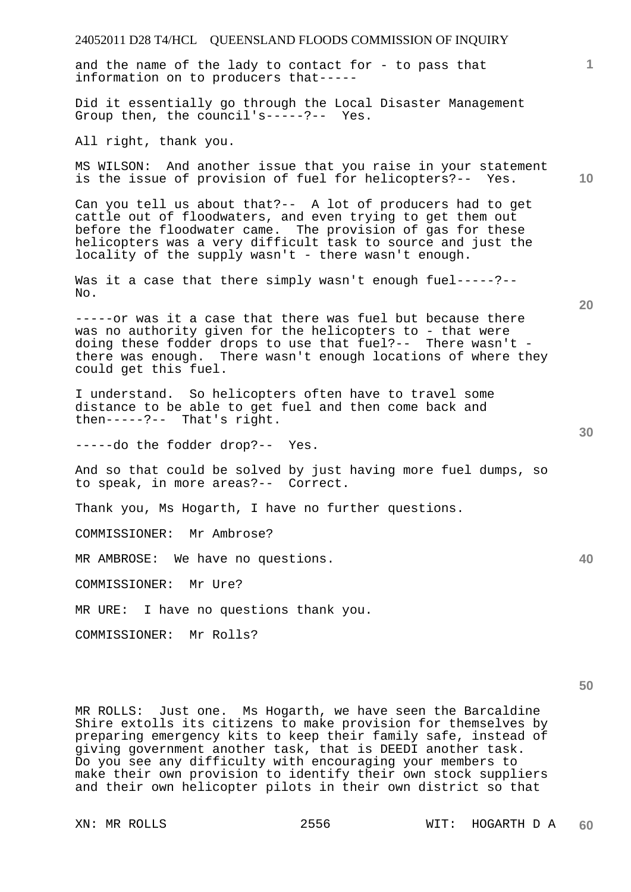and the name of the lady to contact for - to pass that information on to producers that-----

Did it essentially go through the Local Disaster Management Group then, the council's-----?-- Yes.

All right, thank you.

MS WILSON: And another issue that you raise in your statement is the issue of provision of fuel for helicopters?-- Yes.

Can you tell us about that?-- A lot of producers had to get cattle out of floodwaters, and even trying to get them out before the floodwater came. The provision of gas for these helicopters was a very difficult task to source and just the locality of the supply wasn't - there wasn't enough.

Was it a case that there simply wasn't enough fuel-----?-- No.

-----or was it a case that there was fuel but because there was no authority given for the helicopters to - that were doing these fodder drops to use that fuel?-- There wasn't - there was enough. There wasn't enough locations of where they could get this fuel.

I understand. So helicopters often have to travel some distance to be able to get fuel and then come back and then-----?-- That's right.

-----do the fodder drop?-- Yes.

And so that could be solved by just having more fuel dumps, so to speak, in more areas?-- Correct.

Thank you, Ms Hogarth, I have no further questions.

COMMISSIONER: Mr Ambrose?

MR AMBROSE: We have no questions.

COMMISSIONER: Mr Ure?

MR URE: I have no questions thank you.

COMMISSIONER: Mr Rolls?

MR ROLLS: Just one. Ms Hogarth, we have seen the Barcaldine Shire extolls its citizens to make provision for themselves by preparing emergency kits to keep their family safe, instead of giving government another task, that is DEEDI another task. Do you see any difficulty with encouraging your members to make their own provision to identify their own stock suppliers and their own helicopter pilots in their own district so that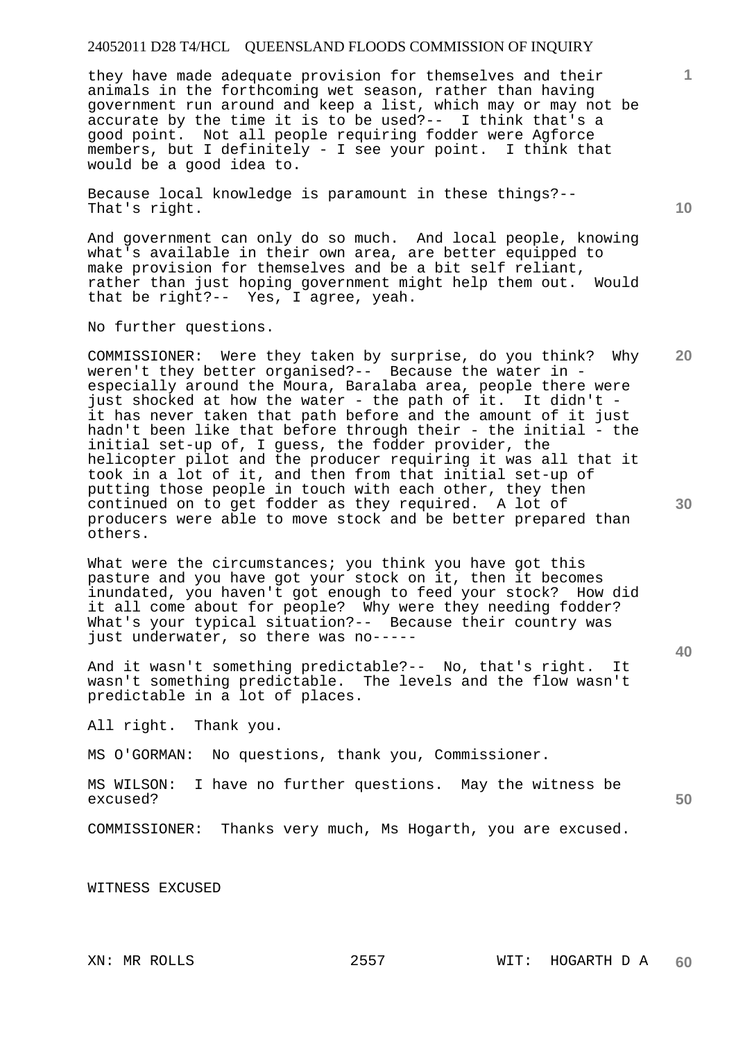they have made adequate provision for themselves and their animals in the forthcoming wet season, rather than having government run around and keep a list, which may or may not be accurate by the time it is to be used?-- I think that's a good point. Not all people requiring fodder were Agforce members, but I definitely - I see your point. I think that would be a good idea to.

Because local knowledge is paramount in these things?-- That's right.

And government can only do so much. And local people, knowing what's available in their own area, are better equipped to make provision for themselves and be a bit self reliant, rather than just hoping government might help them out. Would that be right?-- Yes, I agree, yeah.

No further questions.

COMMISSIONER: Were they taken by surprise, do you think? Why weren't they better organised?-- Because the water in - especially around the Moura, Baralaba area, people there were just shocked at how the water - the path of it. It didn't - it has never taken that path before and the amount of it just hadn't been like that before through their - the initial - the initial set-up of, I guess, the fodder provider, the helicopter pilot and the producer requiring it was all that it took in a lot of it, and then from that initial set-up of putting those people in touch with each other, they then continued on to get fodder as they required. A lot of producers were able to move stock and be better prepared than others.

What were the circumstances; you think you have got this pasture and you have got your stock on it, then it becomes inundated, you haven't got enough to feed your stock? How did it all come about for people? Why were they needing fodder? What's your typical situation?-- Because their country was just underwater, so there was no-----

And it wasn't something predictable?-- No, that's right. It wasn't something predictable. The levels and the flow wasn't predictable in a lot of places.

All right. Thank you.

MS O'GORMAN: No questions, thank you, Commissioner.

MS WILSON: I have no further questions. May the witness be excused?

COMMISSIONER: Thanks very much, Ms Hogarth, you are excused.

WITNESS EXCUSED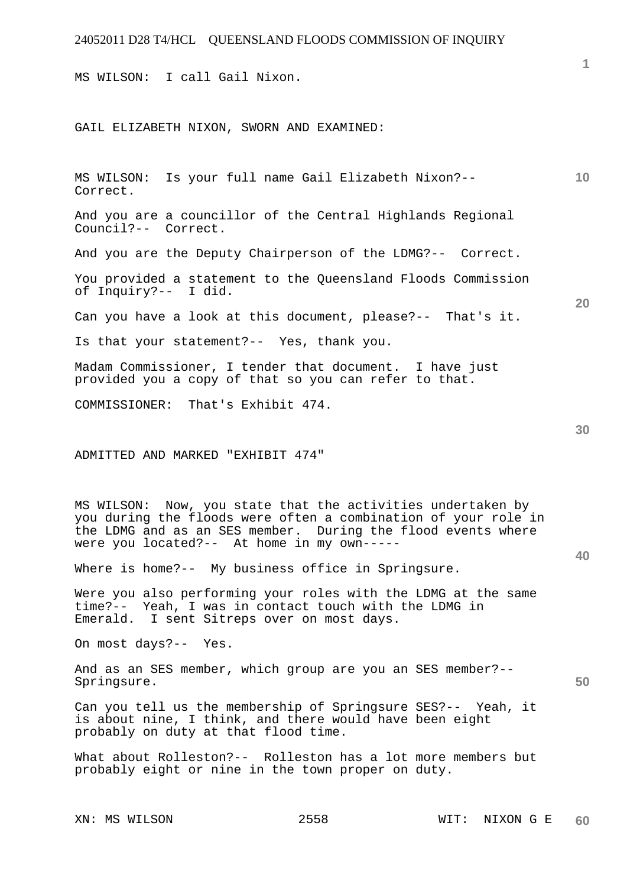MS WILSON: I call Gail Nixon.

GAIL ELIZABETH NIXON, SWORN AND EXAMINED:

MS WILSON: Is your full name Gail Elizabeth Nixon?-- Correct.

And you are a councillor of the Central Highlands Regional Council?-- Correct.

And you are the Deputy Chairperson of the LDMG?-- Correct.

You provided a statement to the Queensland Floods Commission of Inquiry?-- I did.

Can you have a look at this document, please?-- That's it.

Is that your statement?-- Yes, thank you.

Madam Commissioner, I tender that document. I have just provided you a copy of that so you can refer to that.

COMMISSIONER: That's Exhibit 474.

ADMITTED AND MARKED "EXHIBIT 474"

MS WILSON: Now, you state that the activities undertaken by you during the floods were often a combination of your role in the LDMG and as an SES member. During the flood events where were you located?-- At home in my own-----

Where is home?-- My business office in Springsure.

Were you also performing your roles with the LDMG at the same time?-- Yeah, I was in contact touch with the LDMG in Emerald. I sent Sitreps over on most days.

On most days?-- Yes.

And as an SES member, which group are you an SES member?-- Springsure.

Can you tell us the membership of Springsure SES?-- Yeah, it is about nine, I think, and there would have been eight probably on duty at that flood time.

What about Rolleston?-- Rolleston has a lot more members but probably eight or nine in the town proper on duty.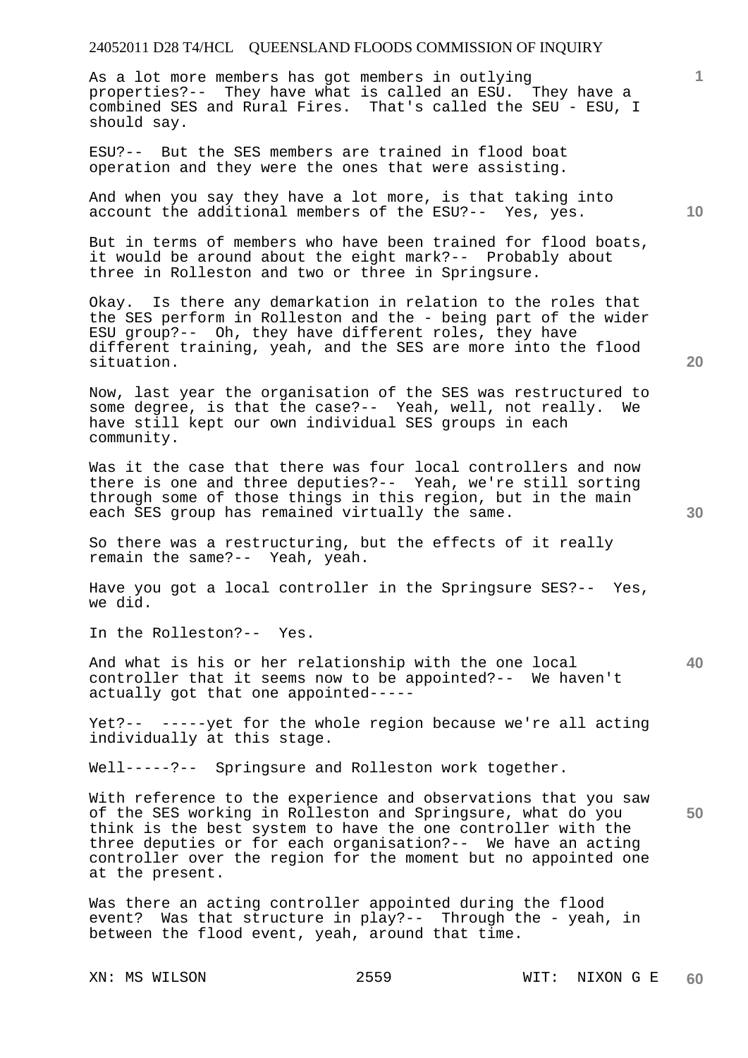As a lot more members has got members in outlying properties?-- They have what is called an ESU. They have a combined SES and Rural Fires. That's called the SEU - ESU, I should say.

ESU?-- But the SES members are trained in flood boat operation and they were the ones that were assisting.

And when you say they have a lot more, is that taking into account the additional members of the ESU?-- Yes, yes.

But in terms of members who have been trained for flood boats, it would be around about the eight mark?-- Probably about three in Rolleston and two or three in Springsure.

Okay. Is there any demarkation in relation to the roles that the SES perform in Rolleston and the - being part of the wider ESU group?-- Oh, they have different roles, they have different training, yeah, and the SES are more into the flood situation.

Now, last year the organisation of the SES was restructured to some degree, is that the case?-- Yeah, well, not really. We have still kept our own individual SES groups in each community.

Was it the case that there was four local controllers and now there is one and three deputies?-- Yeah, we're still sorting through some of those things in this region, but in the main each SES group has remained virtually the same.

So there was a restructuring, but the effects of it really remain the same?-- Yeah, yeah.

Have you got a local controller in the Springsure SES?-- Yes, we did.

In the Rolleston?-- Yes.

And what is his or her relationship with the one local controller that it seems now to be appointed?-- We haven't actually got that one appointed-----

Yet?-- -----yet for the whole region because we're all acting individually at this stage.

Well-----?-- Springsure and Rolleston work together.

With reference to the experience and observations that you saw of the SES working in Rolleston and Springsure, what do you think is the best system to have the one controller with the three deputies or for each organisation?-- We have an acting controller over the region for the moment but no appointed one at the present.

Was there an acting controller appointed during the flood event? Was that structure in play?-- Through the - yeah, in between the flood event, yeah, around that time.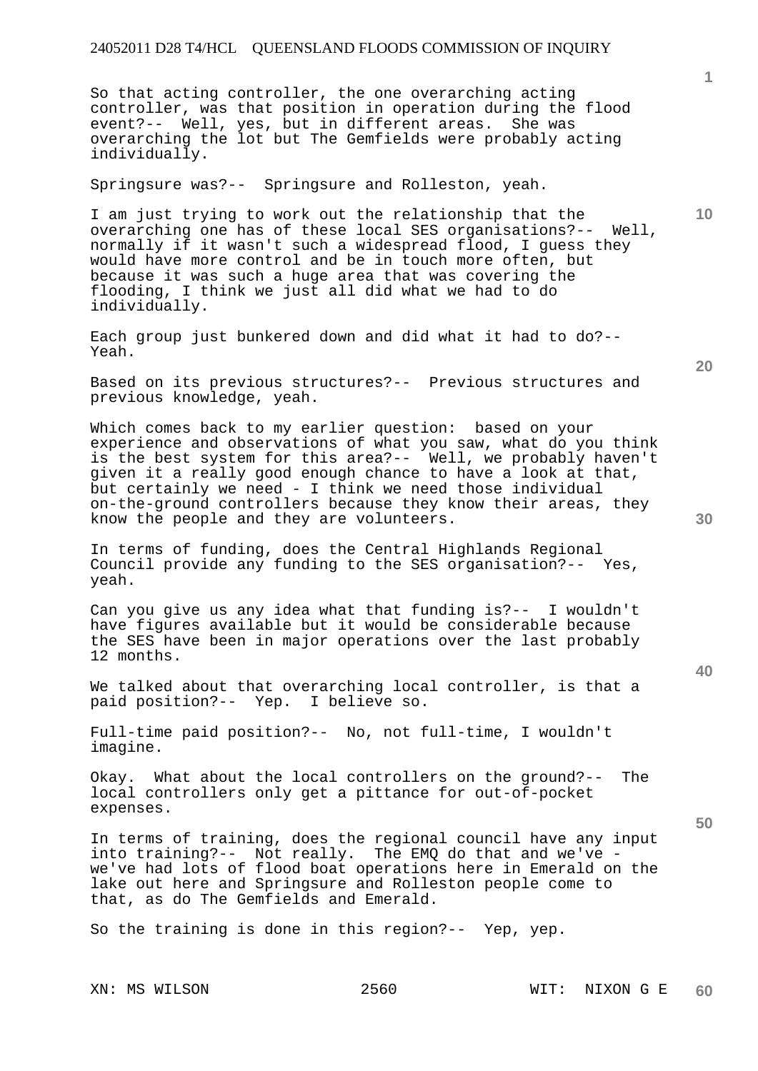So that acting controller, the one overarching acting controller, was that position in operation during the flood event?-- Well, yes, but in different areas. She was overarching the lot but The Gemfields were probably acting individually.

Springsure was?-- Springsure and Rolleston, yeah.

I am just trying to work out the relationship that the overarching one has of these local SES organisations?-- Well, normally if it wasn't such a widespread flood, I guess they would have more control and be in touch more often, but because it was such a huge area that was covering the flooding, I think we just all did what we had to do individually.

Each group just bunkered down and did what it had to do?-- Yeah.

Based on its previous structures?-- Previous structures and previous knowledge, yeah.

Which comes back to my earlier question: based on your experience and observations of what you saw, what do you think is the best system for this area?-- Well, we probably haven't given it a really good enough chance to have a look at that, but certainly we need - I think we need those individual on-the-ground controllers because they know their areas, they know the people and they are volunteers.

In terms of funding, does the Central Highlands Regional Council provide any funding to the SES organisation?-- Yes, yeah.

Can you give us any idea what that funding is?-- I wouldn't have figures available but it would be considerable because the SES have been in major operations over the last probably 12 months.

We talked about that overarching local controller, is that a paid position?-- Yep. I believe so.

Full-time paid position?-- No, not full-time, I wouldn't imagine.

Okay. What about the local controllers on the ground?-- The local controllers only get a pittance for out-of-pocket expenses.

In terms of training, does the regional council have any input into training?-- Not really. The EMQ do that and we've - we've had lots of flood boat operations here in Emerald on the lake out here and Springsure and Rolleston people come to that, as do The Gemfields and Emerald.

So the training is done in this region?-- Yep, yep.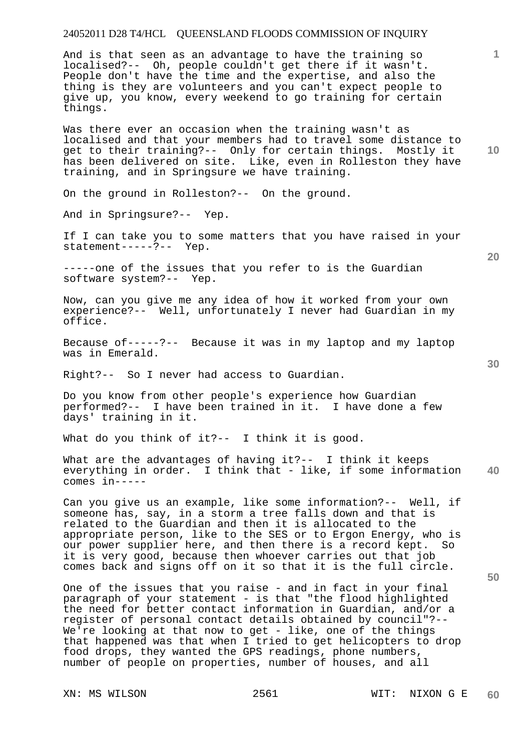And is that seen as an advantage to have the training so localised?-- Oh, people couldn't get there if it wasn't. People don't have the time and the expertise, and also the thing is they are volunteers and you can't expect people to give up, you know, every weekend to go training for certain things.

Was there ever an occasion when the training wasn't as localised and that your members had to travel some distance to get to their training?-- Only for certain things. Mostly it has been delivered on site. Like, even in Rolleston they have training, and in Springsure we have training.

On the ground in Rolleston?-- On the ground.

And in Springsure?-- Yep.

If I can take you to some matters that you have raised in your statement-----?-- Yep.

-----one of the issues that you refer to is the Guardian software system?-- Yep.

Now, can you give me any idea of how it worked from your own experience?-- Well, unfortunately I never had Guardian in my office.

Because of-----?-- Because it was in my laptop and my laptop was in Emerald.

Right?-- So I never had access to Guardian.

Do you know from other people's experience how Guardian performed?-- I have been trained in it. I have done a few days' training in it.

What do you think of it?-- I think it is good.

What are the advantages of having it?-- I think it keeps everything in order. I think that - like, if some information comes in-----

Can you give us an example, like some information?-- Well, if someone has, say, in a storm a tree falls down and that is related to the Guardian and then it is allocated to the appropriate person, like to the SES or to Ergon Energy, who is our power supplier here, and then there is a record kept. So it is very good, because then whoever carries out that job comes back and signs off on it so that it is the full circle.

One of the issues that you raise - and in fact in your final paragraph of your statement - is that "the flood highlighted the need for better contact information in Guardian, and/or a register of personal contact details obtained by council"?-- We're looking at that now to get - like, one of the things that happened was that when I tried to get helicopters to drop food drops, they wanted the GPS readings, phone numbers, number of people on properties, number of houses, and all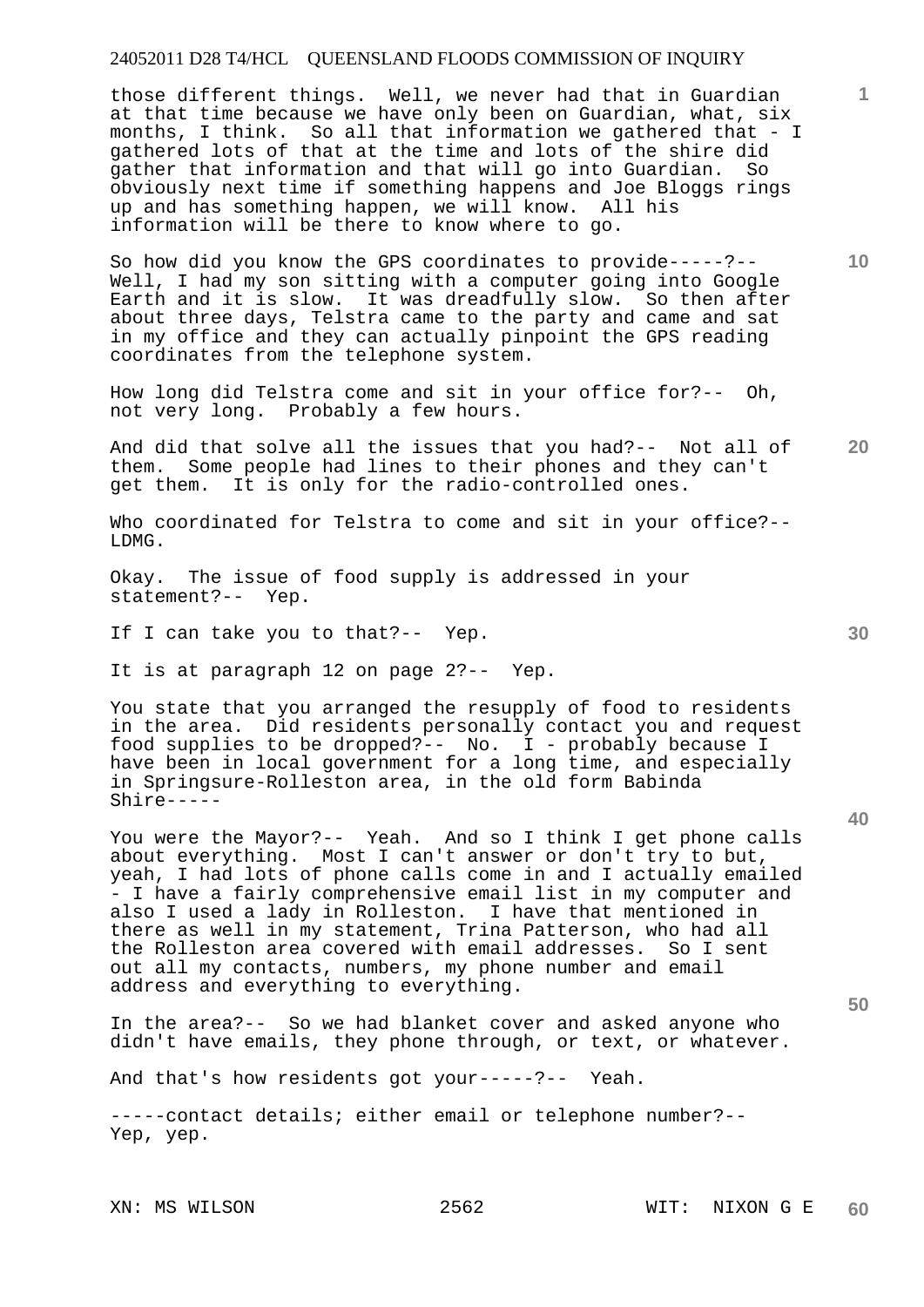those different things. Well, we never had that in Guardian at that time because we have only been on Guardian, what, six months, I think. So all that information we gathered that - I gathered lots of that at the time and lots of the shire did gather that information and that will go into Guardian. So obviously next time if something happens and Joe Bloggs rings up and has something happen, we will know. All his information will be there to know where to go.

So how did you know the GPS coordinates to provide-----?-- Well, I had my son sitting with a computer going into Google Earth and it is slow. It was dreadfully slow. So then after about three days, Telstra came to the party and came and sat in my office and they can actually pinpoint the GPS reading coordinates from the telephone system.

How long did Telstra come and sit in your office for?-- Oh, not very long. Probably a few hours.

And did that solve all the issues that you had?-- Not all of them. Some people had lines to their phones and they can't get them. It is only for the radio-controlled ones.

Who coordinated for Telstra to come and sit in your office?-- LDMG.

Okay. The issue of food supply is addressed in your statement?-- Yep.

If I can take you to that?-- Yep.

It is at paragraph 12 on page 2?-- Yep.

You state that you arranged the resupply of food to residents in the area. Did residents personally contact you and request food supplies to be dropped?-- No. I - probably because I have been in local government for a long time, and especially in Springsure-Rolleston area, in the old form Babinda Shire-----

You were the Mayor?-- Yeah. And so I think I get phone calls about everything. Most I can't answer or don't try to but, yeah, I had lots of phone calls come in and I actually emailed - I have a fairly comprehensive email list in my computer and also I used a lady in Rolleston. I have that mentioned in there as well in my statement, Trina Patterson, who had all the Rolleston area covered with email addresses. So I sent out all my contacts, numbers, my phone number and email address and everything to everything.

In the area?-- So we had blanket cover and asked anyone who didn't have emails, they phone through, or text, or whatever.

And that's how residents got your-----?-- Yeah.

-----contact details; either email or telephone number?-- Yep, yep.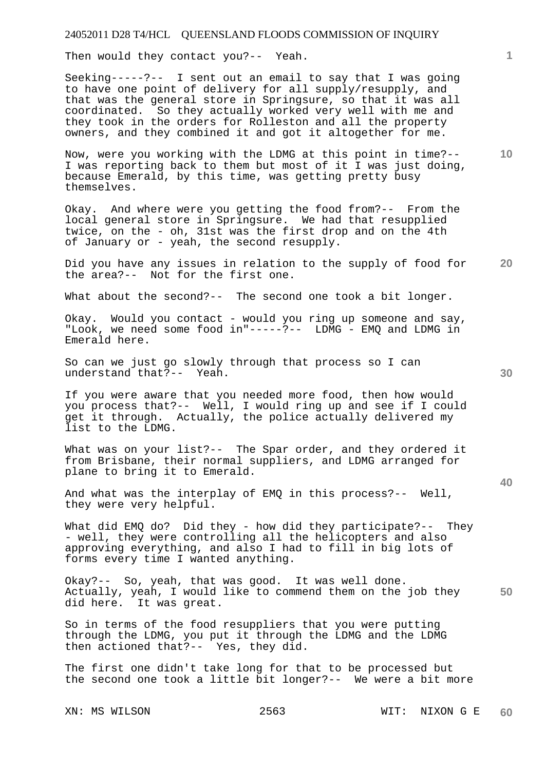Then would they contact you?-- Yeah.

Seeking-----?-- I sent out an email to say that I was going to have one point of delivery for all supply/resupply, and that was the general store in Springsure, so that it was all coordinated. So they actually worked very well with me and they took in the orders for Rolleston and all the property owners, and they combined it and got it altogether for me.

Now, were you working with the LDMG at this point in time?-- I was reporting back to them but most of it I was just doing, because Emerald, by this time, was getting pretty busy themselves.

Okay. And where were you getting the food from?-- From the local general store in Springsure. We had that resupplied twice, on the - oh, 31st was the first drop and on the 4th of January or - yeah, the second resupply.

Did you have any issues in relation to the supply of food for the area?-- Not for the first one.

What about the second?-- The second one took a bit longer.

Okay. Would you contact - would you ring up someone and say, "Look, we need some food in"-----?-- LDMG - EMQ and LDMG in Emerald here.

So can we just go slowly through that process so I can understand that?-- Yeah.

If you were aware that you needed more food, then how would you process that?-- Well, I would ring up and see if I could get it through. Actually, the police actually delivered my list to the LDMG.

What was on your list?-- The Spar order, and they ordered it from Brisbane, their normal suppliers, and LDMG arranged for plane to bring it to Emerald.

And what was the interplay of EMQ in this process?-- Well, they were very helpful.

What did EMQ do? Did they - how did they participate?-- They - well, they were controlling all the helicopters and also approving everything, and also I had to fill in big lots of forms every time I wanted anything.

Okay?-- So, yeah, that was good. It was well done. Actually, yeah, I would like to commend them on the job they did here. It was great.

So in terms of the food resuppliers that you were putting through the LDMG, you put it through the LDMG and the LDMG then actioned that?-- Yes, they did.

The first one didn't take long for that to be processed but the second one took a little bit longer?-- We were a bit more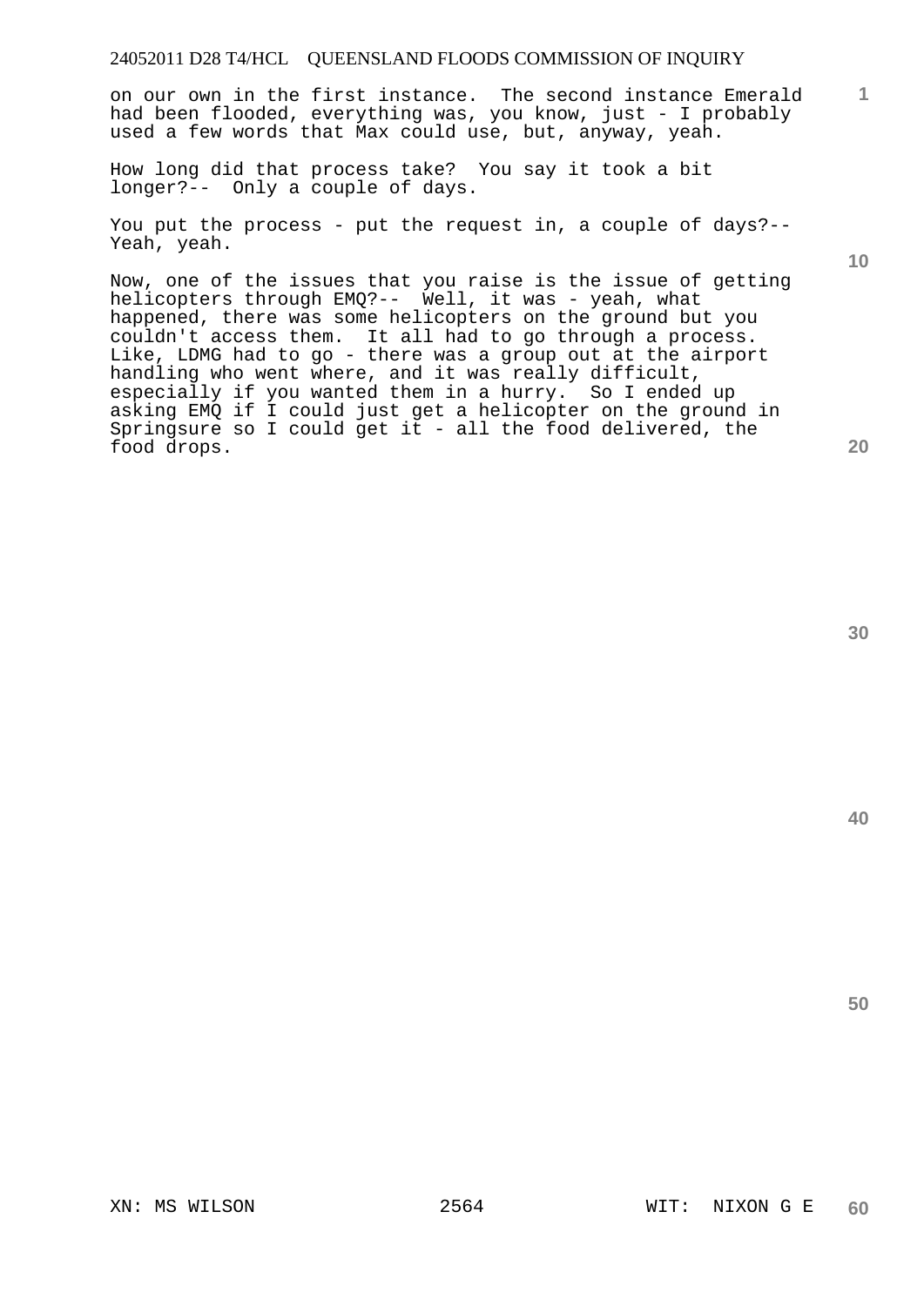on our own in the first instance. The second instance Emerald had been flooded, everything was, you know, just - I probably used a few words that Max could use, but, anyway, yeah.

How long did that process take? You say it took a bit longer?-- Only a couple of days.

You put the process - put the request in, a couple of days?-- Yeah, yeah.

Now, one of the issues that you raise is the issue of getting helicopters through EMQ?-- Well, it was - yeah, what happened, there was some helicopters on the ground but you couldn't access them. It all had to go through a process. Like, LDMG had to go - there was a group out at the airport handling who went where, and it was really difficult, especially if you wanted them in a hurry. So I ended up asking EMQ if I could just get a helicopter on the ground in Springsure so I could get it - all the food delivered, the food drops.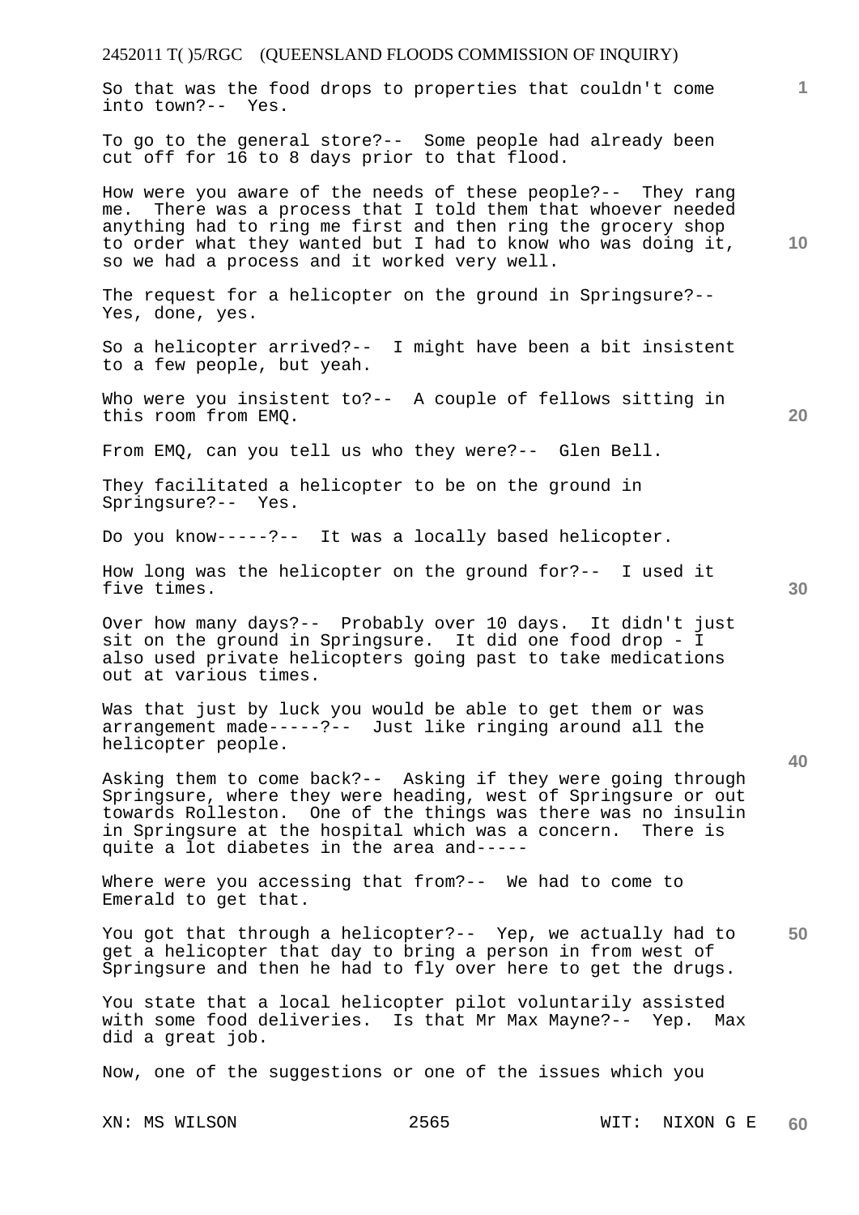So that was the food drops to properties that couldn't come into town?-- Yes.

To go to the general store?-- Some people had already been cut off for 16 to 8 days prior to that flood.

How were you aware of the needs of these people?-- They rang me. There was a process that I told them that whoever needed anything had to ring me first and then ring the grocery shop to order what they wanted but I had to know who was doing it, so we had a process and it worked very well.

The request for a helicopter on the ground in Springsure?-- Yes, done, yes.

So a helicopter arrived?-- I might have been a bit insistent to a few people, but yeah.

Who were you insistent to?-- A couple of fellows sitting in this room from EMQ.

From EMQ, can you tell us who they were?-- Glen Bell.

They facilitated a helicopter to be on the ground in Springsure?-- Yes.

Do you know-----?-- It was a locally based helicopter.

How long was the helicopter on the ground for?-- I used it five times.

Over how many days?-- Probably over 10 days. It didn't just sit on the ground in Springsure. It did one food drop - I also used private helicopters going past to take medications out at various times.

Was that just by luck you would be able to get them or was arrangement made-----?-- Just like ringing around all the helicopter people.

Asking them to come back?-- Asking if they were going through Springsure, where they were heading, west of Springsure or out towards Rolleston. One of the things was there was no insulin in Springsure at the hospital which was a concern. There is quite a lot diabetes in the area and-----

Where were you accessing that from?-- We had to come to Emerald to get that.

You got that through a helicopter?-- Yep, we actually had to get a helicopter that day to bring a person in from west of Springsure and then he had to fly over here to get the drugs.

You state that a local helicopter pilot voluntarily assisted with some food deliveries. Is that Mr Max Mayne?-- Yep. Max did a great job.

Now, one of the suggestions or one of the issues which you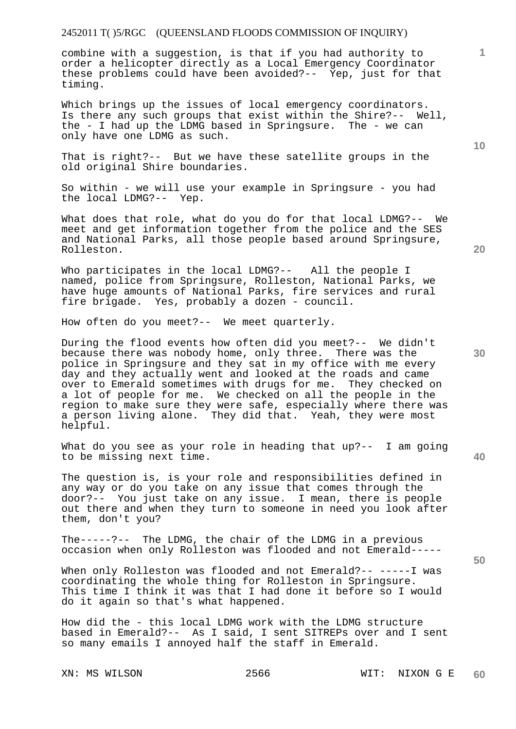combine with a suggestion, is that if you had authority to order a helicopter directly as a Local Emergency Coordinator these problems could have been avoided?-- Yep, just for that timing.

Which brings up the issues of local emergency coordinators. Is there any such groups that exist within the Shire?-- Well, the - I had up the LDMG based in Springsure. The - we can only have one LDMG as such.

That is right?-- But we have these satellite groups in the old original Shire boundaries.

So within - we will use your example in Springsure - you had the local LDMG?-- Yep.

What does that role, what do you do for that local LDMG?-- We meet and get information together from the police and the SES and National Parks, all those people based around Springsure, Rolleston.

Who participates in the local LDMG?-- All the people I named, police from Springsure, Rolleston, National Parks, we have huge amounts of National Parks, fire services and rural fire brigade. Yes, probably a dozen - council.

How often do you meet?-- We meet quarterly.

During the flood events how often did you meet?-- We didn't because there was nobody home, only three. There was the police in Springsure and they sat in my office with me every day and they actually went and looked at the roads and came over to Emerald sometimes with drugs for me. They checked on a lot of people for me. We checked on all the people in the region to make sure they were safe, especially where there was a person living alone. They did that. Yeah, they were most helpful.

What do you see as your role in heading that up?-- I am going to be missing next time.

The question is, is your role and responsibilities defined in any way or do you take on any issue that comes through the door?-- You just take on any issue. I mean, there is people out there and when they turn to someone in need you look after them, don't you?

The-----?-- The LDMG, the chair of the LDMG in a previous occasion when only Rolleston was flooded and not Emerald-----

When only Rolleston was flooded and not Emerald?-- -----I was coordinating the whole thing for Rolleston in Springsure. This time I think it was that I had done it before so I would do it again so that's what happened.

How did the - this local LDMG work with the LDMG structure based in Emerald?-- As I said, I sent SITREPs over and I sent so many emails I annoyed half the staff in Emerald.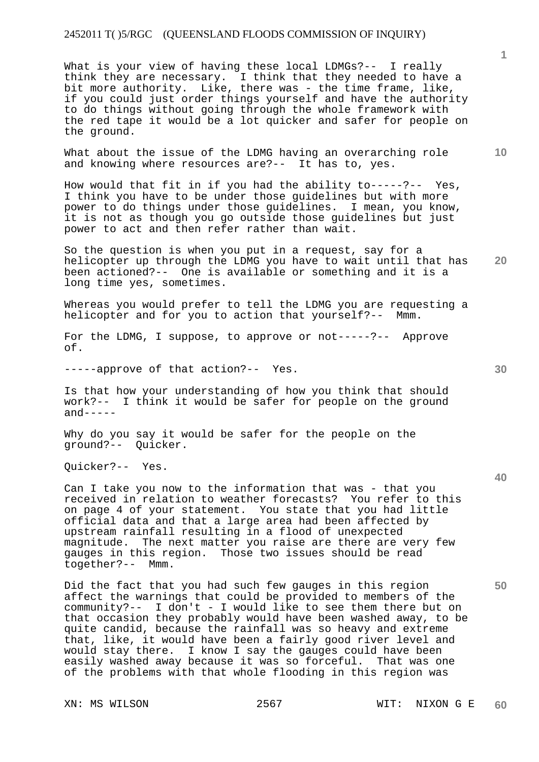What is your view of having these local LDMGs?-- I really think they are necessary. I think that they needed to have a bit more authority. Like, there was - the time frame, like, if you could just order things yourself and have the authority to do things without going through the whole framework with the red tape it would be a lot quicker and safer for people on the ground.

What about the issue of the LDMG having an overarching role and knowing where resources are?-- It has to, yes.

How would that fit in if you had the ability to-----?-- Yes, I think you have to be under those guidelines but with more power to do things under those guidelines. I mean, you know, it is not as though you go outside those guidelines but just power to act and then refer rather than wait.

So the question is when you put in a request, say for a helicopter up through the LDMG you have to wait until that has been actioned?-- One is available or something and it is a long time yes, sometimes.

Whereas you would prefer to tell the LDMG you are requesting a helicopter and for you to action that yourself?-- Mmm.

For the LDMG, I suppose, to approve or not-----?-- Approve of.

-----approve of that action?-- Yes.

Is that how your understanding of how you think that should work?-- I think it would be safer for people on the ground and-----

Why do you say it would be safer for the people on the ground?-- Quicker.

Quicker?-- Yes.

Can I take you now to the information that was - that you received in relation to weather forecasts? You refer to this on page 4 of your statement. You state that you had little official data and that a large area had been affected by upstream rainfall resulting in a flood of unexpected magnitude. The next matter you raise are there are very few gauges in this region. Those two issues should be read together?-- Mmm.

Did the fact that you had such few gauges in this region affect the warnings that could be provided to members of the community?-- I don't - I would like to see them there but on that occasion they probably would have been washed away, to be quite candid, because the rainfall was so heavy and extreme that, like, it would have been a fairly good river level and would stay there. I know I say the gauges could have been easily washed away because it was so forceful. That was one of the problems with that whole flooding in this region was

XN: MS WILSON WIT: NIXON G E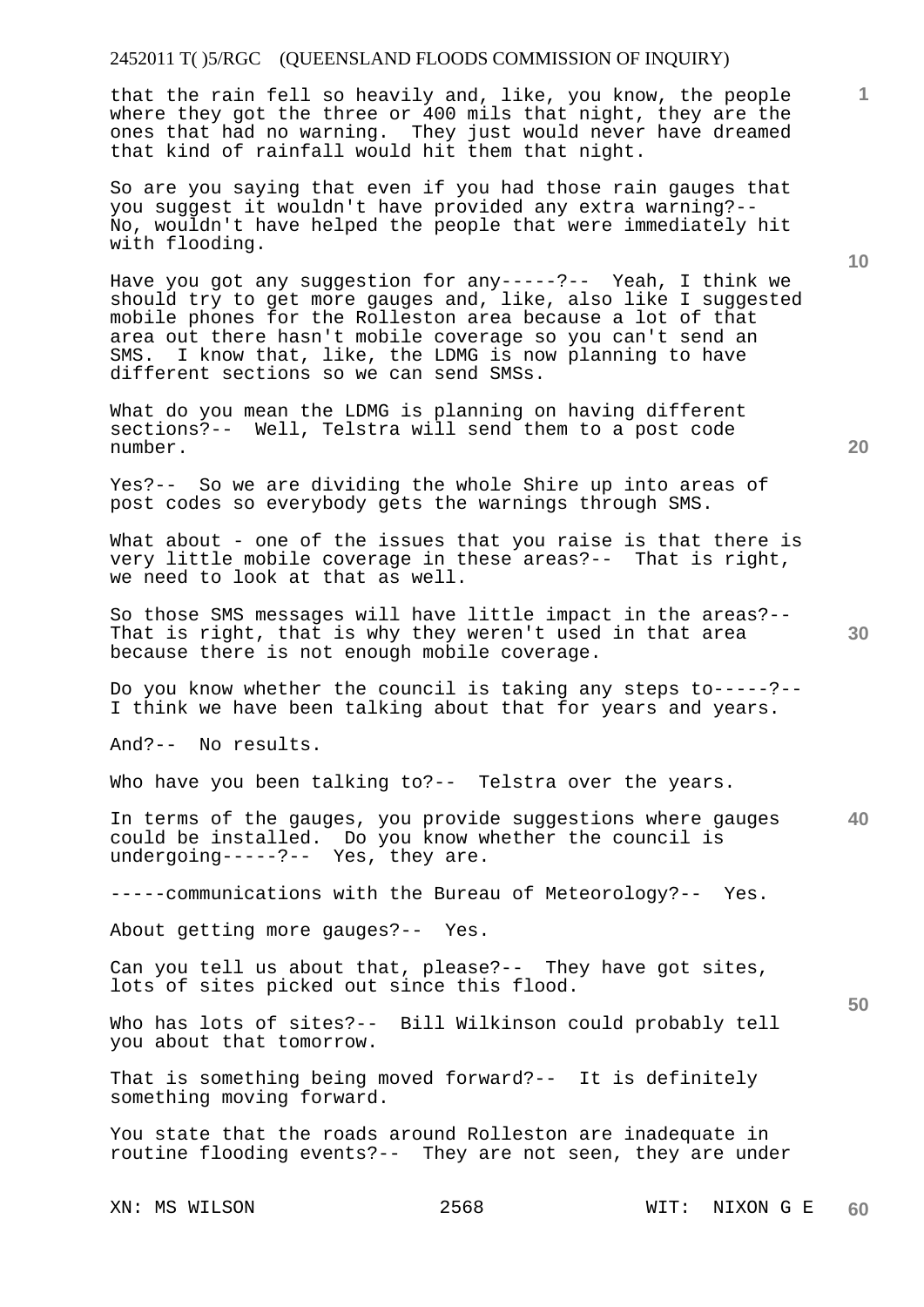that the rain fell so heavily and, like, you know, the people where they got the three or 400 mils that night, they are the ones that had no warning. They just would never have dreamed that kind of rainfall would hit them that night.

So are you saying that even if you had those rain gauges that you suggest it wouldn't have provided any extra warning?-- No, wouldn't have helped the people that were immediately hit with flooding.

Have you got any suggestion for any-----?-- Yeah, I think we should try to get more gauges and, like, also like I suggested mobile phones for the Rolleston area because a lot of that area out there hasn't mobile coverage so you can't send an SMS. I know that, like, the LDMG is now planning to have different sections so we can send SMSs.

What do you mean the LDMG is planning on having different sections?-- Well, Telstra will send them to a post code number.

Yes?-- So we are dividing the whole Shire up into areas of post codes so everybody gets the warnings through SMS.

What about - one of the issues that you raise is that there is very little mobile coverage in these areas?-- That is right, we need to look at that as well.

So those SMS messages will have little impact in the areas?-- That is right, that is why they weren't used in that area because there is not enough mobile coverage.

Do you know whether the council is taking any steps to-----?-- I think we have been talking about that for years and years.

And?-- No results.

Who have you been talking to?-- Telstra over the years.

In terms of the gauges, you provide suggestions where gauges could be installed. Do you know whether the council is undergoing-----?-- Yes, they are.

-----communications with the Bureau of Meteorology?-- Yes.

About getting more gauges?-- Yes.

Can you tell us about that, please?-- They have got sites, lots of sites picked out since this flood.

Who has lots of sites?-- Bill Wilkinson could probably tell you about that tomorrow.

That is something being moved forward?-- It is definitely something moving forward.

You state that the roads around Rolleston are inadequate in routine flooding events?-- They are not seen, they are under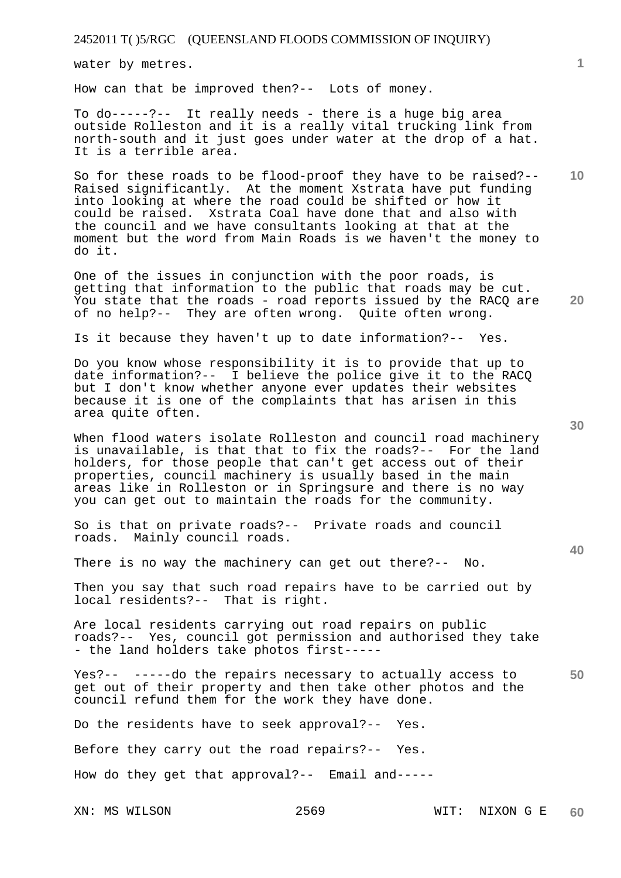water by metres.

How can that be improved then?-- Lots of money.

To do-----?-- It really needs - there is a huge big area outside Rolleston and it is a really vital trucking link from north-south and it just goes under water at the drop of a hat. It is a terrible area.

So for these roads to be flood-proof they have to be raised?-- Raised significantly. At the moment Xstrata have put funding into looking at where the road could be shifted or how it could be raised. Xstrata Coal have done that and also with the council and we have consultants looking at that at the moment but the word from Main Roads is we haven't the money to do it.

One of the issues in conjunction with the poor roads, is getting that information to the public that roads may be cut. You state that the roads - road reports issued by the RACQ are of no help?-- They are often wrong. Quite often wrong.

Is it because they haven't up to date information?-- Yes.

Do you know whose responsibility it is to provide that up to date information?-- I believe the police give it to the RACQ but I don't know whether anyone ever updates their websites because it is one of the complaints that has arisen in this area quite often.

When flood waters isolate Rolleston and council road machinery is unavailable, is that that to fix the roads?-- For the land holders, for those people that can't get access out of their properties, council machinery is usually based in the main areas like in Rolleston or in Springsure and there is no way you can get out to maintain the roads for the community.

So is that on private roads?-- Private roads and council roads. Mainly council roads.

There is no way the machinery can get out there?-- No.

Then you say that such road repairs have to be carried out by local residents?-- That is right.

Are local residents carrying out road repairs on public roads?-- Yes, council got permission and authorised they take - the land holders take photos first-----

Yes?-- -----do the repairs necessary to actually access to get out of their property and then take other photos and the council refund them for the work they have done.

Do the residents have to seek approval?-- Yes.

Before they carry out the road repairs?-- Yes.

How do they get that approval?-- Email and-----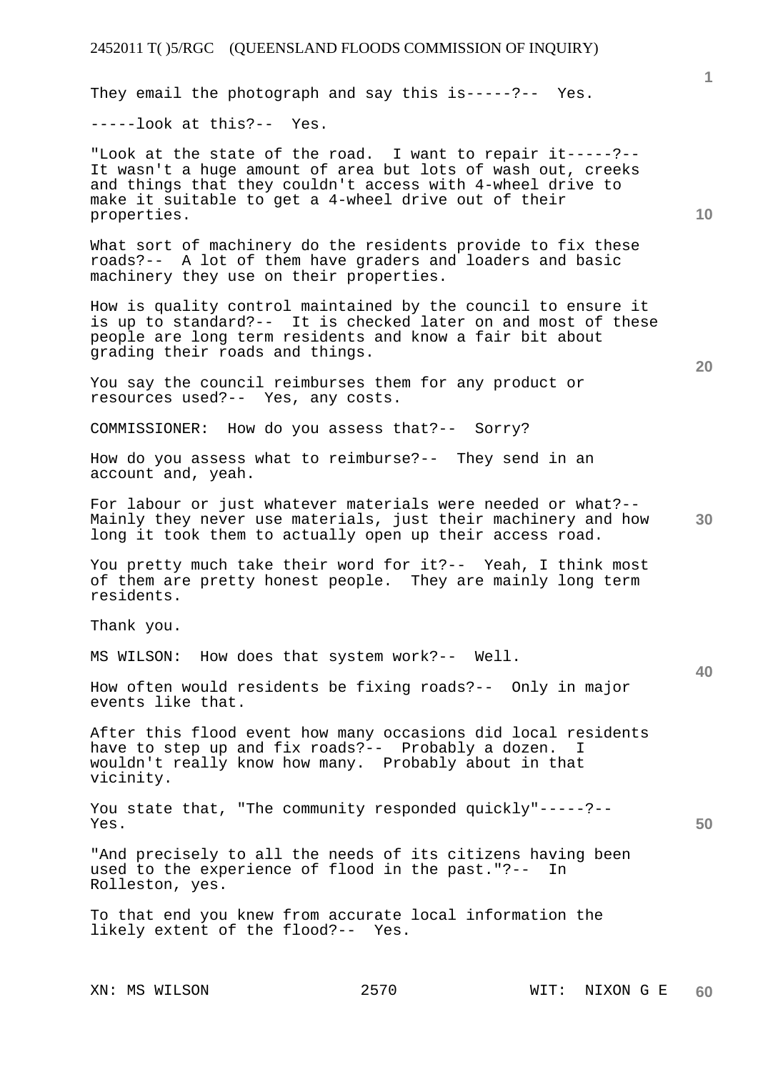They email the photograph and say this is-----?-- Yes.

-----look at this?-- Yes.

"Look at the state of the road. I want to repair it-----?-- It wasn't a huge amount of area but lots of wash out, creeks and things that they couldn't access with 4-wheel drive to make it suitable to get a 4-wheel drive out of their properties.

What sort of machinery do the residents provide to fix these roads?-- A lot of them have graders and loaders and basic machinery they use on their properties.

How is quality control maintained by the council to ensure it is up to standard?-- It is checked later on and most of these people are long term residents and know a fair bit about grading their roads and things.

You say the council reimburses them for any product or resources used?-- Yes, any costs.

COMMISSIONER: How do you assess that?-- Sorry?

How do you assess what to reimburse?-- They send in an account and, yeah.

For labour or just whatever materials were needed or what?-- Mainly they never use materials, just their machinery and how long it took them to actually open up their access road.

You pretty much take their word for it?-- Yeah, I think most of them are pretty honest people. They are mainly long term residents.

Thank you.

MS WILSON: How does that system work?-- Well.

How often would residents be fixing roads?-- Only in major events like that.

After this flood event how many occasions did local residents have to step up and fix roads?-- Probably a dozen. I wouldn't really know how many. Probably about in that vicinity.

You state that, "The community responded quickly"-----?-- Yes.

"And precisely to all the needs of its citizens having been used to the experience of flood in the past."?-- In Rolleston, yes.

To that end you knew from accurate local information the likely extent of the flood?-- Yes.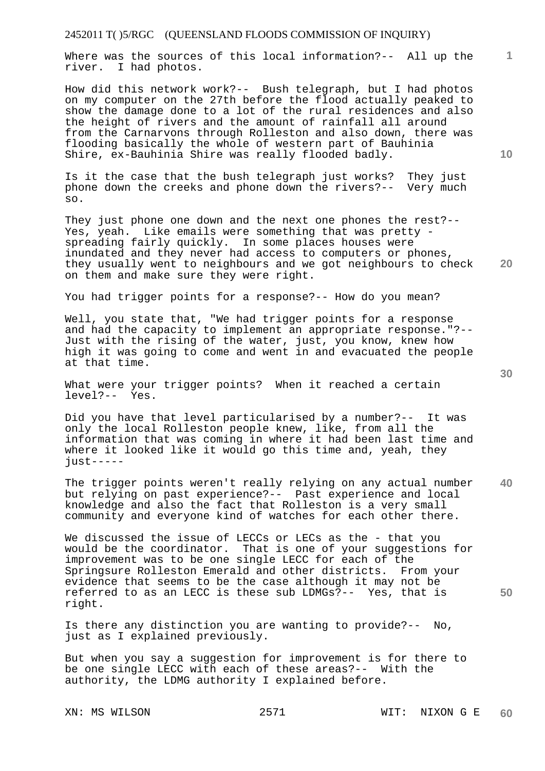Where was the sources of this local information?-- All up the river. I had photos.

How did this network work?-- Bush telegraph, but I had photos on my computer on the 27th before the flood actually peaked to show the damage done to a lot of the rural residences and also the height of rivers and the amount of rainfall all around from the Carnarvons through Rolleston and also down, there was flooding basically the whole of western part of Bauhinia Shire, ex-Bauhinia Shire was really flooded badly.

Is it the case that the bush telegraph just works? They just phone down the creeks and phone down the rivers?-- Very much so.

They just phone one down and the next one phones the rest?-- Yes, yeah. Like emails were something that was pretty - spreading fairly quickly. In some places houses were inundated and they never had access to computers or phones, they usually went to neighbours and we got neighbours to check on them and make sure they were right.

You had trigger points for a response?-- How do you mean?

Well, you state that, "We had trigger points for a response and had the capacity to implement an appropriate response."?-- Just with the rising of the water, just, you know, knew how high it was going to come and went in and evacuated the people at that time.

What were your trigger points? When it reached a certain level?-- Yes.

Did you have that level particularised by a number?-- It was only the local Rolleston people knew, like, from all the information that was coming in where it had been last time and where it looked like it would go this time and, yeah, they just-----

The trigger points weren't really relying on any actual number but relying on past experience?-- Past experience and local knowledge and also the fact that Rolleston is a very small community and everyone kind of watches for each other there.

We discussed the issue of LECCs or LECs as the - that you would be the coordinator. That is one of your suggestions for improvement was to be one single LECC for each of the Springsure Rolleston Emerald and other districts. From your evidence that seems to be the case although it may not be referred to as an LECC is these sub LDMGs?-- Yes, that is right.

Is there any distinction you are wanting to provide?-- No, just as I explained previously.

But when you say a suggestion for improvement is for there to be one single LECC with each of these areas?-- With the authority, the LDMG authority I explained before.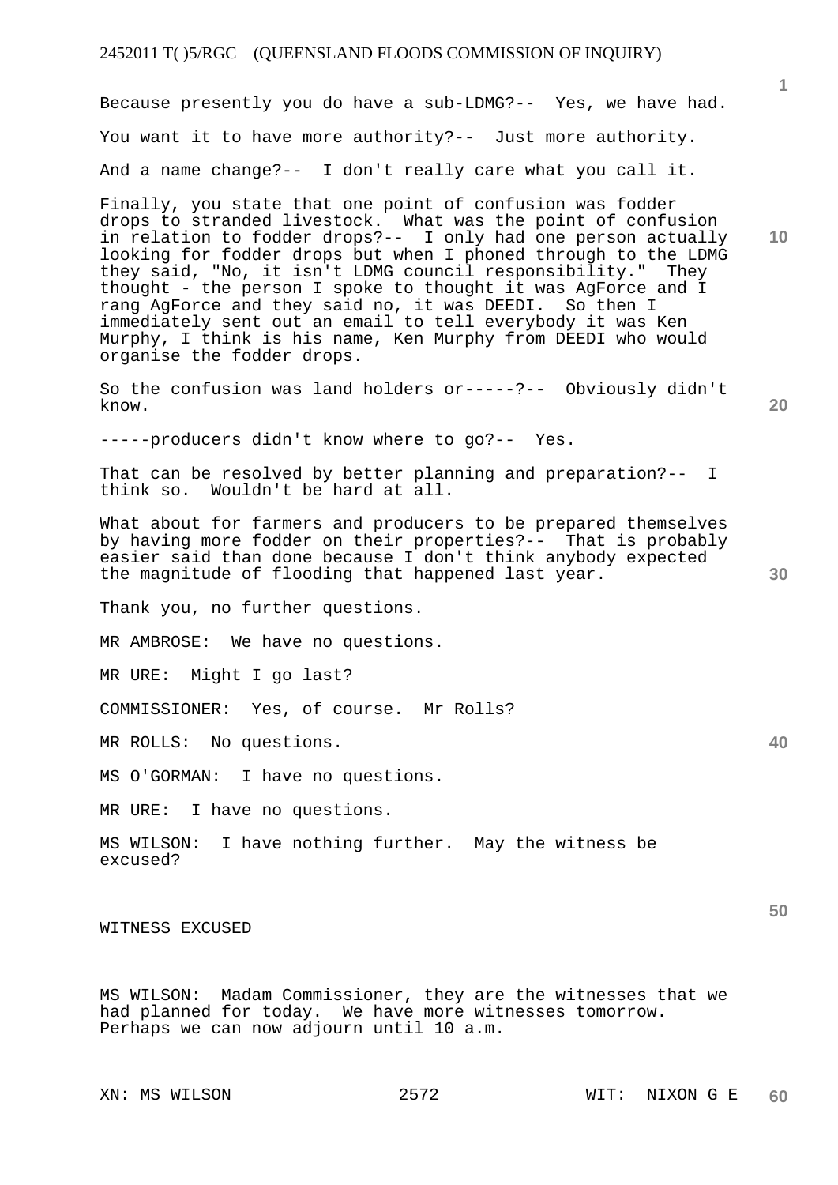Because presently you do have a sub-LDMG?-- Yes, we have had.

You want it to have more authority?-- Just more authority.

And a name change?-- I don't really care what you call it.

Finally, you state that one point of confusion was fodder drops to stranded livestock. What was the point of confusion in relation to fodder drops?-- I only had one person actually looking for fodder drops but when I phoned through to the LDMG they said, "No, it isn't LDMG council responsibility." They thought - the person I spoke to thought it was AgForce and I rang AgForce and they said no, it was DEEDI. So then I immediately sent out an email to tell everybody it was Ken Murphy, I think is his name, Ken Murphy from DEEDI who would organise the fodder drops.

So the confusion was land holders or-----?-- Obviously didn't know.

-----producers didn't know where to go?-- Yes.

That can be resolved by better planning and preparation?-- I think so. Wouldn't be hard at all.

What about for farmers and producers to be prepared themselves by having more fodder on their properties?-- That is probably easier said than done because I don't think anybody expected the magnitude of flooding that happened last year.

Thank you, no further questions.

MR AMBROSE: We have no questions.

MR URE: Might I go last?

COMMISSIONER: Yes, of course. Mr Rolls?

MR ROLLS: No questions.

MS O'GORMAN: I have no questions.

MR URE: I have no questions.

MS WILSON: I have nothing further. May the witness be excused?

WITNESS EXCUSED

MS WILSON: Madam Commissioner, they are the witnesses that we had planned for today. We have more witnesses tomorrow. Perhaps we can now adjourn until 10 a.m.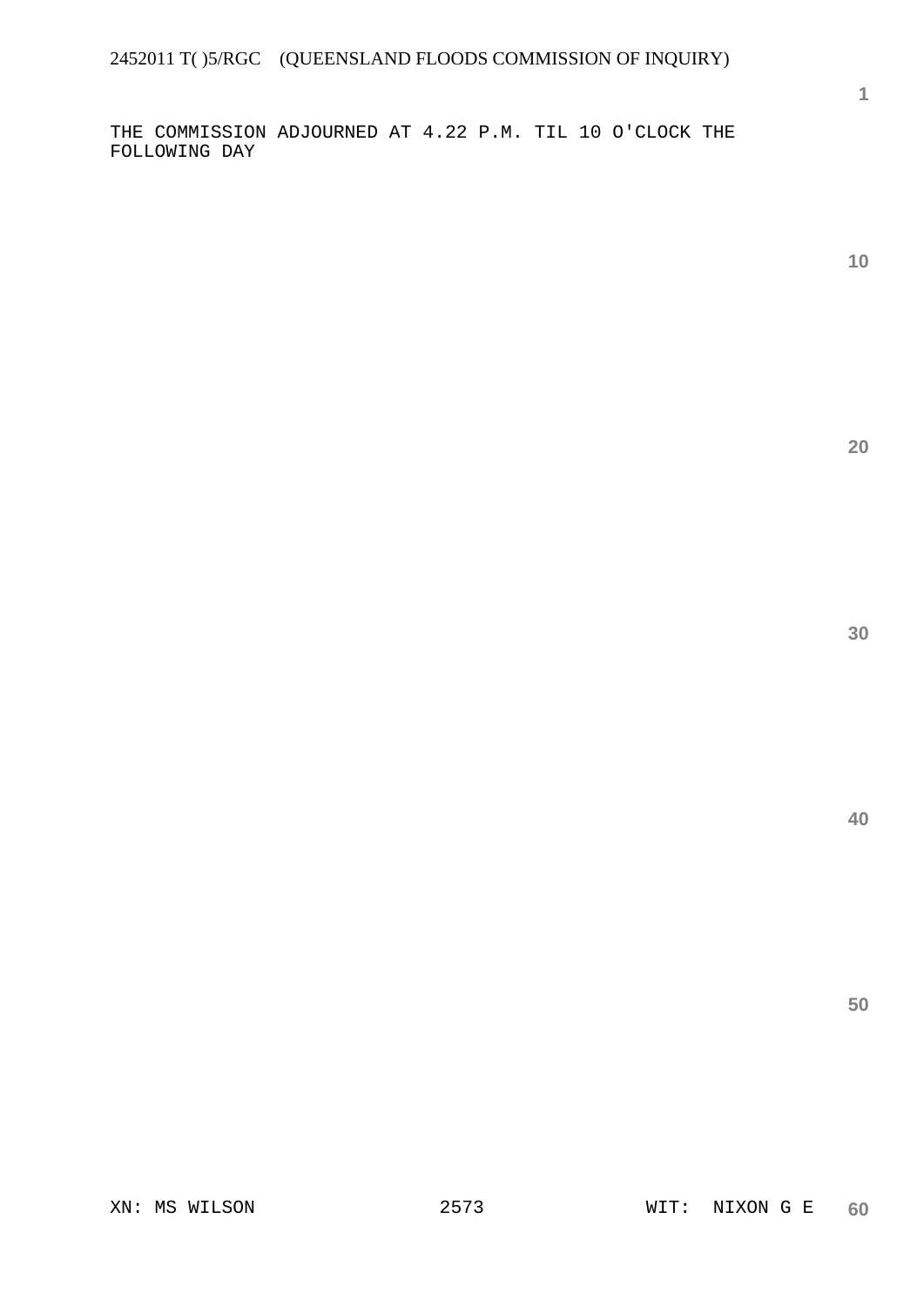THE COMMISSION ADJOURNED AT 4.22 P.M. TIL 10 O'CLOCK THE FOLLOWING DAY